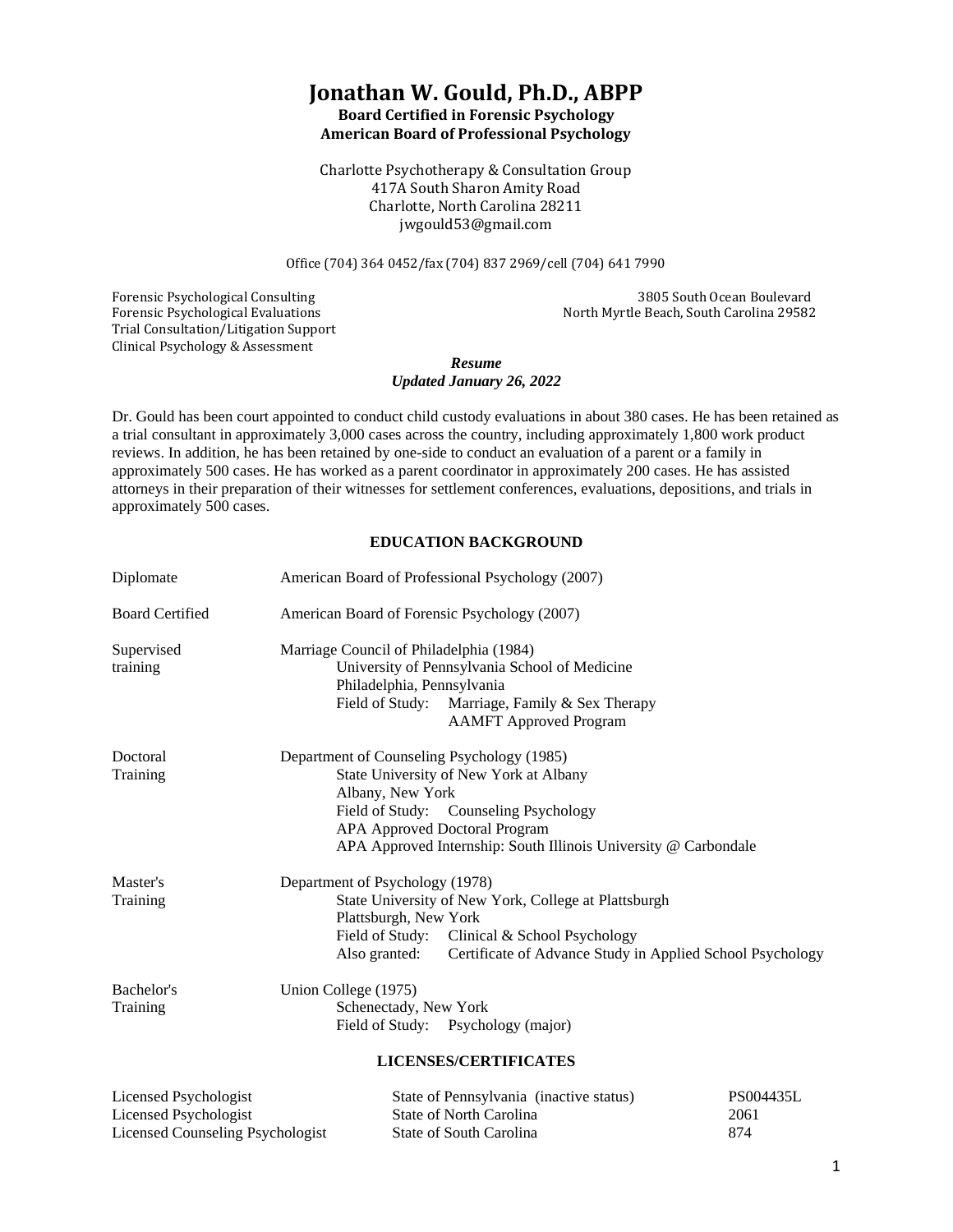# Jonathan W. Gould, Ph.D., ABPP

**Board Certified in Forensic Psychology**
**American Board of Professional Psychology**

Charlotte Psychotherapy & Consultation Group
417A South Sharon Amity Road
Charlotte, North Carolina 28211
jwgould53@gmail.com

Office (704) 364 0452/fax (704) 837 2969/cell (704) 641 7990

Forensic Psychological Consulting
Forensic Psychological Evaluations
Trial Consultation/Litigation Support
Clinical Psychology & Assessment

3805 South Ocean Boulevard
North Myrtle Beach, South Carolina 29582

***Resume***
***Updated January 26, 2022***

Dr. Gould has been court appointed to conduct child custody evaluations in about 380 cases. He has been retained as a trial consultant in approximately 3,000 cases across the country, including approximately 1,800 work product reviews. In addition, he has been retained by one-side to conduct an evaluation of a parent or a family in approximately 500 cases. He has worked as a parent coordinator in approximately 200 cases. He has assisted attorneys in their preparation of their witnesses for settlement conferences, evaluations, depositions, and trials in approximately 500 cases.

## EDUCATION BACKGROUND

| | |
|---|---|
| Diplomate | American Board of Professional Psychology (2007) |
| Board Certified | American Board of Forensic Psychology (2007) |
| Supervised training | Marriage Council of Philadelphia (1984)<br>University of Pennsylvania School of Medicine<br>Philadelphia, Pennsylvania<br>Field of Study: Marriage, Family & Sex Therapy<br>AAMFT Approved Program |
| Doctoral Training | Department of Counseling Psychology (1985)<br>State University of New York at Albany<br>Albany, New York<br>Field of Study: Counseling Psychology<br>APA Approved Doctoral Program<br>APA Approved Internship: South Illinois University @ Carbondale |
| Master's Training | Department of Psychology (1978)<br>State University of New York, College at Plattsburgh<br>Plattsburgh, New York<br>Field of Study: Clinical & School Psychology<br>Also granted: Certificate of Advance Study in Applied School Psychology |
| Bachelor's Training | Union College (1975)<br>Schenectady, New York<br>Field of Study: Psychology (major) |

## LICENSES/CERTIFICATES

| | | |
|---|---|---|
| Licensed Psychologist | State of Pennsylvania (inactive status) | PS004435L |
| Licensed Psychologist | State of North Carolina | 2061 |
| Licensed Counseling Psychologist | State of South Carolina | 874 |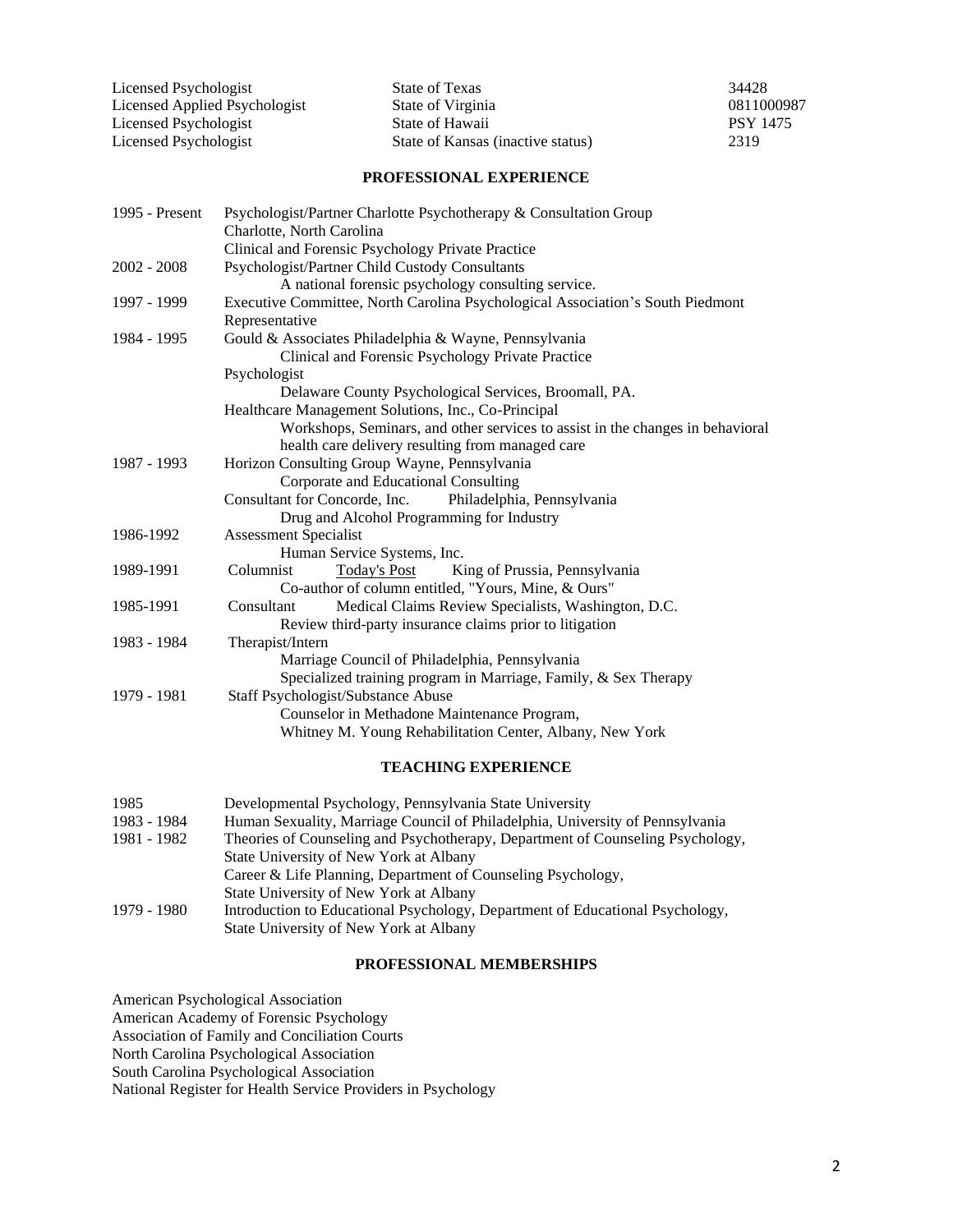| | | |
|---|---|---|
| Licensed Psychologist | State of Texas | 34428 |
| Licensed Applied Psychologist | State of Virginia | 0811000987 |
| Licensed Psychologist | State of Hawaii | PSY 1475 |
| Licensed Psychologist | State of Kansas (inactive status) | 2319 |

## PROFESSIONAL EXPERIENCE

| | |
|---|---|
| 1995 - Present | Psychologist/Partner Charlotte Psychotherapy & Consultation Group<br>Charlotte, North Carolina<br>Clinical and Forensic Psychology Private Practice |
| 2002 - 2008 | Psychologist/Partner Child Custody Consultants<br>A national forensic psychology consulting service. |
| 1997 - 1999 | Executive Committee, North Carolina Psychological Association's South Piedmont Representative |
| 1984 - 1995 | Gould & Associates Philadelphia & Wayne, Pennsylvania<br>Clinical and Forensic Psychology Private Practice<br>Psychologist<br>Delaware County Psychological Services, Broomall, PA.<br>Healthcare Management Solutions, Inc., Co-Principal<br>Workshops, Seminars, and other services to assist in the changes in behavioral health care delivery resulting from managed care |
| 1987 - 1993 | Horizon Consulting Group Wayne, Pennsylvania<br>Corporate and Educational Consulting<br>Consultant for Concorde, Inc. Philadelphia, Pennsylvania<br>Drug and Alcohol Programming for Industry |
| 1986-1992 | Assessment Specialist<br>Human Service Systems, Inc. |
| 1989-1991 | Columnist Today's Post King of Prussia, Pennsylvania<br>Co-author of column entitled, "Yours, Mine, & Ours" |
| 1985-1991 | Consultant Medical Claims Review Specialists, Washington, D.C.<br>Review third-party insurance claims prior to litigation |
| 1983 - 1984 | Therapist/Intern<br>Marriage Council of Philadelphia, Pennsylvania<br>Specialized training program in Marriage, Family, & Sex Therapy |
| 1979 - 1981 | Staff Psychologist/Substance Abuse<br>Counselor in Methadone Maintenance Program,<br>Whitney M. Young Rehabilitation Center, Albany, New York |

## TEACHING EXPERIENCE

| | |
|---|---|
| 1985 | Developmental Psychology, Pennsylvania State University |
| 1983 - 1984 | Human Sexuality, Marriage Council of Philadelphia, University of Pennsylvania |
| 1981 - 1982 | Theories of Counseling and Psychotherapy, Department of Counseling Psychology, State University of New York at Albany<br>Career & Life Planning, Department of Counseling Psychology, State University of New York at Albany |
| 1979 - 1980 | Introduction to Educational Psychology, Department of Educational Psychology, State University of New York at Albany |

## PROFESSIONAL MEMBERSHIPS

American Psychological Association
American Academy of Forensic Psychology
Association of Family and Conciliation Courts
North Carolina Psychological Association
South Carolina Psychological Association
National Register for Health Service Providers in Psychology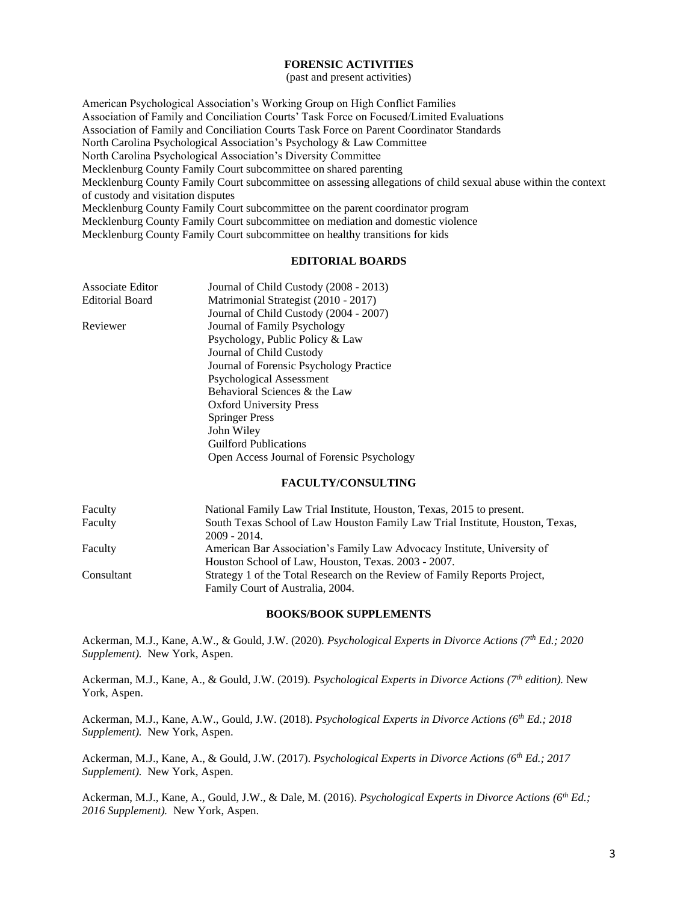## FORENSIC ACTIVITIES

(past and present activities)

American Psychological Association's Working Group on High Conflict Families
Association of Family and Conciliation Courts' Task Force on Focused/Limited Evaluations
Association of Family and Conciliation Courts Task Force on Parent Coordinator Standards
North Carolina Psychological Association's Psychology & Law Committee
North Carolina Psychological Association's Diversity Committee
Mecklenburg County Family Court subcommittee on shared parenting
Mecklenburg County Family Court subcommittee on assessing allegations of child sexual abuse within the context of custody and visitation disputes
Mecklenburg County Family Court subcommittee on the parent coordinator program
Mecklenburg County Family Court subcommittee on mediation and domestic violence
Mecklenburg County Family Court subcommittee on healthy transitions for kids

## EDITORIAL BOARDS

| | |
|---|---|
| Associate Editor | Journal of Child Custody (2008 - 2013) |
| Editorial Board | Matrimonial Strategist (2010 - 2017) |
| | Journal of Child Custody (2004 - 2007) |
| Reviewer | Journal of Family Psychology |
| | Psychology, Public Policy & Law |
| | Journal of Child Custody |
| | Journal of Forensic Psychology Practice |
| | Psychological Assessment |
| | Behavioral Sciences & the Law |
| | Oxford University Press |
| | Springer Press |
| | John Wiley |
| | Guilford Publications |
| | Open Access Journal of Forensic Psychology |

## FACULTY/CONSULTING

| | |
|---|---|
| Faculty | National Family Law Trial Institute, Houston, Texas, 2015 to present. |
| Faculty | South Texas School of Law Houston Family Law Trial Institute, Houston, Texas, 2009 - 2014. |
| Faculty | American Bar Association's Family Law Advocacy Institute, University of Houston School of Law, Houston, Texas. 2003 - 2007. |
| Consultant | Strategy 1 of the Total Research on the Review of Family Reports Project, Family Court of Australia, 2004. |

## BOOKS/BOOK SUPPLEMENTS

Ackerman, M.J., Kane, A.W., & Gould, J.W. (2020). *Psychological Experts in Divorce Actions (7th Ed.; 2020 Supplement).* New York, Aspen.

Ackerman, M.J., Kane, A., & Gould, J.W. (2019). *Psychological Experts in Divorce Actions (7th edition).* New York, Aspen.

Ackerman, M.J., Kane, A.W., Gould, J.W. (2018). *Psychological Experts in Divorce Actions (6th Ed.; 2018 Supplement).* New York, Aspen.

Ackerman, M.J., Kane, A., & Gould, J.W. (2017). *Psychological Experts in Divorce Actions (6th Ed.; 2017 Supplement).* New York, Aspen.

Ackerman, M.J., Kane, A., Gould, J.W., & Dale, M. (2016). *Psychological Experts in Divorce Actions (6th Ed.; 2016 Supplement).* New York, Aspen.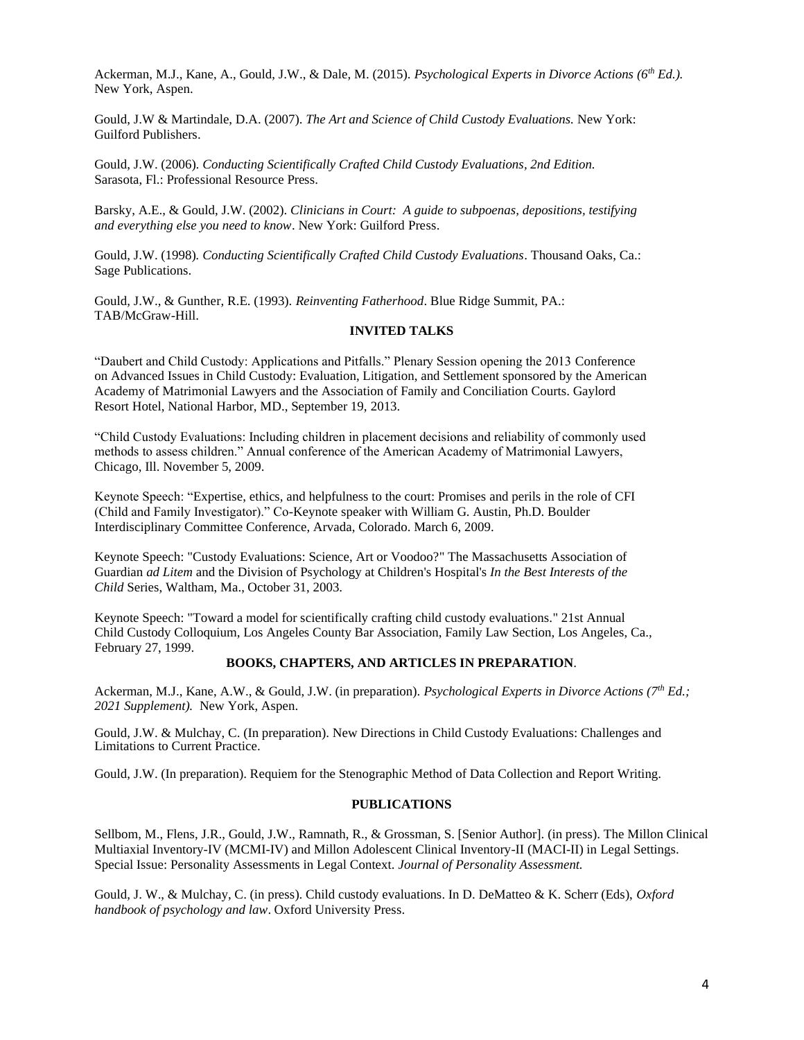Ackerman, M.J., Kane, A., Gould, J.W., & Dale, M. (2015). *Psychological Experts in Divorce Actions (6th Ed.).* New York, Aspen.

Gould, J.W & Martindale, D.A. (2007). *The Art and Science of Child Custody Evaluations.* New York: Guilford Publishers.

Gould, J.W. (2006). *Conducting Scientifically Crafted Child Custody Evaluations, 2nd Edition.* Sarasota, Fl.: Professional Resource Press.

Barsky, A.E., & Gould, J.W. (2002). *Clinicians in Court: A guide to subpoenas, depositions, testifying and everything else you need to know*. New York: Guilford Press.

Gould, J.W. (1998). *Conducting Scientifically Crafted Child Custody Evaluations*. Thousand Oaks, Ca.: Sage Publications.

Gould, J.W., & Gunther, R.E. (1993). *Reinventing Fatherhood*. Blue Ridge Summit, PA.: TAB/McGraw-Hill.

## INVITED TALKS

"Daubert and Child Custody: Applications and Pitfalls." Plenary Session opening the 2013 Conference on Advanced Issues in Child Custody: Evaluation, Litigation, and Settlement sponsored by the American Academy of Matrimonial Lawyers and the Association of Family and Conciliation Courts. Gaylord Resort Hotel, National Harbor, MD., September 19, 2013.

"Child Custody Evaluations: Including children in placement decisions and reliability of commonly used methods to assess children." Annual conference of the American Academy of Matrimonial Lawyers, Chicago, Ill. November 5, 2009.

Keynote Speech: "Expertise, ethics, and helpfulness to the court: Promises and perils in the role of CFI (Child and Family Investigator)." Co-Keynote speaker with William G. Austin, Ph.D. Boulder Interdisciplinary Committee Conference, Arvada, Colorado. March 6, 2009.

Keynote Speech: "Custody Evaluations: Science, Art or Voodoo?" The Massachusetts Association of Guardian *ad Litem* and the Division of Psychology at Children's Hospital's *In the Best Interests of the Child* Series, Waltham, Ma., October 31, 2003.

Keynote Speech: "Toward a model for scientifically crafting child custody evaluations." 21st Annual Child Custody Colloquium, Los Angeles County Bar Association, Family Law Section, Los Angeles, Ca., February 27, 1999.

## BOOKS, CHAPTERS, AND ARTICLES IN PREPARATION.

Ackerman, M.J., Kane, A.W., & Gould, J.W. (in preparation). *Psychological Experts in Divorce Actions (7th Ed.; 2021 Supplement).* New York, Aspen.

Gould, J.W. & Mulchay, C. (In preparation). New Directions in Child Custody Evaluations: Challenges and Limitations to Current Practice.

Gould, J.W. (In preparation). Requiem for the Stenographic Method of Data Collection and Report Writing.

## PUBLICATIONS

Sellbom, M., Flens, J.R., Gould, J.W., Ramnath, R., & Grossman, S. [Senior Author]. (in press). The Millon Clinical Multiaxial Inventory-IV (MCMI-IV) and Millon Adolescent Clinical Inventory-II (MACI-II) in Legal Settings. Special Issue: Personality Assessments in Legal Context. *Journal of Personality Assessment.*

Gould, J. W., & Mulchay, C. (in press). Child custody evaluations. In D. DeMatteo & K. Scherr (Eds), *Oxford handbook of psychology and law*. Oxford University Press.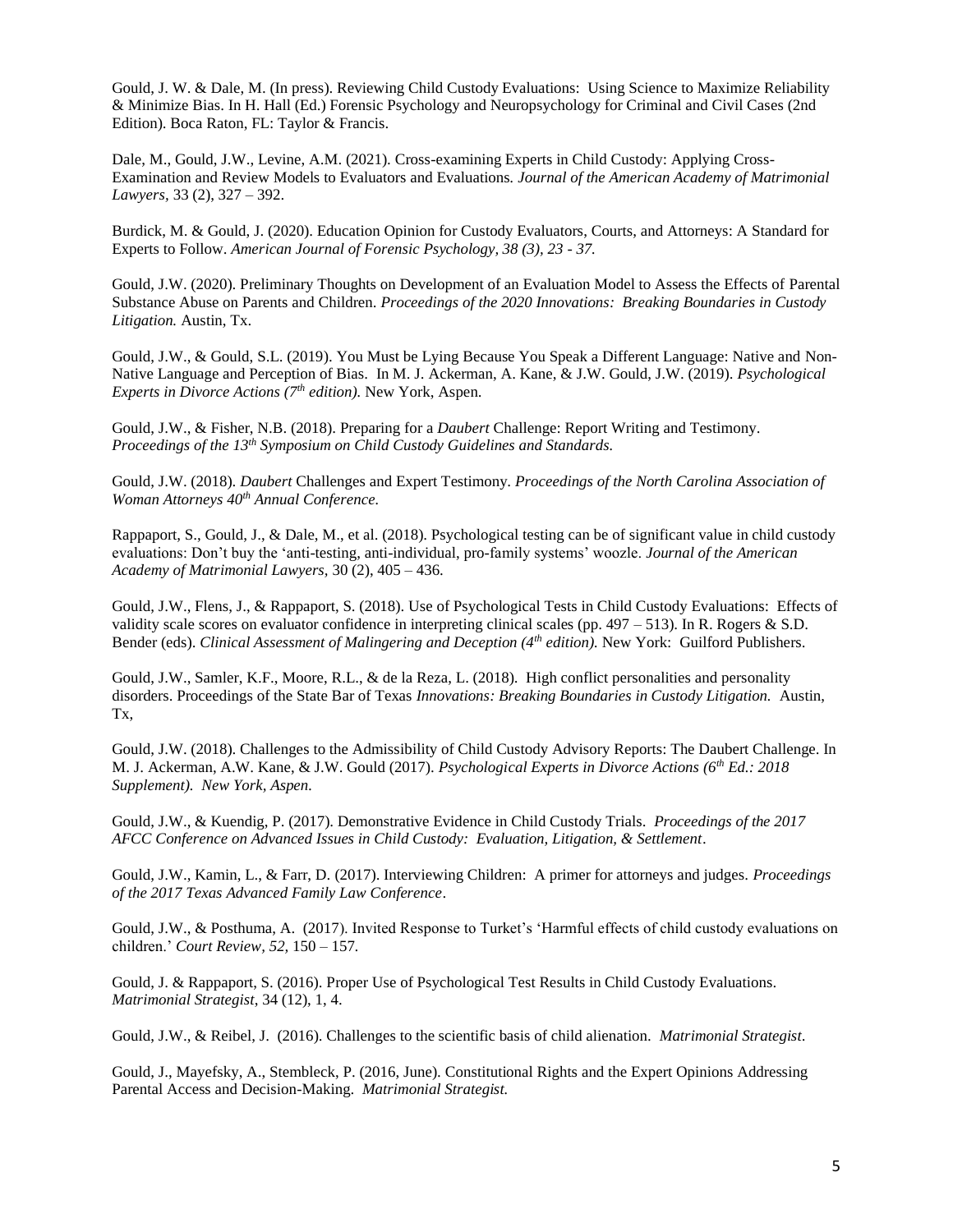Gould, J. W. & Dale, M. (In press). Reviewing Child Custody Evaluations: Using Science to Maximize Reliability & Minimize Bias. In H. Hall (Ed.) Forensic Psychology and Neuropsychology for Criminal and Civil Cases (2nd Edition). Boca Raton, FL: Taylor & Francis.

Dale, M., Gould, J.W., Levine, A.M. (2021). Cross-examining Experts in Child Custody: Applying Cross-Examination and Review Models to Evaluators and Evaluations. *Journal of the American Academy of Matrimonial Lawyers*, 33 (2), 327 – 392.

Burdick, M. & Gould, J. (2020). Education Opinion for Custody Evaluators, Courts, and Attorneys: A Standard for Experts to Follow. *American Journal of Forensic Psychology, 38 (3), 23 - 37.*

Gould, J.W. (2020). Preliminary Thoughts on Development of an Evaluation Model to Assess the Effects of Parental Substance Abuse on Parents and Children. *Proceedings of the 2020 Innovations: Breaking Boundaries in Custody Litigation.* Austin, Tx.

Gould, J.W., & Gould, S.L. (2019). You Must be Lying Because You Speak a Different Language: Native and Non-Native Language and Perception of Bias. In M. J. Ackerman, A. Kane, & J.W. Gould, J.W. (2019). *Psychological Experts in Divorce Actions (7th edition).* New York, Aspen.

Gould, J.W., & Fisher, N.B. (2018). Preparing for a *Daubert* Challenge: Report Writing and Testimony. *Proceedings of the 13th Symposium on Child Custody Guidelines and Standards.*

Gould, J.W. (2018). *Daubert* Challenges and Expert Testimony. *Proceedings of the North Carolina Association of Woman Attorneys 40th Annual Conference.*

Rappaport, S., Gould, J., & Dale, M., et al. (2018). Psychological testing can be of significant value in child custody evaluations: Don't buy the 'anti-testing, anti-individual, pro-family systems' woozle. *Journal of the American Academy of Matrimonial Lawyers*, 30 (2), 405 – 436.

Gould, J.W., Flens, J., & Rappaport, S. (2018). Use of Psychological Tests in Child Custody Evaluations: Effects of validity scale scores on evaluator confidence in interpreting clinical scales (pp. 497 – 513). In R. Rogers & S.D. Bender (eds). *Clinical Assessment of Malingering and Deception (4th edition).* New York: Guilford Publishers.

Gould, J.W., Samler, K.F., Moore, R.L., & de la Reza, L. (2018). High conflict personalities and personality disorders. Proceedings of the State Bar of Texas *Innovations: Breaking Boundaries in Custody Litigation.* Austin, Tx,

Gould, J.W. (2018). Challenges to the Admissibility of Child Custody Advisory Reports: The Daubert Challenge. In M. J. Ackerman, A.W. Kane, & J.W. Gould (2017). *Psychological Experts in Divorce Actions (6th Ed.: 2018 Supplement). New York, Aspen.*

Gould, J.W., & Kuendig, P. (2017). Demonstrative Evidence in Child Custody Trials. *Proceedings of the 2017 AFCC Conference on Advanced Issues in Child Custody: Evaluation, Litigation, & Settlement*.

Gould, J.W., Kamin, L., & Farr, D. (2017). Interviewing Children: A primer for attorneys and judges. *Proceedings of the 2017 Texas Advanced Family Law Conference*.

Gould, J.W., & Posthuma, A. (2017). Invited Response to Turket's 'Harmful effects of child custody evaluations on children.' *Court Review, 52*, 150 – 157.

Gould, J. & Rappaport, S. (2016). Proper Use of Psychological Test Results in Child Custody Evaluations. *Matrimonial Strategist*, 34 (12), 1, 4.

Gould, J.W., & Reibel, J. (2016). Challenges to the scientific basis of child alienation. *Matrimonial Strategist*.

Gould, J., Mayefsky, A., Stembleck, P. (2016, June). Constitutional Rights and the Expert Opinions Addressing Parental Access and Decision-Making. *Matrimonial Strategist.*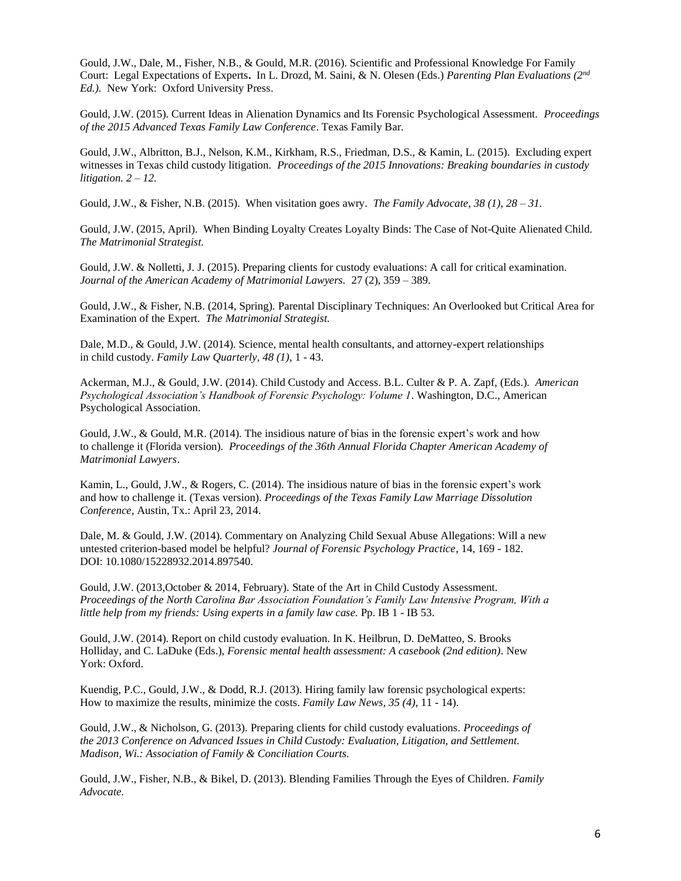Gould, J.W., Dale, M., Fisher, N.B., & Gould, M.R. (2016). Scientific and Professional Knowledge For Family Court: Legal Expectations of Experts**.** In L. Drozd, M. Saini, & N. Olesen (Eds.) *Parenting Plan Evaluations (2nd Ed.).* New York: Oxford University Press.

Gould, J.W. (2015). Current Ideas in Alienation Dynamics and Its Forensic Psychological Assessment. *Proceedings of the 2015 Advanced Texas Family Law Conference*. Texas Family Bar.

Gould, J.W., Albritton, B.J., Nelson, K.M., Kirkham, R.S., Friedman, D.S., & Kamin, L. (2015). Excluding expert witnesses in Texas child custody litigation. *Proceedings of the 2015 Innovations: Breaking boundaries in custody litigation. 2 – 12.*

Gould, J.W., & Fisher, N.B. (2015). When visitation goes awry. *The Family Advocate, 38 (1), 28 – 31.*

Gould, J.W. (2015, April). When Binding Loyalty Creates Loyalty Binds: The Case of Not-Quite Alienated Child. *The Matrimonial Strategist.*

Gould, J.W. & Nolletti, J. J. (2015). Preparing clients for custody evaluations: A call for critical examination. *Journal of the American Academy of Matrimonial Lawyers.* 27 (2), 359 – 389.

Gould, J.W., & Fisher, N.B. (2014, Spring). Parental Disciplinary Techniques: An Overlooked but Critical Area for Examination of the Expert. *The Matrimonial Strategist.*

Dale, M.D., & Gould, J.W. (2014). Science, mental health consultants, and attorney-expert relationships in child custody. *Family Law Quarterly, 48 (1)*, 1 - 43.

Ackerman, M.J., & Gould, J.W. (2014). Child Custody and Access. B.L. Culter & P. A. Zapf, (Eds.). *American Psychological Association's Handbook of Forensic Psychology: Volume 1*. Washington, D.C., American Psychological Association.

Gould, J.W., & Gould, M.R. (2014). The insidious nature of bias in the forensic expert's work and how to challenge it (Florida version). *Proceedings of the 36th Annual Florida Chapter American Academy of Matrimonial Lawyers*.

Kamin, L., Gould, J.W., & Rogers, C. (2014). The insidious nature of bias in the forensic expert's work and how to challenge it. (Texas version). *Proceedings of the Texas Family Law Marriage Dissolution Conference*, Austin, Tx.: April 23, 2014.

Dale, M. & Gould, J.W. (2014). Commentary on Analyzing Child Sexual Abuse Allegations: Will a new untested criterion-based model be helpful? *Journal of Forensic Psychology Practice*, 14, 169 - 182. DOI: 10.1080/15228932.2014.897540.

Gould, J.W. (2013,October & 2014, February). State of the Art in Child Custody Assessment. *Proceedings of the North Carolina Bar Association Foundation's Family Law Intensive Program, With a little help from my friends: Using experts in a family law case.* Pp. IB 1 - IB 53.

Gould, J.W. (2014). Report on child custody evaluation. In K. Heilbrun, D. DeMatteo, S. Brooks Holliday, and C. LaDuke (Eds.), *Forensic mental health assessment: A casebook (2nd edition)*. New York: Oxford.

Kuendig, P.C., Gould, J.W., & Dodd, R.J. (2013). Hiring family law forensic psychological experts: How to maximize the results, minimize the costs. *Family Law News, 35 (4)*, 11 - 14).

Gould, J.W., & Nicholson, G. (2013). Preparing clients for child custody evaluations. *Proceedings of the 2013 Conference on Advanced Issues in Child Custody: Evaluation, Litigation, and Settlement. Madison, Wi.: Association of Family & Conciliation Courts.*

Gould, J.W., Fisher, N.B., & Bikel, D. (2013). Blending Families Through the Eyes of Children. *Family Advocate.*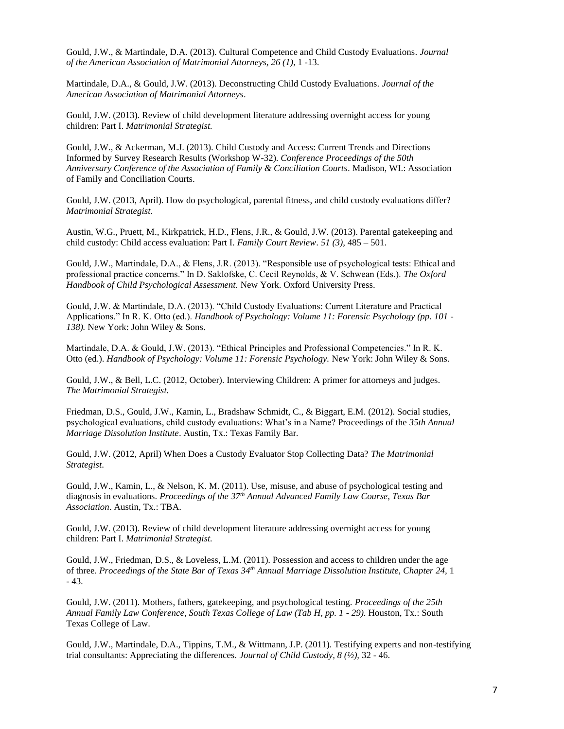Gould, J.W., & Martindale, D.A. (2013). Cultural Competence and Child Custody Evaluations. *Journal of the American Association of Matrimonial Attorneys, 26 (1)*, 1 -13.

Martindale, D.A., & Gould, J.W. (2013). Deconstructing Child Custody Evaluations. *Journal of the American Association of Matrimonial Attorneys*.

Gould, J.W. (2013). Review of child development literature addressing overnight access for young children: Part I. *Matrimonial Strategist.*

Gould, J.W., & Ackerman, M.J. (2013). Child Custody and Access: Current Trends and Directions Informed by Survey Research Results (Workshop W-32). *Conference Proceedings of the 50th Anniversary Conference of the Association of Family & Conciliation Courts*. Madison, WI.: Association of Family and Conciliation Courts.

Gould, J.W. (2013, April). How do psychological, parental fitness, and child custody evaluations differ? *Matrimonial Strategist.*

Austin, W.G., Pruett, M., Kirkpatrick, H.D., Flens, J.R., & Gould, J.W. (2013). Parental gatekeeping and child custody: Child access evaluation: Part I. *Family Court Review*. *51 (3)*, 485 – 501.

Gould, J.W., Martindale, D.A., & Flens, J.R. (2013). "Responsible use of psychological tests: Ethical and professional practice concerns." In D. Saklofske, C. Cecil Reynolds, & V. Schwean (Eds.). *The Oxford Handbook of Child Psychological Assessment.* New York. Oxford University Press.

Gould, J.W. & Martindale, D.A. (2013). "Child Custody Evaluations: Current Literature and Practical Applications." In R. K. Otto (ed.). *Handbook of Psychology: Volume 11: Forensic Psychology (pp. 101 - 138).* New York: John Wiley & Sons.

Martindale, D.A. & Gould, J.W. (2013). "Ethical Principles and Professional Competencies." In R. K. Otto (ed.). *Handbook of Psychology: Volume 11: Forensic Psychology.* New York: John Wiley & Sons.

Gould, J.W., & Bell, L.C. (2012, October). Interviewing Children: A primer for attorneys and judges. *The Matrimonial Strategist.*

Friedman, D.S., Gould, J.W., Kamin, L., Bradshaw Schmidt, C., & Biggart, E.M. (2012). Social studies, psychological evaluations, child custody evaluations: What's in a Name? Proceedings of the *35th Annual Marriage Dissolution Institute*. Austin, Tx.: Texas Family Bar.

Gould, J.W. (2012, April) When Does a Custody Evaluator Stop Collecting Data? *The Matrimonial Strategist*.

Gould, J.W., Kamin, L., & Nelson, K. M. (2011). Use, misuse, and abuse of psychological testing and diagnosis in evaluations. *Proceedings of the 37th Annual Advanced Family Law Course, Texas Bar Association*. Austin, Tx.: TBA.

Gould, J.W. (2013). Review of child development literature addressing overnight access for young children: Part I. *Matrimonial Strategist.*

Gould, J.W., Friedman, D.S., & Loveless, L.M. (2011). Possession and access to children under the age of three. *Proceedings of the State Bar of Texas 34th Annual Marriage Dissolution Institute, Chapter 24,* 1 - 43.

Gould, J.W. (2011). Mothers, fathers, gatekeeping, and psychological testing. *Proceedings of the 25th Annual Family Law Conference, South Texas College of Law (Tab H, pp. 1 - 29)*. Houston, Tx.: South Texas College of Law.

Gould, J.W., Martindale, D.A., Tippins, T.M., & Wittmann, J.P. (2011). Testifying experts and non-testifying trial consultants: Appreciating the differences. *Journal of Child Custody, 8 (½),* 32 - 46.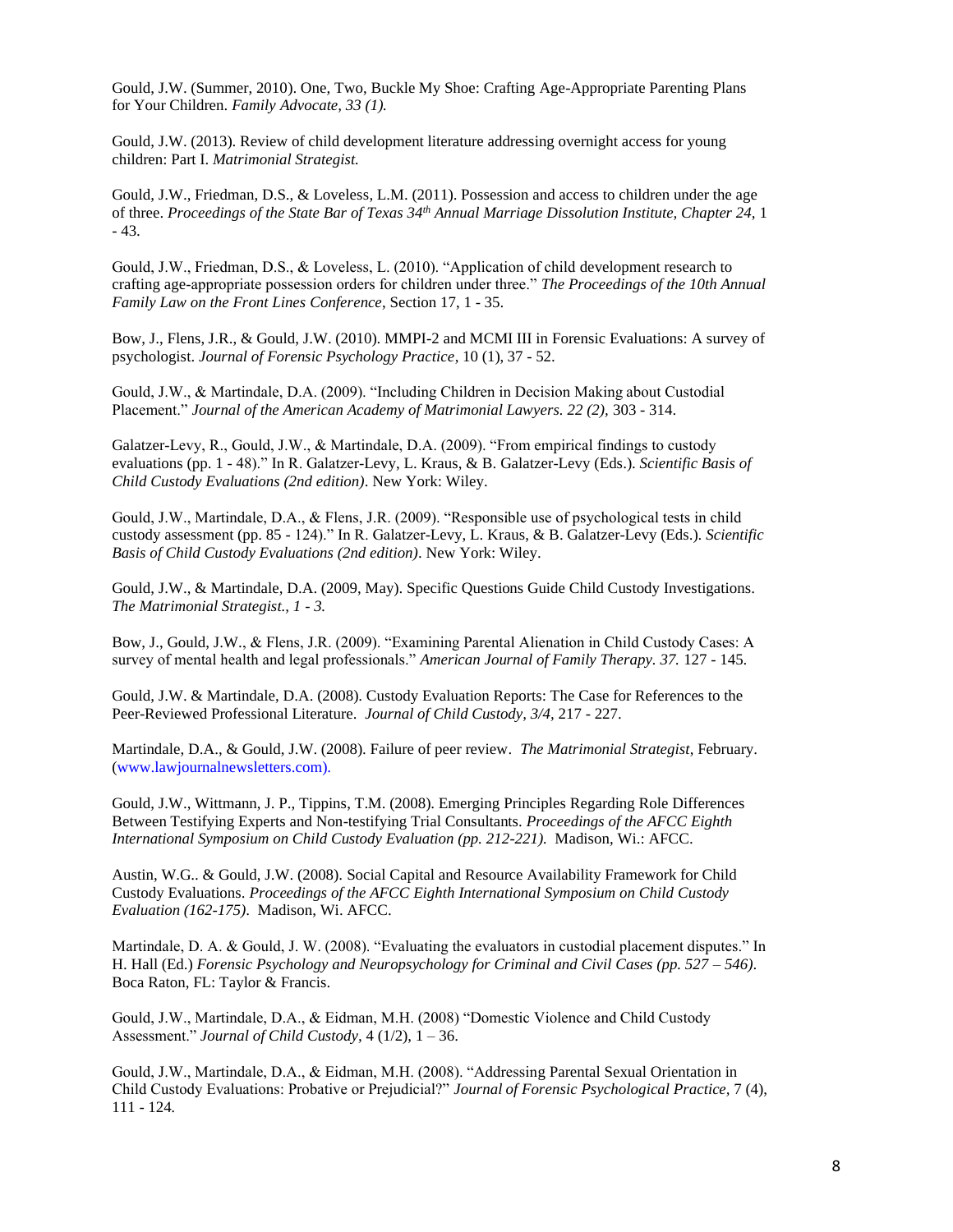Gould, J.W. (Summer, 2010). One, Two, Buckle My Shoe: Crafting Age-Appropriate Parenting Plans for Your Children. *Family Advocate, 33 (1).*

Gould, J.W. (2013). Review of child development literature addressing overnight access for young children: Part I. *Matrimonial Strategist.*

Gould, J.W., Friedman, D.S., & Loveless, L.M. (2011). Possession and access to children under the age of three. *Proceedings of the State Bar of Texas 34th Annual Marriage Dissolution Institute, Chapter 24,* 1 - 43.

Gould, J.W., Friedman, D.S., & Loveless, L. (2010). "Application of child development research to crafting age-appropriate possession orders for children under three." *The Proceedings of the 10th Annual Family Law on the Front Lines Conference*, Section 17, 1 - 35.

Bow, J., Flens, J.R., & Gould, J.W. (2010). MMPI-2 and MCMI III in Forensic Evaluations: A survey of psychologist. *Journal of Forensic Psychology Practice*, 10 (1), 37 - 52.

Gould, J.W., & Martindale, D.A. (2009). "Including Children in Decision Making about Custodial Placement." *Journal of the American Academy of Matrimonial Lawyers. 22 (2),* 303 - 314.

Galatzer-Levy, R., Gould, J.W., & Martindale, D.A. (2009). "From empirical findings to custody evaluations (pp. 1 - 48)." In R. Galatzer-Levy, L. Kraus, & B. Galatzer-Levy (Eds.). *Scientific Basis of Child Custody Evaluations (2nd edition)*. New York: Wiley.

Gould, J.W., Martindale, D.A., & Flens, J.R. (2009). "Responsible use of psychological tests in child custody assessment (pp. 85 - 124)." In R. Galatzer-Levy, L. Kraus, & B. Galatzer-Levy (Eds.). *Scientific Basis of Child Custody Evaluations (2nd edition)*. New York: Wiley.

Gould, J.W., & Martindale, D.A. (2009, May). Specific Questions Guide Child Custody Investigations. *The Matrimonial Strategist., 1 - 3.*

Bow, J., Gould, J.W., & Flens, J.R. (2009). "Examining Parental Alienation in Child Custody Cases: A survey of mental health and legal professionals." *American Journal of Family Therapy. 37.* 127 - 145.

Gould, J.W. & Martindale, D.A. (2008). Custody Evaluation Reports: The Case for References to the Peer-Reviewed Professional Literature. *Journal of Child Custody, 3/4,* 217 - 227.

Martindale, D.A., & Gould, J.W. (2008). Failure of peer review. *The Matrimonial Strategist*, February. (www.lawjournalnewsletters.com).

Gould, J.W., Wittmann, J. P., Tippins, T.M. (2008). Emerging Principles Regarding Role Differences Between Testifying Experts and Non-testifying Trial Consultants. *Proceedings of the AFCC Eighth International Symposium on Child Custody Evaluation (pp. 212-221).* Madison, Wi.: AFCC.

Austin, W.G.. & Gould, J.W. (2008). Social Capital and Resource Availability Framework for Child Custody Evaluations. *Proceedings of the AFCC Eighth International Symposium on Child Custody Evaluation (162-175)*. Madison, Wi. AFCC.

Martindale, D. A. & Gould, J. W. (2008). "Evaluating the evaluators in custodial placement disputes." In H. Hall (Ed.) *Forensic Psychology and Neuropsychology for Criminal and Civil Cases (pp. 527 – 546)*. Boca Raton, FL: Taylor & Francis.

Gould, J.W., Martindale, D.A., & Eidman, M.H. (2008) "Domestic Violence and Child Custody Assessment." *Journal of Child Custody,* 4 (1/2), 1 – 36.

Gould, J.W., Martindale, D.A., & Eidman, M.H. (2008). "Addressing Parental Sexual Orientation in Child Custody Evaluations: Probative or Prejudicial?" *Journal of Forensic Psychological Practice,* 7 (4), 111 - 124.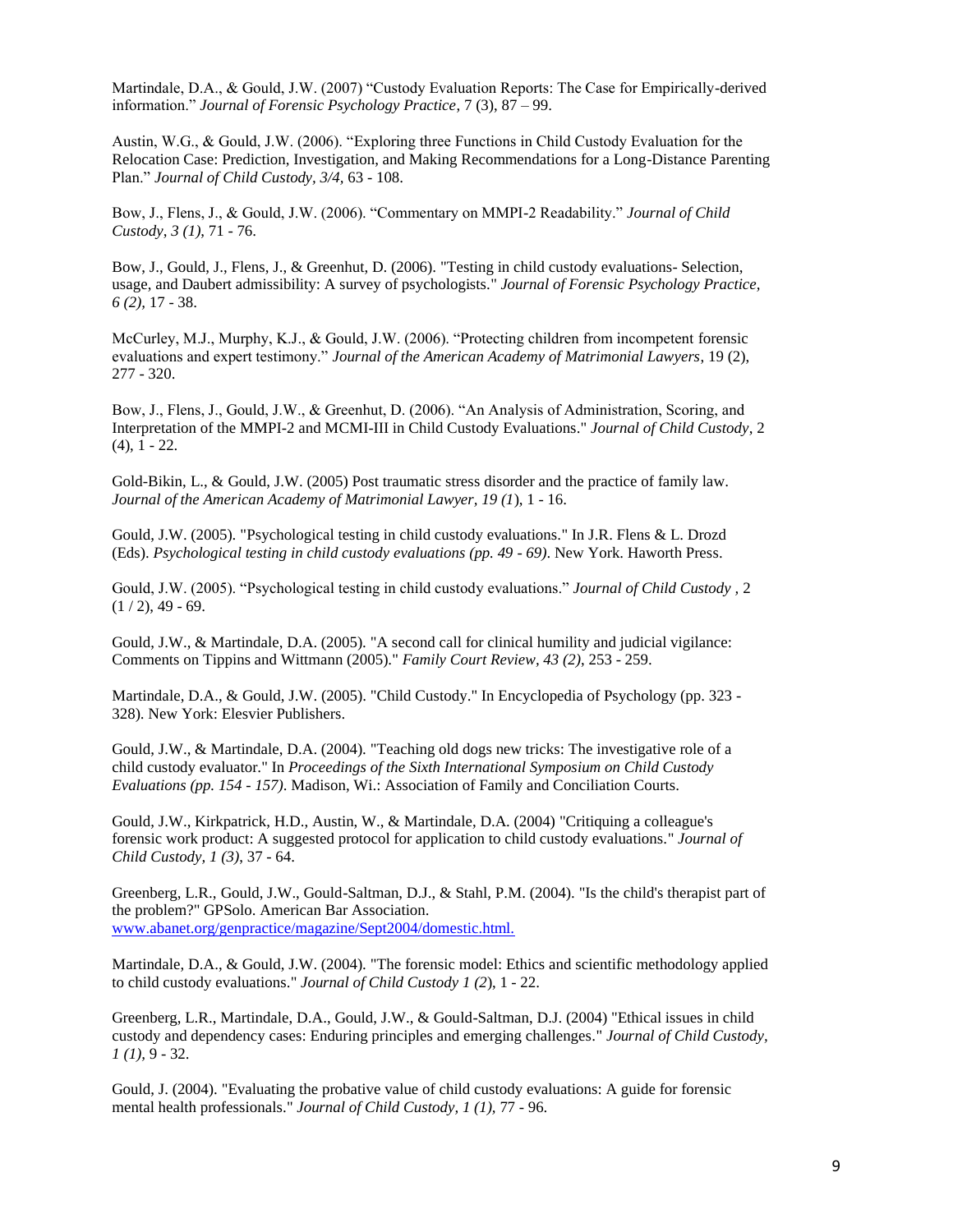Martindale, D.A., & Gould, J.W. (2007) "Custody Evaluation Reports: The Case for Empirically-derived information." *Journal of Forensic Psychology Practice*, 7 (3), 87 – 99.

Austin, W.G., & Gould, J.W. (2006). "Exploring three Functions in Child Custody Evaluation for the Relocation Case: Prediction, Investigation, and Making Recommendations for a Long-Distance Parenting Plan." *Journal of Child Custody, 3/4,* 63 - 108.

Bow, J., Flens, J., & Gould, J.W. (2006). "Commentary on MMPI-2 Readability." *Journal of Child Custody, 3 (1),* 71 - 76.

Bow, J., Gould, J., Flens, J., & Greenhut, D. (2006). "Testing in child custody evaluations- Selection, usage, and Daubert admissibility: A survey of psychologists." *Journal of Forensic Psychology Practice, 6 (2),* 17 - 38.

McCurley, M.J., Murphy, K.J., & Gould, J.W. (2006). "Protecting children from incompetent forensic evaluations and expert testimony." *Journal of the American Academy of Matrimonial Lawyers*, 19 (2), 277 - 320.

Bow, J., Flens, J., Gould, J.W., & Greenhut, D. (2006). "An Analysis of Administration, Scoring, and Interpretation of the MMPI-2 and MCMI-III in Child Custody Evaluations." *Journal of Child Custody*, 2 (4), 1 - 22.

Gold-Bikin, L., & Gould, J.W. (2005) Post traumatic stress disorder and the practice of family law. *Journal of the American Academy of Matrimonial Lawyer, 19 (1*), 1 - 16.

Gould, J.W. (2005). "Psychological testing in child custody evaluations." In J.R. Flens & L. Drozd (Eds). *Psychological testing in child custody evaluations (pp. 49 - 69)*. New York. Haworth Press.

Gould, J.W. (2005). "Psychological testing in child custody evaluations." *Journal of Child Custody* , 2 (1 / 2), 49 - 69.

Gould, J.W., & Martindale, D.A. (2005). "A second call for clinical humility and judicial vigilance: Comments on Tippins and Wittmann (2005)." *Family Court Review, 43 (2),* 253 - 259.

Martindale, D.A., & Gould, J.W. (2005). "Child Custody." In Encyclopedia of Psychology (pp. 323 - 328). New York: Elesvier Publishers.

Gould, J.W., & Martindale, D.A. (2004). "Teaching old dogs new tricks: The investigative role of a child custody evaluator." In *Proceedings of the Sixth International Symposium on Child Custody Evaluations (pp. 154 - 157)*. Madison, Wi.: Association of Family and Conciliation Courts.

Gould, J.W., Kirkpatrick, H.D., Austin, W., & Martindale, D.A. (2004) "Critiquing a colleague's forensic work product: A suggested protocol for application to child custody evaluations." *Journal of Child Custody, 1 (3),* 37 - 64.

Greenberg, L.R., Gould, J.W., Gould-Saltman, D.J., & Stahl, P.M. (2004). "Is the child's therapist part of the problem?" GPSolo. American Bar Association. www.abanet.org/genpractice/magazine/Sept2004/domestic.html.

Martindale, D.A., & Gould, J.W. (2004). "The forensic model: Ethics and scientific methodology applied to child custody evaluations." *Journal of Child Custody 1 (2*), 1 - 22.

Greenberg, L.R., Martindale, D.A., Gould, J.W., & Gould-Saltman, D.J. (2004) "Ethical issues in child custody and dependency cases: Enduring principles and emerging challenges." *Journal of Child Custody, 1 (1),* 9 - 32.

Gould, J. (2004). "Evaluating the probative value of child custody evaluations: A guide for forensic mental health professionals." *Journal of Child Custody, 1 (1),* 77 - 96.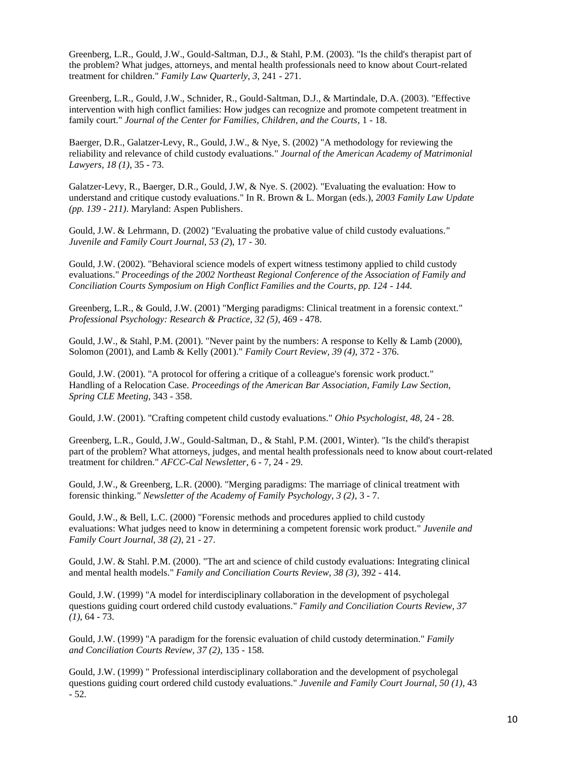Greenberg, L.R., Gould, J.W., Gould-Saltman, D.J., & Stahl, P.M. (2003). "Is the child's therapist part of the problem? What judges, attorneys, and mental health professionals need to know about Court-related treatment for children." *Family Law Quarterly, 3,* 241 - 271.

Greenberg, L.R., Gould, J.W., Schnider, R., Gould-Saltman, D.J., & Martindale, D.A. (2003). "Effective intervention with high conflict families: How judges can recognize and promote competent treatment in family court." *Journal of the Center for Families, Children, and the Courts*, 1 - 18.

Baerger, D.R., Galatzer-Levy, R., Gould, J.W., & Nye, S. (2002) "A methodology for reviewing the reliability and relevance of child custody evaluations." *Journal of the American Academy of Matrimonial Lawyers, 18 (1)*, 35 - 73.

Galatzer-Levy, R., Baerger, D.R., Gould, J.W, & Nye. S. (2002). "Evaluating the evaluation: How to understand and critique custody evaluations." In R. Brown & L. Morgan (eds.), *2003 Family Law Update (pp. 139 - 211)*. Maryland: Aspen Publishers.

Gould, J.W. & Lehrmann, D. (2002) "Evaluating the probative value of child custody evaluations." *Juvenile and Family Court Journal, 53 (2*), 17 - 30.

Gould, J.W. (2002). "Behavioral science models of expert witness testimony applied to child custody evaluations." *Proceedings of the 2002 Northeast Regional Conference of the Association of Family and Conciliation Courts Symposium on High Conflict Families and the Courts, pp. 124 - 144.*

Greenberg, L.R., & Gould, J.W. (2001) "Merging paradigms: Clinical treatment in a forensic context." *Professional Psychology: Research & Practice, 32 (5)*, 469 - 478.

Gould, J.W., & Stahl, P.M. (2001). "Never paint by the numbers: A response to Kelly & Lamb (2000), Solomon (2001), and Lamb & Kelly (2001)." *Family Court Review, 39 (4)*, 372 - 376.

Gould, J.W. (2001). "A protocol for offering a critique of a colleague's forensic work product." Handling of a Relocation Case. *Proceedings of the American Bar Association, Family Law Section, Spring CLE Meeting*, 343 - 358.

Gould, J.W. (2001). "Crafting competent child custody evaluations." *Ohio Psychologist, 48*, 24 - 28.

Greenberg, L.R., Gould, J.W., Gould-Saltman, D., & Stahl, P.M. (2001, Winter). "Is the child's therapist part of the problem? What attorneys, judges, and mental health professionals need to know about court-related treatment for children." *AFCC-Cal Newsletter*, 6 - 7, 24 - 29.

Gould, J.W., & Greenberg, L.R. (2000). "Merging paradigms: The marriage of clinical treatment with forensic thinking." *Newsletter of the Academy of Family Psychology, 3 (2)*, 3 - 7.

Gould, J.W., & Bell, L.C. (2000) "Forensic methods and procedures applied to child custody evaluations: What judges need to know in determining a competent forensic work product." *Juvenile and Family Court Journal, 38 (2)*, 21 - 27.

Gould, J.W. & Stahl. P.M. (2000). "The art and science of child custody evaluations: Integrating clinical and mental health models." *Family and Conciliation Courts Review, 38 (3)*, 392 - 414.

Gould, J.W. (1999) "A model for interdisciplinary collaboration in the development of psycholegal questions guiding court ordered child custody evaluations." *Family and Conciliation Courts Review, 37 (1)*, 64 - 73.

Gould, J.W. (1999) "A paradigm for the forensic evaluation of child custody determination." *Family and Conciliation Courts Review, 37 (2)*, 135 - 158.

Gould, J.W. (1999) " Professional interdisciplinary collaboration and the development of psycholegal questions guiding court ordered child custody evaluations." *Juvenile and Family Court Journal, 50 (1)*, 43 - 52.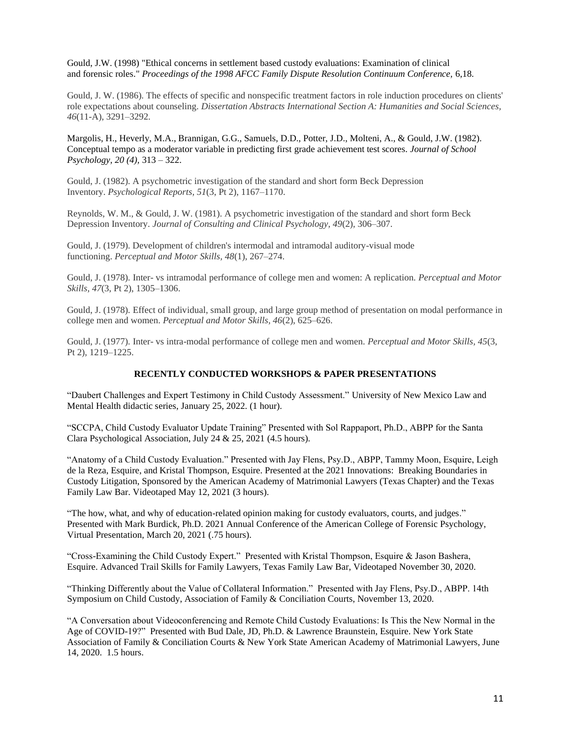Gould, J.W. (1998) "Ethical concerns in settlement based custody evaluations: Examination of clinical and forensic roles." *Proceedings of the 1998 AFCC Family Dispute Resolution Continuum Conference,* 6,18.

Gould, J. W. (1986). The effects of specific and nonspecific treatment factors in role induction procedures on clients' role expectations about counseling. *Dissertation Abstracts International Section A: Humanities and Social Sciences, 46*(11-A), 3291–3292.

Margolis, H., Heverly, M.A., Brannigan, G.G., Samuels, D.D., Potter, J.D., Molteni, A., & Gould, J.W. (1982). Conceptual tempo as a moderator variable in predicting first grade achievement test scores. *Journal of School Psychology, 20 (4),* 313 – 322.

Gould, J. (1982). A psychometric investigation of the standard and short form Beck Depression Inventory. *Psychological Reports, 51*(3, Pt 2), 1167–1170.

Reynolds, W. M., & Gould, J. W. (1981). A psychometric investigation of the standard and short form Beck Depression Inventory. *Journal of Consulting and Clinical Psychology, 49*(2), 306–307.

Gould, J. (1979). Development of children's intermodal and intramodal auditory-visual mode functioning. *Perceptual and Motor Skills, 48*(1), 267–274.

Gould, J. (1978). Inter- vs intramodal performance of college men and women: A replication. *Perceptual and Motor Skills, 47*(3, Pt 2), 1305–1306.

Gould, J. (1978). Effect of individual, small group, and large group method of presentation on modal performance in college men and women. *Perceptual and Motor Skills, 46*(2), 625–626.

Gould, J. (1977). Inter- vs intra-modal performance of college men and women. *Perceptual and Motor Skills, 45*(3, Pt 2), 1219–1225.

## RECENTLY CONDUCTED WORKSHOPS & PAPER PRESENTATIONS

"Daubert Challenges and Expert Testimony in Child Custody Assessment." University of New Mexico Law and Mental Health didactic series, January 25, 2022. (1 hour).

"SCCPA, Child Custody Evaluator Update Training" Presented with Sol Rappaport, Ph.D., ABPP for the Santa Clara Psychological Association, July 24 & 25, 2021 (4.5 hours).

"Anatomy of a Child Custody Evaluation." Presented with Jay Flens, Psy.D., ABPP, Tammy Moon, Esquire, Leigh de la Reza, Esquire, and Kristal Thompson, Esquire. Presented at the 2021 Innovations: Breaking Boundaries in Custody Litigation, Sponsored by the American Academy of Matrimonial Lawyers (Texas Chapter) and the Texas Family Law Bar. Videotaped May 12, 2021 (3 hours).

"The how, what, and why of education-related opinion making for custody evaluators, courts, and judges." Presented with Mark Burdick, Ph.D. 2021 Annual Conference of the American College of Forensic Psychology, Virtual Presentation, March 20, 2021 (.75 hours).

"Cross-Examining the Child Custody Expert." Presented with Kristal Thompson, Esquire & Jason Bashera, Esquire. Advanced Trail Skills for Family Lawyers, Texas Family Law Bar, Videotaped November 30, 2020.

"Thinking Differently about the Value of Collateral Information." Presented with Jay Flens, Psy.D., ABPP. 14th Symposium on Child Custody, Association of Family & Conciliation Courts, November 13, 2020.

"A Conversation about Videoconferencing and Remote Child Custody Evaluations: Is This the New Normal in the Age of COVID-19?" Presented with Bud Dale, JD, Ph.D. & Lawrence Braunstein, Esquire. New York State Association of Family & Conciliation Courts & New York State American Academy of Matrimonial Lawyers, June 14, 2020. 1.5 hours.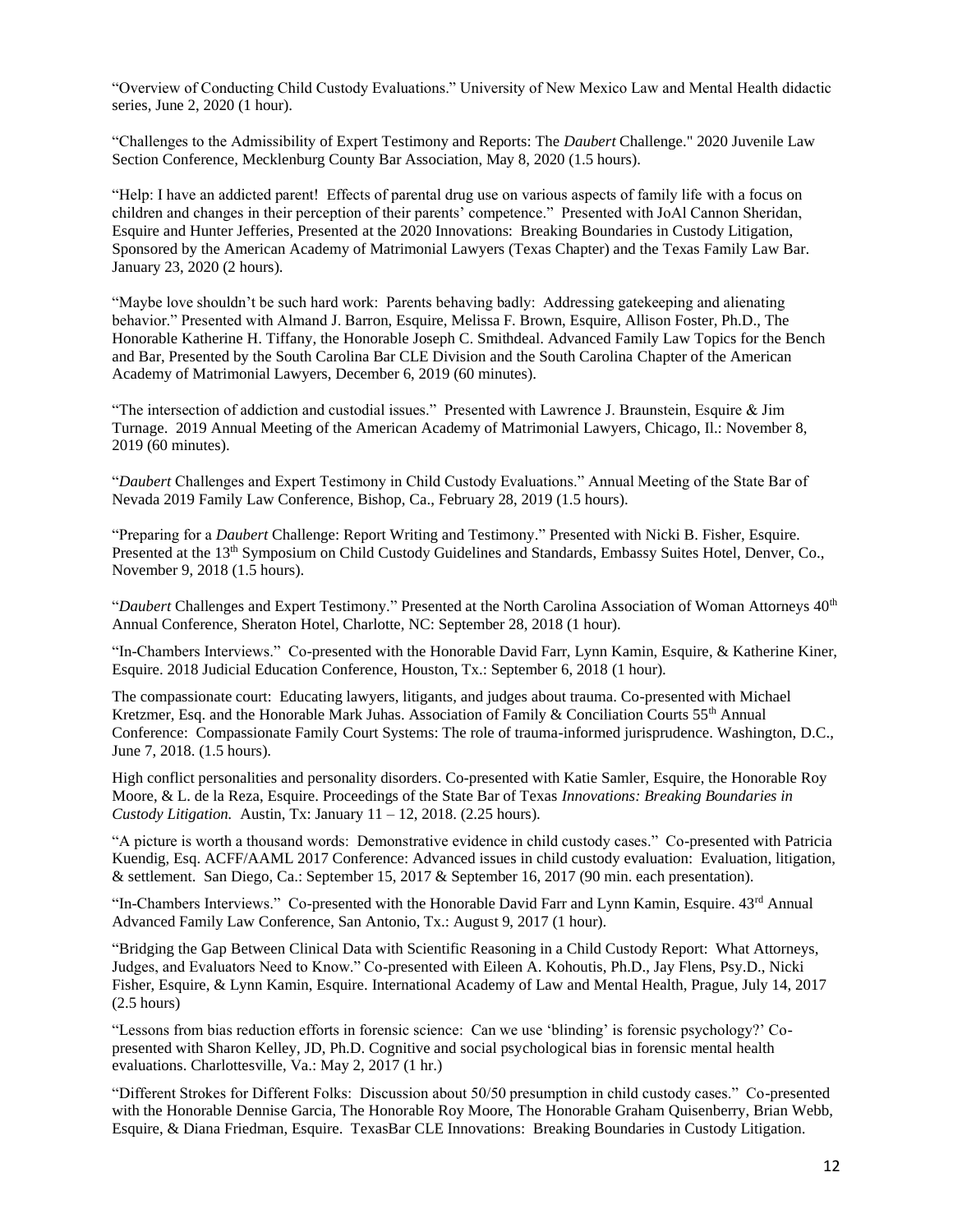"Overview of Conducting Child Custody Evaluations." University of New Mexico Law and Mental Health didactic series, June 2, 2020 (1 hour).

"Challenges to the Admissibility of Expert Testimony and Reports: The *Daubert* Challenge." 2020 Juvenile Law Section Conference, Mecklenburg County Bar Association, May 8, 2020 (1.5 hours).

"Help: I have an addicted parent! Effects of parental drug use on various aspects of family life with a focus on children and changes in their perception of their parents' competence." Presented with JoAl Cannon Sheridan, Esquire and Hunter Jefferies, Presented at the 2020 Innovations: Breaking Boundaries in Custody Litigation, Sponsored by the American Academy of Matrimonial Lawyers (Texas Chapter) and the Texas Family Law Bar. January 23, 2020 (2 hours).

"Maybe love shouldn't be such hard work: Parents behaving badly: Addressing gatekeeping and alienating behavior." Presented with Almand J. Barron, Esquire, Melissa F. Brown, Esquire, Allison Foster, Ph.D., The Honorable Katherine H. Tiffany, the Honorable Joseph C. Smithdeal. Advanced Family Law Topics for the Bench and Bar, Presented by the South Carolina Bar CLE Division and the South Carolina Chapter of the American Academy of Matrimonial Lawyers, December 6, 2019 (60 minutes).

"The intersection of addiction and custodial issues." Presented with Lawrence J. Braunstein, Esquire & Jim Turnage. 2019 Annual Meeting of the American Academy of Matrimonial Lawyers, Chicago, Il.: November 8, 2019 (60 minutes).

"*Daubert* Challenges and Expert Testimony in Child Custody Evaluations." Annual Meeting of the State Bar of Nevada 2019 Family Law Conference, Bishop, Ca., February 28, 2019 (1.5 hours).

"Preparing for a *Daubert* Challenge: Report Writing and Testimony." Presented with Nicki B. Fisher, Esquire. Presented at the 13th Symposium on Child Custody Guidelines and Standards, Embassy Suites Hotel, Denver, Co., November 9, 2018 (1.5 hours).

"*Daubert* Challenges and Expert Testimony." Presented at the North Carolina Association of Woman Attorneys 40th Annual Conference, Sheraton Hotel, Charlotte, NC: September 28, 2018 (1 hour).

"In-Chambers Interviews." Co-presented with the Honorable David Farr, Lynn Kamin, Esquire, & Katherine Kiner, Esquire. 2018 Judicial Education Conference, Houston, Tx.: September 6, 2018 (1 hour).

The compassionate court: Educating lawyers, litigants, and judges about trauma. Co-presented with Michael Kretzmer, Esq. and the Honorable Mark Juhas. Association of Family & Conciliation Courts 55th Annual Conference: Compassionate Family Court Systems: The role of trauma-informed jurisprudence. Washington, D.C., June 7, 2018. (1.5 hours).

High conflict personalities and personality disorders. Co-presented with Katie Samler, Esquire, the Honorable Roy Moore, & L. de la Reza, Esquire. Proceedings of the State Bar of Texas *Innovations: Breaking Boundaries in Custody Litigation.* Austin, Tx: January 11 – 12, 2018. (2.25 hours).

"A picture is worth a thousand words: Demonstrative evidence in child custody cases." Co-presented with Patricia Kuendig, Esq. ACFF/AAML 2017 Conference: Advanced issues in child custody evaluation: Evaluation, litigation, & settlement. San Diego, Ca.: September 15, 2017 & September 16, 2017 (90 min. each presentation).

"In-Chambers Interviews." Co-presented with the Honorable David Farr and Lynn Kamin, Esquire. 43rd Annual Advanced Family Law Conference, San Antonio, Tx.: August 9, 2017 (1 hour).

"Bridging the Gap Between Clinical Data with Scientific Reasoning in a Child Custody Report: What Attorneys, Judges, and Evaluators Need to Know." Co-presented with Eileen A. Kohoutis, Ph.D., Jay Flens, Psy.D., Nicki Fisher, Esquire, & Lynn Kamin, Esquire. International Academy of Law and Mental Health, Prague, July 14, 2017 (2.5 hours)

"Lessons from bias reduction efforts in forensic science: Can we use 'blinding' is forensic psychology?' Co-presented with Sharon Kelley, JD, Ph.D. Cognitive and social psychological bias in forensic mental health evaluations. Charlottesville, Va.: May 2, 2017 (1 hr.)

"Different Strokes for Different Folks: Discussion about 50/50 presumption in child custody cases." Co-presented with the Honorable Dennise Garcia, The Honorable Roy Moore, The Honorable Graham Quisenberry, Brian Webb, Esquire, & Diana Friedman, Esquire. TexasBar CLE Innovations: Breaking Boundaries in Custody Litigation.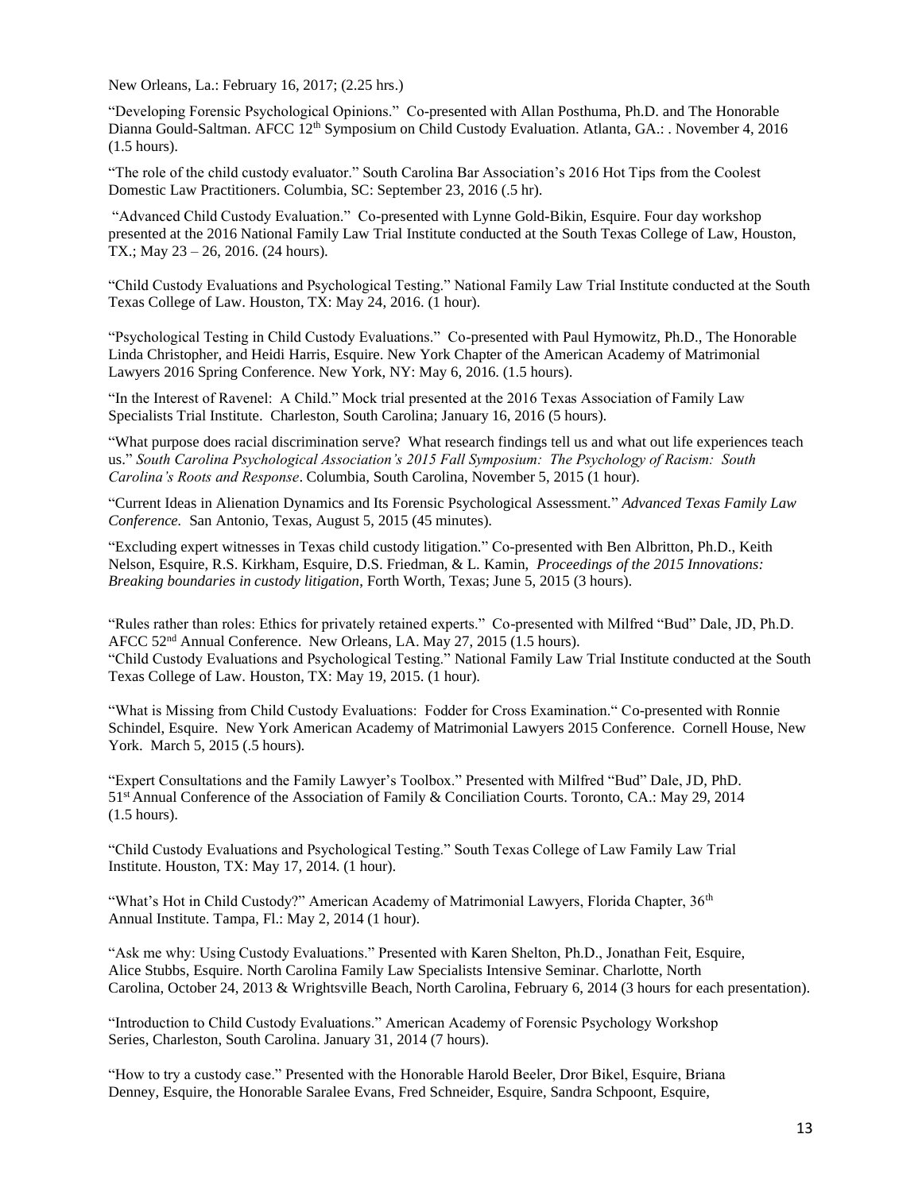New Orleans, La.: February 16, 2017; (2.25 hrs.)

"Developing Forensic Psychological Opinions." Co-presented with Allan Posthuma, Ph.D. and The Honorable Dianna Gould-Saltman. AFCC 12th Symposium on Child Custody Evaluation. Atlanta, GA.: . November 4, 2016 (1.5 hours).

"The role of the child custody evaluator." South Carolina Bar Association's 2016 Hot Tips from the Coolest Domestic Law Practitioners. Columbia, SC: September 23, 2016 (.5 hr).

"Advanced Child Custody Evaluation." Co-presented with Lynne Gold-Bikin, Esquire. Four day workshop presented at the 2016 National Family Law Trial Institute conducted at the South Texas College of Law, Houston, TX.; May 23 – 26, 2016. (24 hours).

"Child Custody Evaluations and Psychological Testing." National Family Law Trial Institute conducted at the South Texas College of Law. Houston, TX: May 24, 2016. (1 hour).

"Psychological Testing in Child Custody Evaluations." Co-presented with Paul Hymowitz, Ph.D., The Honorable Linda Christopher, and Heidi Harris, Esquire. New York Chapter of the American Academy of Matrimonial Lawyers 2016 Spring Conference. New York, NY: May 6, 2016. (1.5 hours).

"In the Interest of Ravenel: A Child." Mock trial presented at the 2016 Texas Association of Family Law Specialists Trial Institute. Charleston, South Carolina; January 16, 2016 (5 hours).

"What purpose does racial discrimination serve? What research findings tell us and what out life experiences teach us." *South Carolina Psychological Association's 2015 Fall Symposium: The Psychology of Racism: South Carolina's Roots and Response*. Columbia, South Carolina, November 5, 2015 (1 hour).

"Current Ideas in Alienation Dynamics and Its Forensic Psychological Assessment." *Advanced Texas Family Law Conference.* San Antonio, Texas, August 5, 2015 (45 minutes).

"Excluding expert witnesses in Texas child custody litigation." Co-presented with Ben Albritton, Ph.D., Keith Nelson, Esquire, R.S. Kirkham, Esquire, D.S. Friedman, & L. Kamin, *Proceedings of the 2015 Innovations: Breaking boundaries in custody litigation*, Forth Worth, Texas; June 5, 2015 (3 hours).

"Rules rather than roles: Ethics for privately retained experts." Co-presented with Milfred "Bud" Dale, JD, Ph.D. AFCC 52nd Annual Conference. New Orleans, LA. May 27, 2015 (1.5 hours).

"Child Custody Evaluations and Psychological Testing." National Family Law Trial Institute conducted at the South Texas College of Law. Houston, TX: May 19, 2015. (1 hour).

"What is Missing from Child Custody Evaluations: Fodder for Cross Examination." Co-presented with Ronnie Schindel, Esquire. New York American Academy of Matrimonial Lawyers 2015 Conference. Cornell House, New York. March 5, 2015 (.5 hours).

"Expert Consultations and the Family Lawyer's Toolbox." Presented with Milfred "Bud" Dale, JD, PhD. 51st Annual Conference of the Association of Family & Conciliation Courts. Toronto, CA.: May 29, 2014 (1.5 hours).

"Child Custody Evaluations and Psychological Testing." South Texas College of Law Family Law Trial Institute. Houston, TX: May 17, 2014. (1 hour).

"What's Hot in Child Custody?" American Academy of Matrimonial Lawyers, Florida Chapter, 36th Annual Institute. Tampa, Fl.: May 2, 2014 (1 hour).

"Ask me why: Using Custody Evaluations." Presented with Karen Shelton, Ph.D., Jonathan Feit, Esquire, Alice Stubbs, Esquire. North Carolina Family Law Specialists Intensive Seminar. Charlotte, North Carolina, October 24, 2013 & Wrightsville Beach, North Carolina, February 6, 2014 (3 hours for each presentation).

"Introduction to Child Custody Evaluations." American Academy of Forensic Psychology Workshop Series, Charleston, South Carolina. January 31, 2014 (7 hours).

"How to try a custody case." Presented with the Honorable Harold Beeler, Dror Bikel, Esquire, Briana Denney, Esquire, the Honorable Saralee Evans, Fred Schneider, Esquire, Sandra Schpoont, Esquire,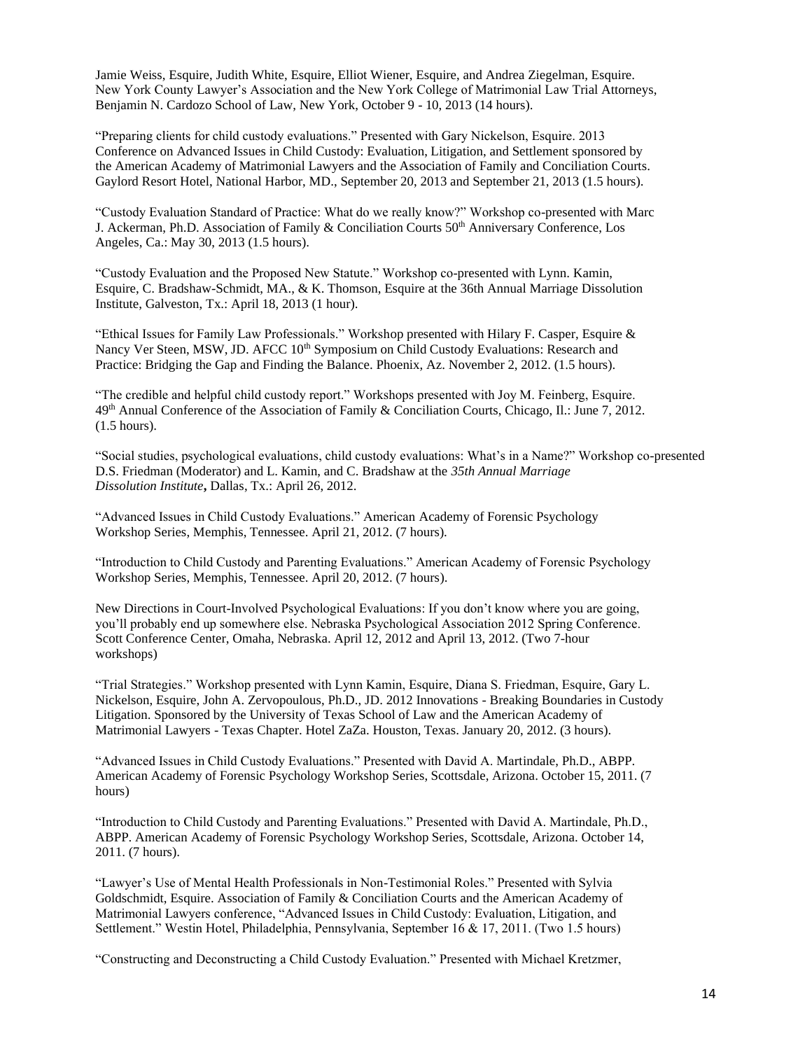Jamie Weiss, Esquire, Judith White, Esquire, Elliot Wiener, Esquire, and Andrea Ziegelman, Esquire. New York County Lawyer's Association and the New York College of Matrimonial Law Trial Attorneys, Benjamin N. Cardozo School of Law, New York, October 9 - 10, 2013 (14 hours).

"Preparing clients for child custody evaluations." Presented with Gary Nickelson, Esquire. 2013 Conference on Advanced Issues in Child Custody: Evaluation, Litigation, and Settlement sponsored by the American Academy of Matrimonial Lawyers and the Association of Family and Conciliation Courts. Gaylord Resort Hotel, National Harbor, MD., September 20, 2013 and September 21, 2013 (1.5 hours).

"Custody Evaluation Standard of Practice: What do we really know?" Workshop co-presented with Marc J. Ackerman, Ph.D. Association of Family & Conciliation Courts 50th Anniversary Conference, Los Angeles, Ca.: May 30, 2013 (1.5 hours).

"Custody Evaluation and the Proposed New Statute." Workshop co-presented with Lynn. Kamin, Esquire, C. Bradshaw-Schmidt, MA., & K. Thomson, Esquire at the 36th Annual Marriage Dissolution Institute, Galveston, Tx.: April 18, 2013 (1 hour).

"Ethical Issues for Family Law Professionals." Workshop presented with Hilary F. Casper, Esquire & Nancy Ver Steen, MSW, JD. AFCC 10th Symposium on Child Custody Evaluations: Research and Practice: Bridging the Gap and Finding the Balance. Phoenix, Az. November 2, 2012. (1.5 hours).

"The credible and helpful child custody report." Workshops presented with Joy M. Feinberg, Esquire. 49th Annual Conference of the Association of Family & Conciliation Courts, Chicago, Il.: June 7, 2012. (1.5 hours).

"Social studies, psychological evaluations, child custody evaluations: What's in a Name?" Workshop co-presented D.S. Friedman (Moderator) and L. Kamin, and C. Bradshaw at the *35th Annual Marriage Dissolution Institute***,** Dallas, Tx.: April 26, 2012.

"Advanced Issues in Child Custody Evaluations." American Academy of Forensic Psychology Workshop Series, Memphis, Tennessee. April 21, 2012. (7 hours).

"Introduction to Child Custody and Parenting Evaluations." American Academy of Forensic Psychology Workshop Series, Memphis, Tennessee. April 20, 2012. (7 hours).

New Directions in Court-Involved Psychological Evaluations: If you don't know where you are going, you'll probably end up somewhere else. Nebraska Psychological Association 2012 Spring Conference. Scott Conference Center, Omaha, Nebraska. April 12, 2012 and April 13, 2012. (Two 7-hour workshops)

"Trial Strategies." Workshop presented with Lynn Kamin, Esquire, Diana S. Friedman, Esquire, Gary L. Nickelson, Esquire, John A. Zervopoulous, Ph.D., JD. 2012 Innovations - Breaking Boundaries in Custody Litigation. Sponsored by the University of Texas School of Law and the American Academy of Matrimonial Lawyers - Texas Chapter. Hotel ZaZa. Houston, Texas. January 20, 2012. (3 hours).

"Advanced Issues in Child Custody Evaluations." Presented with David A. Martindale, Ph.D., ABPP. American Academy of Forensic Psychology Workshop Series, Scottsdale, Arizona. October 15, 2011. (7 hours)

"Introduction to Child Custody and Parenting Evaluations." Presented with David A. Martindale, Ph.D., ABPP. American Academy of Forensic Psychology Workshop Series, Scottsdale, Arizona. October 14, 2011. (7 hours).

"Lawyer's Use of Mental Health Professionals in Non-Testimonial Roles." Presented with Sylvia Goldschmidt, Esquire. Association of Family & Conciliation Courts and the American Academy of Matrimonial Lawyers conference, "Advanced Issues in Child Custody: Evaluation, Litigation, and Settlement." Westin Hotel, Philadelphia, Pennsylvania, September 16 & 17, 2011. (Two 1.5 hours)

"Constructing and Deconstructing a Child Custody Evaluation." Presented with Michael Kretzmer,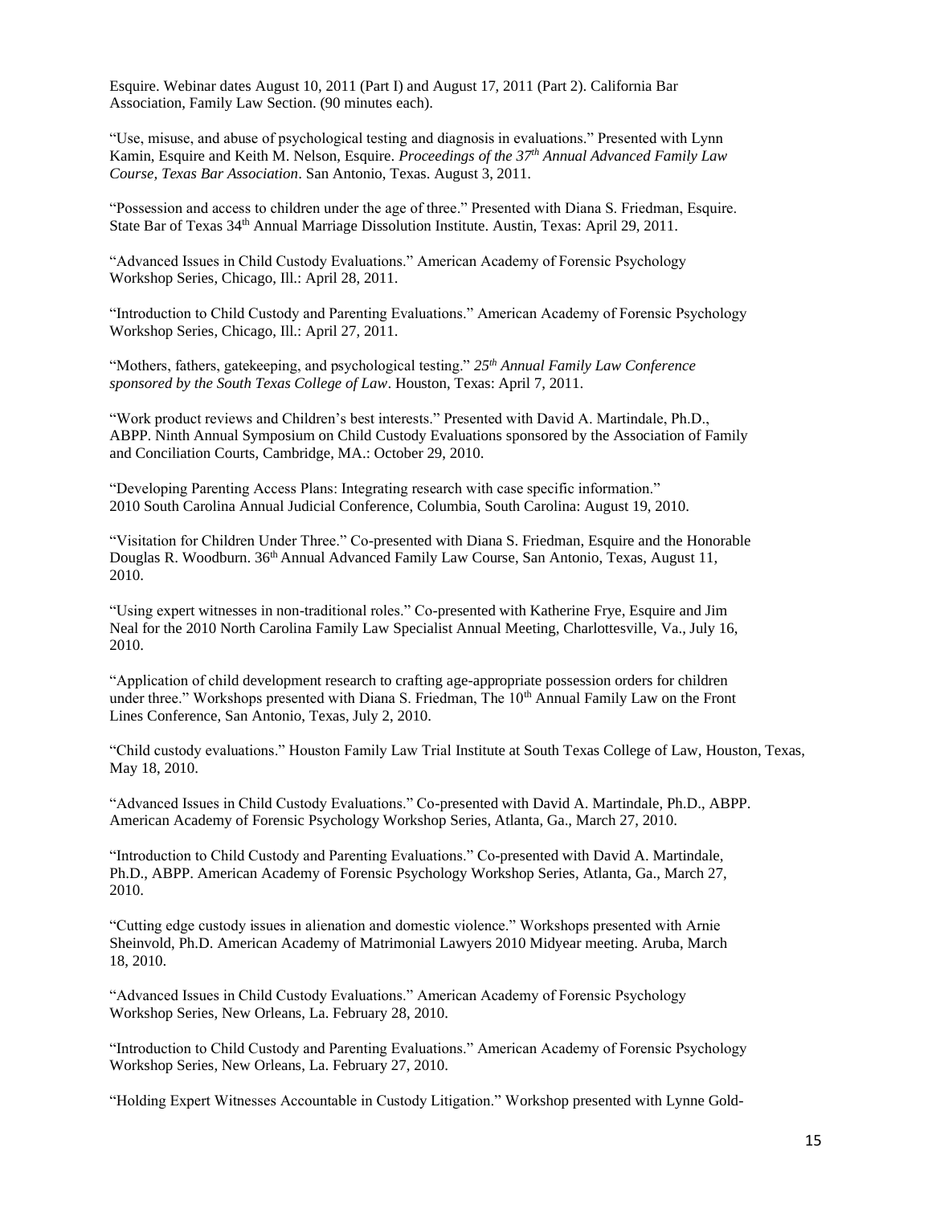Esquire. Webinar dates August 10, 2011 (Part I) and August 17, 2011 (Part 2). California Bar Association, Family Law Section. (90 minutes each).

"Use, misuse, and abuse of psychological testing and diagnosis in evaluations." Presented with Lynn Kamin, Esquire and Keith M. Nelson, Esquire. *Proceedings of the 37th Annual Advanced Family Law Course, Texas Bar Association*. San Antonio, Texas. August 3, 2011.

"Possession and access to children under the age of three." Presented with Diana S. Friedman, Esquire. State Bar of Texas 34th Annual Marriage Dissolution Institute. Austin, Texas: April 29, 2011.

"Advanced Issues in Child Custody Evaluations." American Academy of Forensic Psychology Workshop Series, Chicago, Ill.: April 28, 2011.

"Introduction to Child Custody and Parenting Evaluations." American Academy of Forensic Psychology Workshop Series, Chicago, Ill.: April 27, 2011.

"Mothers, fathers, gatekeeping, and psychological testing." *25th Annual Family Law Conference sponsored by the South Texas College of Law*. Houston, Texas: April 7, 2011.

"Work product reviews and Children's best interests." Presented with David A. Martindale, Ph.D., ABPP. Ninth Annual Symposium on Child Custody Evaluations sponsored by the Association of Family and Conciliation Courts, Cambridge, MA.: October 29, 2010.

"Developing Parenting Access Plans: Integrating research with case specific information." 2010 South Carolina Annual Judicial Conference, Columbia, South Carolina: August 19, 2010.

"Visitation for Children Under Three." Co-presented with Diana S. Friedman, Esquire and the Honorable Douglas R. Woodburn. 36th Annual Advanced Family Law Course, San Antonio, Texas, August 11, 2010.

"Using expert witnesses in non-traditional roles." Co-presented with Katherine Frye, Esquire and Jim Neal for the 2010 North Carolina Family Law Specialist Annual Meeting, Charlottesville, Va., July 16, 2010.

"Application of child development research to crafting age-appropriate possession orders for children under three." Workshops presented with Diana S. Friedman, The 10th Annual Family Law on the Front Lines Conference, San Antonio, Texas, July 2, 2010.

"Child custody evaluations." Houston Family Law Trial Institute at South Texas College of Law, Houston, Texas, May 18, 2010.

"Advanced Issues in Child Custody Evaluations." Co-presented with David A. Martindale, Ph.D., ABPP. American Academy of Forensic Psychology Workshop Series, Atlanta, Ga., March 27, 2010.

"Introduction to Child Custody and Parenting Evaluations." Co-presented with David A. Martindale, Ph.D., ABPP. American Academy of Forensic Psychology Workshop Series, Atlanta, Ga., March 27, 2010.

"Cutting edge custody issues in alienation and domestic violence." Workshops presented with Arnie Sheinvold, Ph.D. American Academy of Matrimonial Lawyers 2010 Midyear meeting. Aruba, March 18, 2010.

"Advanced Issues in Child Custody Evaluations." American Academy of Forensic Psychology Workshop Series, New Orleans, La. February 28, 2010.

"Introduction to Child Custody and Parenting Evaluations." American Academy of Forensic Psychology Workshop Series, New Orleans, La. February 27, 2010.

"Holding Expert Witnesses Accountable in Custody Litigation." Workshop presented with Lynne Gold-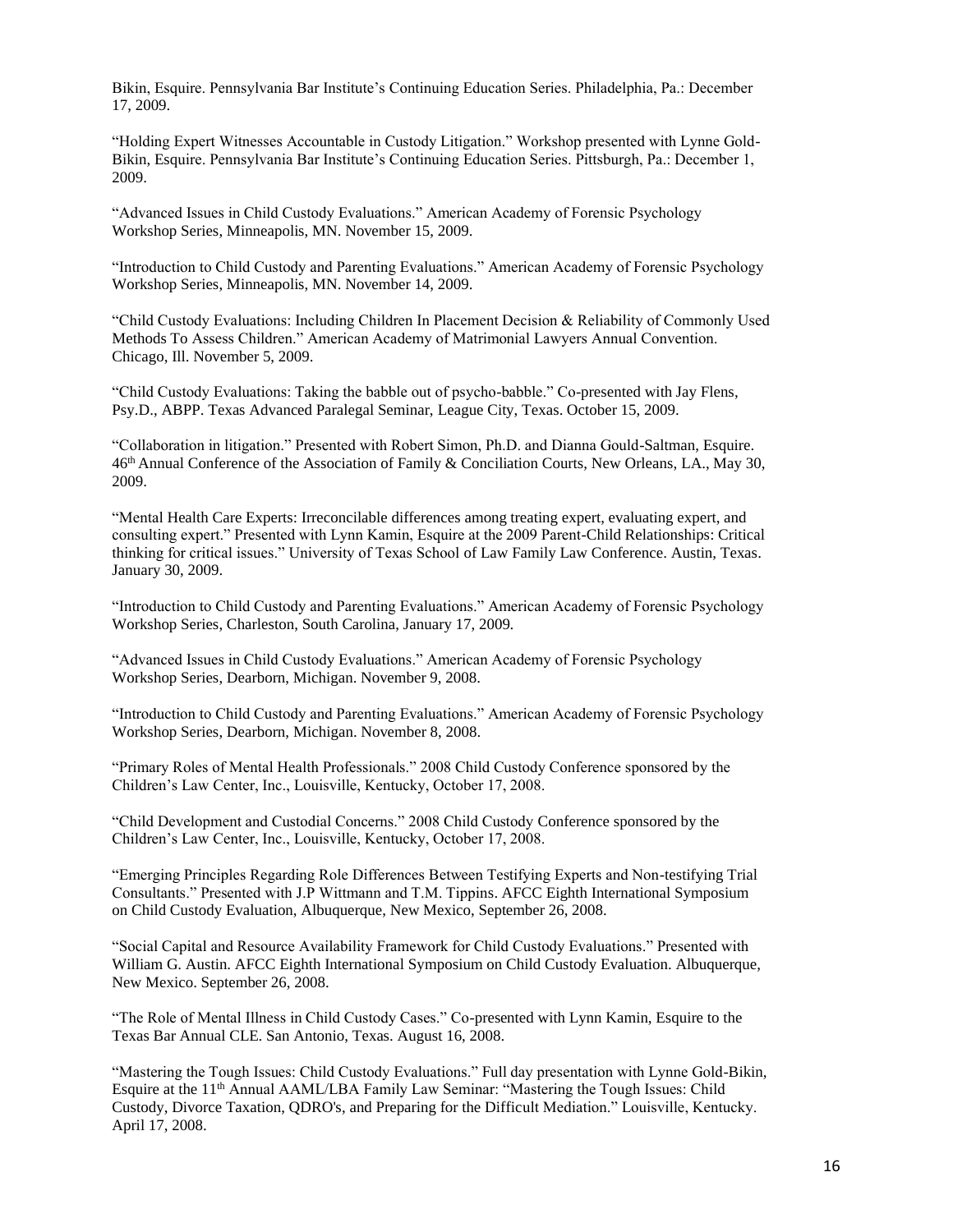Bikin, Esquire. Pennsylvania Bar Institute's Continuing Education Series. Philadelphia, Pa.: December 17, 2009.

"Holding Expert Witnesses Accountable in Custody Litigation." Workshop presented with Lynne Gold-Bikin, Esquire. Pennsylvania Bar Institute's Continuing Education Series. Pittsburgh, Pa.: December 1, 2009.

"Advanced Issues in Child Custody Evaluations." American Academy of Forensic Psychology Workshop Series, Minneapolis, MN. November 15, 2009.

"Introduction to Child Custody and Parenting Evaluations." American Academy of Forensic Psychology Workshop Series, Minneapolis, MN. November 14, 2009.

"Child Custody Evaluations: Including Children In Placement Decision & Reliability of Commonly Used Methods To Assess Children." American Academy of Matrimonial Lawyers Annual Convention. Chicago, Ill. November 5, 2009.

"Child Custody Evaluations: Taking the babble out of psycho-babble." Co-presented with Jay Flens, Psy.D., ABPP. Texas Advanced Paralegal Seminar, League City, Texas. October 15, 2009.

"Collaboration in litigation." Presented with Robert Simon, Ph.D. and Dianna Gould-Saltman, Esquire. 46th Annual Conference of the Association of Family & Conciliation Courts, New Orleans, LA., May 30, 2009.

"Mental Health Care Experts: Irreconcilable differences among treating expert, evaluating expert, and consulting expert." Presented with Lynn Kamin, Esquire at the 2009 Parent-Child Relationships: Critical thinking for critical issues." University of Texas School of Law Family Law Conference. Austin, Texas. January 30, 2009.

"Introduction to Child Custody and Parenting Evaluations." American Academy of Forensic Psychology Workshop Series, Charleston, South Carolina, January 17, 2009.

"Advanced Issues in Child Custody Evaluations." American Academy of Forensic Psychology Workshop Series, Dearborn, Michigan. November 9, 2008.

"Introduction to Child Custody and Parenting Evaluations." American Academy of Forensic Psychology Workshop Series, Dearborn, Michigan. November 8, 2008.

"Primary Roles of Mental Health Professionals." 2008 Child Custody Conference sponsored by the Children's Law Center, Inc., Louisville, Kentucky, October 17, 2008.

"Child Development and Custodial Concerns." 2008 Child Custody Conference sponsored by the Children's Law Center, Inc., Louisville, Kentucky, October 17, 2008.

"Emerging Principles Regarding Role Differences Between Testifying Experts and Non-testifying Trial Consultants." Presented with J.P Wittmann and T.M. Tippins. AFCC Eighth International Symposium on Child Custody Evaluation, Albuquerque, New Mexico, September 26, 2008.

"Social Capital and Resource Availability Framework for Child Custody Evaluations." Presented with William G. Austin. AFCC Eighth International Symposium on Child Custody Evaluation. Albuquerque, New Mexico. September 26, 2008.

"The Role of Mental Illness in Child Custody Cases." Co-presented with Lynn Kamin, Esquire to the Texas Bar Annual CLE. San Antonio, Texas. August 16, 2008.

"Mastering the Tough Issues: Child Custody Evaluations." Full day presentation with Lynne Gold-Bikin, Esquire at the 11th Annual AAML/LBA Family Law Seminar: "Mastering the Tough Issues: Child Custody, Divorce Taxation, QDRO's, and Preparing for the Difficult Mediation." Louisville, Kentucky. April 17, 2008.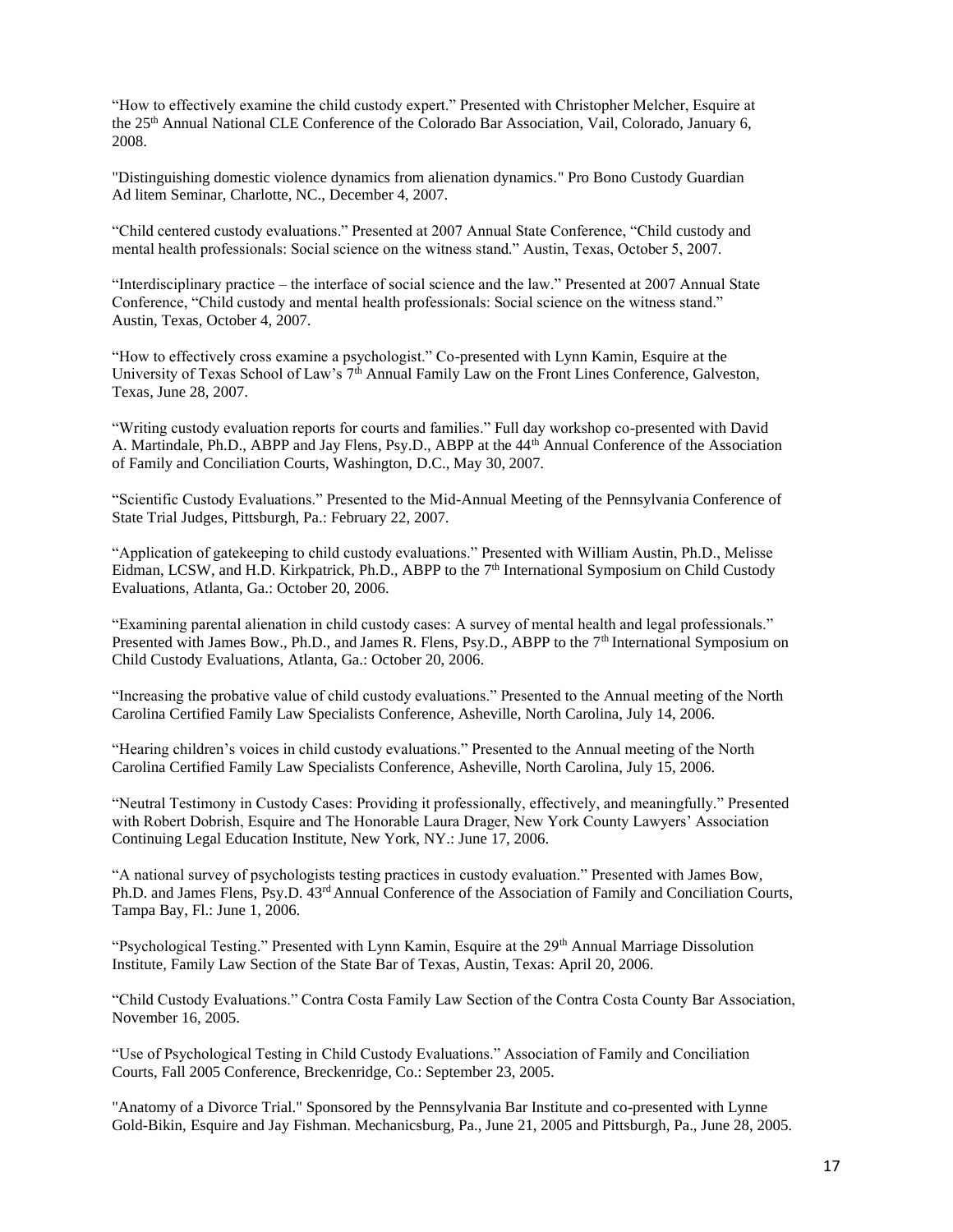"How to effectively examine the child custody expert." Presented with Christopher Melcher, Esquire at the 25th Annual National CLE Conference of the Colorado Bar Association, Vail, Colorado, January 6, 2008.

"Distinguishing domestic violence dynamics from alienation dynamics." Pro Bono Custody Guardian Ad litem Seminar, Charlotte, NC., December 4, 2007.

"Child centered custody evaluations." Presented at 2007 Annual State Conference, "Child custody and mental health professionals: Social science on the witness stand." Austin, Texas, October 5, 2007.

"Interdisciplinary practice – the interface of social science and the law." Presented at 2007 Annual State Conference, "Child custody and mental health professionals: Social science on the witness stand." Austin, Texas, October 4, 2007.

"How to effectively cross examine a psychologist." Co-presented with Lynn Kamin, Esquire at the University of Texas School of Law's 7th Annual Family Law on the Front Lines Conference, Galveston, Texas, June 28, 2007.

"Writing custody evaluation reports for courts and families." Full day workshop co-presented with David A. Martindale, Ph.D., ABPP and Jay Flens, Psy.D., ABPP at the 44th Annual Conference of the Association of Family and Conciliation Courts, Washington, D.C., May 30, 2007.

"Scientific Custody Evaluations." Presented to the Mid-Annual Meeting of the Pennsylvania Conference of State Trial Judges, Pittsburgh, Pa.: February 22, 2007.

"Application of gatekeeping to child custody evaluations." Presented with William Austin, Ph.D., Melisse Eidman, LCSW, and H.D. Kirkpatrick, Ph.D., ABPP to the 7th International Symposium on Child Custody Evaluations, Atlanta, Ga.: October 20, 2006.

"Examining parental alienation in child custody cases: A survey of mental health and legal professionals." Presented with James Bow., Ph.D., and James R. Flens, Psy.D., ABPP to the 7th International Symposium on Child Custody Evaluations, Atlanta, Ga.: October 20, 2006.

"Increasing the probative value of child custody evaluations." Presented to the Annual meeting of the North Carolina Certified Family Law Specialists Conference, Asheville, North Carolina, July 14, 2006.

"Hearing children's voices in child custody evaluations." Presented to the Annual meeting of the North Carolina Certified Family Law Specialists Conference, Asheville, North Carolina, July 15, 2006.

"Neutral Testimony in Custody Cases: Providing it professionally, effectively, and meaningfully." Presented with Robert Dobrish, Esquire and The Honorable Laura Drager, New York County Lawyers' Association Continuing Legal Education Institute, New York, NY.: June 17, 2006.

"A national survey of psychologists testing practices in custody evaluation." Presented with James Bow, Ph.D. and James Flens, Psy.D. 43rd Annual Conference of the Association of Family and Conciliation Courts, Tampa Bay, Fl.: June 1, 2006.

"Psychological Testing." Presented with Lynn Kamin, Esquire at the 29th Annual Marriage Dissolution Institute, Family Law Section of the State Bar of Texas, Austin, Texas: April 20, 2006.

"Child Custody Evaluations." Contra Costa Family Law Section of the Contra Costa County Bar Association, November 16, 2005.

"Use of Psychological Testing in Child Custody Evaluations." Association of Family and Conciliation Courts, Fall 2005 Conference, Breckenridge, Co.: September 23, 2005.

"Anatomy of a Divorce Trial." Sponsored by the Pennsylvania Bar Institute and co-presented with Lynne Gold-Bikin, Esquire and Jay Fishman. Mechanicsburg, Pa., June 21, 2005 and Pittsburgh, Pa., June 28, 2005.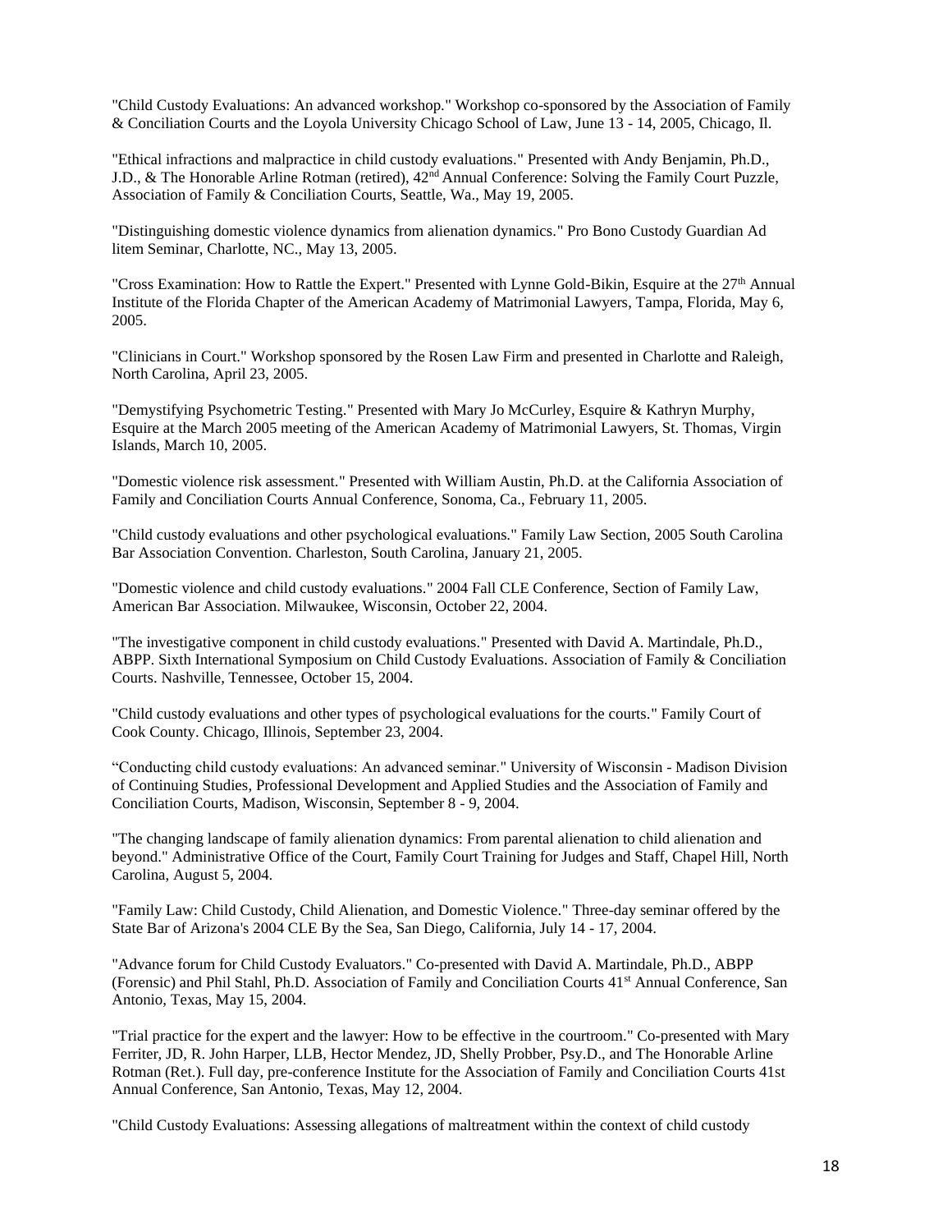"Child Custody Evaluations: An advanced workshop." Workshop co-sponsored by the Association of Family & Conciliation Courts and the Loyola University Chicago School of Law, June 13 - 14, 2005, Chicago, Il.

"Ethical infractions and malpractice in child custody evaluations." Presented with Andy Benjamin, Ph.D., J.D., & The Honorable Arline Rotman (retired), 42nd Annual Conference: Solving the Family Court Puzzle, Association of Family & Conciliation Courts, Seattle, Wa., May 19, 2005.

"Distinguishing domestic violence dynamics from alienation dynamics." Pro Bono Custody Guardian Ad litem Seminar, Charlotte, NC., May 13, 2005.

"Cross Examination: How to Rattle the Expert." Presented with Lynne Gold-Bikin, Esquire at the 27th Annual Institute of the Florida Chapter of the American Academy of Matrimonial Lawyers, Tampa, Florida, May 6, 2005.

"Clinicians in Court." Workshop sponsored by the Rosen Law Firm and presented in Charlotte and Raleigh, North Carolina, April 23, 2005.

"Demystifying Psychometric Testing." Presented with Mary Jo McCurley, Esquire & Kathryn Murphy, Esquire at the March 2005 meeting of the American Academy of Matrimonial Lawyers, St. Thomas, Virgin Islands, March 10, 2005.

"Domestic violence risk assessment." Presented with William Austin, Ph.D. at the California Association of Family and Conciliation Courts Annual Conference, Sonoma, Ca., February 11, 2005.

"Child custody evaluations and other psychological evaluations." Family Law Section, 2005 South Carolina Bar Association Convention. Charleston, South Carolina, January 21, 2005.

"Domestic violence and child custody evaluations." 2004 Fall CLE Conference, Section of Family Law, American Bar Association. Milwaukee, Wisconsin, October 22, 2004.

"The investigative component in child custody evaluations." Presented with David A. Martindale, Ph.D., ABPP. Sixth International Symposium on Child Custody Evaluations. Association of Family & Conciliation Courts. Nashville, Tennessee, October 15, 2004.

"Child custody evaluations and other types of psychological evaluations for the courts." Family Court of Cook County. Chicago, Illinois, September 23, 2004.

"Conducting child custody evaluations: An advanced seminar." University of Wisconsin - Madison Division of Continuing Studies, Professional Development and Applied Studies and the Association of Family and Conciliation Courts, Madison, Wisconsin, September 8 - 9, 2004.

"The changing landscape of family alienation dynamics: From parental alienation to child alienation and beyond." Administrative Office of the Court, Family Court Training for Judges and Staff, Chapel Hill, North Carolina, August 5, 2004.

"Family Law: Child Custody, Child Alienation, and Domestic Violence." Three-day seminar offered by the State Bar of Arizona's 2004 CLE By the Sea, San Diego, California, July 14 - 17, 2004.

"Advance forum for Child Custody Evaluators." Co-presented with David A. Martindale, Ph.D., ABPP (Forensic) and Phil Stahl, Ph.D. Association of Family and Conciliation Courts 41st Annual Conference, San Antonio, Texas, May 15, 2004.

"Trial practice for the expert and the lawyer: How to be effective in the courtroom." Co-presented with Mary Ferriter, JD, R. John Harper, LLB, Hector Mendez, JD, Shelly Probber, Psy.D., and The Honorable Arline Rotman (Ret.). Full day, pre-conference Institute for the Association of Family and Conciliation Courts 41st Annual Conference, San Antonio, Texas, May 12, 2004.

"Child Custody Evaluations: Assessing allegations of maltreatment within the context of child custody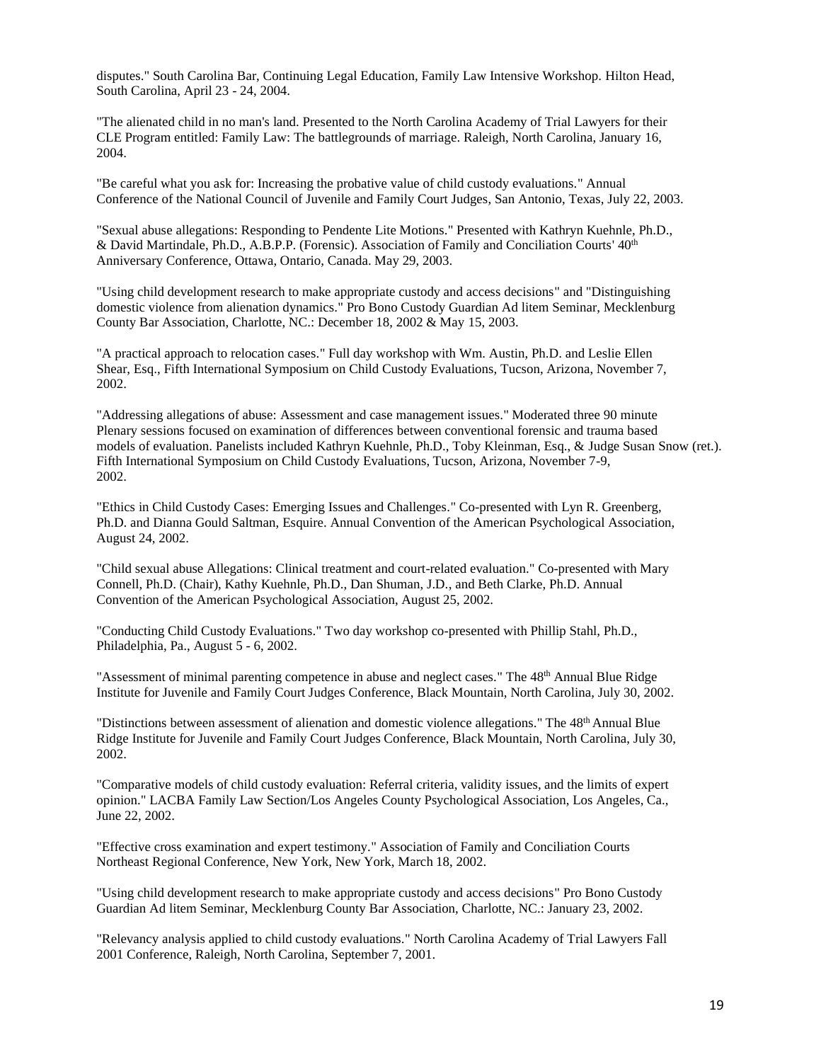disputes." South Carolina Bar, Continuing Legal Education, Family Law Intensive Workshop. Hilton Head, South Carolina, April 23 - 24, 2004.

"The alienated child in no man's land. Presented to the North Carolina Academy of Trial Lawyers for their CLE Program entitled: Family Law: The battlegrounds of marriage. Raleigh, North Carolina, January 16, 2004.

"Be careful what you ask for: Increasing the probative value of child custody evaluations." Annual Conference of the National Council of Juvenile and Family Court Judges, San Antonio, Texas, July 22, 2003.

"Sexual abuse allegations: Responding to Pendente Lite Motions." Presented with Kathryn Kuehnle, Ph.D., & David Martindale, Ph.D., A.B.P.P. (Forensic). Association of Family and Conciliation Courts' 40th Anniversary Conference, Ottawa, Ontario, Canada. May 29, 2003.

"Using child development research to make appropriate custody and access decisions" and "Distinguishing domestic violence from alienation dynamics." Pro Bono Custody Guardian Ad litem Seminar, Mecklenburg County Bar Association, Charlotte, NC.: December 18, 2002 & May 15, 2003.

"A practical approach to relocation cases." Full day workshop with Wm. Austin, Ph.D. and Leslie Ellen Shear, Esq., Fifth International Symposium on Child Custody Evaluations, Tucson, Arizona, November 7, 2002.

"Addressing allegations of abuse: Assessment and case management issues." Moderated three 90 minute Plenary sessions focused on examination of differences between conventional forensic and trauma based models of evaluation. Panelists included Kathryn Kuehnle, Ph.D., Toby Kleinman, Esq., & Judge Susan Snow (ret.). Fifth International Symposium on Child Custody Evaluations, Tucson, Arizona, November 7-9, 2002.

"Ethics in Child Custody Cases: Emerging Issues and Challenges." Co-presented with Lyn R. Greenberg, Ph.D. and Dianna Gould Saltman, Esquire. Annual Convention of the American Psychological Association, August 24, 2002.

"Child sexual abuse Allegations: Clinical treatment and court-related evaluation." Co-presented with Mary Connell, Ph.D. (Chair), Kathy Kuehnle, Ph.D., Dan Shuman, J.D., and Beth Clarke, Ph.D. Annual Convention of the American Psychological Association, August 25, 2002.

"Conducting Child Custody Evaluations." Two day workshop co-presented with Phillip Stahl, Ph.D., Philadelphia, Pa., August 5 - 6, 2002.

"Assessment of minimal parenting competence in abuse and neglect cases." The 48th Annual Blue Ridge Institute for Juvenile and Family Court Judges Conference, Black Mountain, North Carolina, July 30, 2002.

"Distinctions between assessment of alienation and domestic violence allegations." The 48th Annual Blue Ridge Institute for Juvenile and Family Court Judges Conference, Black Mountain, North Carolina, July 30, 2002.

"Comparative models of child custody evaluation: Referral criteria, validity issues, and the limits of expert opinion." LACBA Family Law Section/Los Angeles County Psychological Association, Los Angeles, Ca., June 22, 2002.

"Effective cross examination and expert testimony." Association of Family and Conciliation Courts Northeast Regional Conference, New York, New York, March 18, 2002.

"Using child development research to make appropriate custody and access decisions" Pro Bono Custody Guardian Ad litem Seminar, Mecklenburg County Bar Association, Charlotte, NC.: January 23, 2002.

"Relevancy analysis applied to child custody evaluations." North Carolina Academy of Trial Lawyers Fall 2001 Conference, Raleigh, North Carolina, September 7, 2001.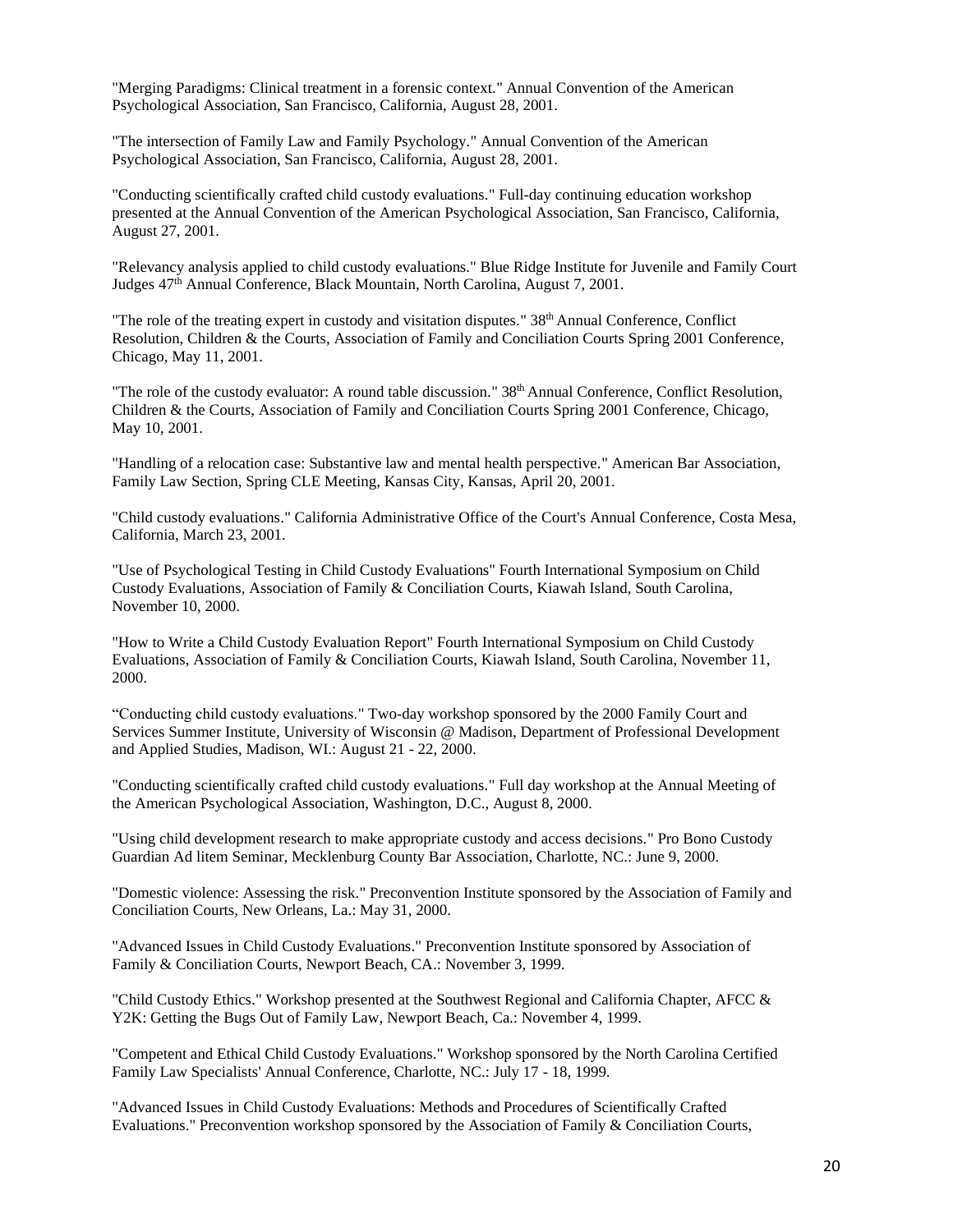"Merging Paradigms: Clinical treatment in a forensic context." Annual Convention of the American Psychological Association, San Francisco, California, August 28, 2001.

"The intersection of Family Law and Family Psychology." Annual Convention of the American Psychological Association, San Francisco, California, August 28, 2001.

"Conducting scientifically crafted child custody evaluations." Full-day continuing education workshop presented at the Annual Convention of the American Psychological Association, San Francisco, California, August 27, 2001.

"Relevancy analysis applied to child custody evaluations." Blue Ridge Institute for Juvenile and Family Court Judges 47th Annual Conference, Black Mountain, North Carolina, August 7, 2001.

"The role of the treating expert in custody and visitation disputes." 38th Annual Conference, Conflict Resolution, Children & the Courts, Association of Family and Conciliation Courts Spring 2001 Conference, Chicago, May 11, 2001.

"The role of the custody evaluator: A round table discussion." 38th Annual Conference, Conflict Resolution, Children & the Courts, Association of Family and Conciliation Courts Spring 2001 Conference, Chicago, May 10, 2001.

"Handling of a relocation case: Substantive law and mental health perspective." American Bar Association, Family Law Section, Spring CLE Meeting, Kansas City, Kansas, April 20, 2001.

"Child custody evaluations." California Administrative Office of the Court's Annual Conference, Costa Mesa, California, March 23, 2001.

"Use of Psychological Testing in Child Custody Evaluations" Fourth International Symposium on Child Custody Evaluations, Association of Family & Conciliation Courts, Kiawah Island, South Carolina, November 10, 2000.

"How to Write a Child Custody Evaluation Report" Fourth International Symposium on Child Custody Evaluations, Association of Family & Conciliation Courts, Kiawah Island, South Carolina, November 11, 2000.

"Conducting child custody evaluations." Two-day workshop sponsored by the 2000 Family Court and Services Summer Institute, University of Wisconsin @ Madison, Department of Professional Development and Applied Studies, Madison, WI.: August 21 - 22, 2000.

"Conducting scientifically crafted child custody evaluations." Full day workshop at the Annual Meeting of the American Psychological Association, Washington, D.C., August 8, 2000.

"Using child development research to make appropriate custody and access decisions." Pro Bono Custody Guardian Ad litem Seminar, Mecklenburg County Bar Association, Charlotte, NC.: June 9, 2000.

"Domestic violence: Assessing the risk." Preconvention Institute sponsored by the Association of Family and Conciliation Courts, New Orleans, La.: May 31, 2000.

"Advanced Issues in Child Custody Evaluations." Preconvention Institute sponsored by Association of Family & Conciliation Courts, Newport Beach, CA.: November 3, 1999.

"Child Custody Ethics." Workshop presented at the Southwest Regional and California Chapter, AFCC & Y2K: Getting the Bugs Out of Family Law, Newport Beach, Ca.: November 4, 1999.

"Competent and Ethical Child Custody Evaluations." Workshop sponsored by the North Carolina Certified Family Law Specialists' Annual Conference, Charlotte, NC.: July 17 - 18, 1999.

"Advanced Issues in Child Custody Evaluations: Methods and Procedures of Scientifically Crafted Evaluations." Preconvention workshop sponsored by the Association of Family & Conciliation Courts,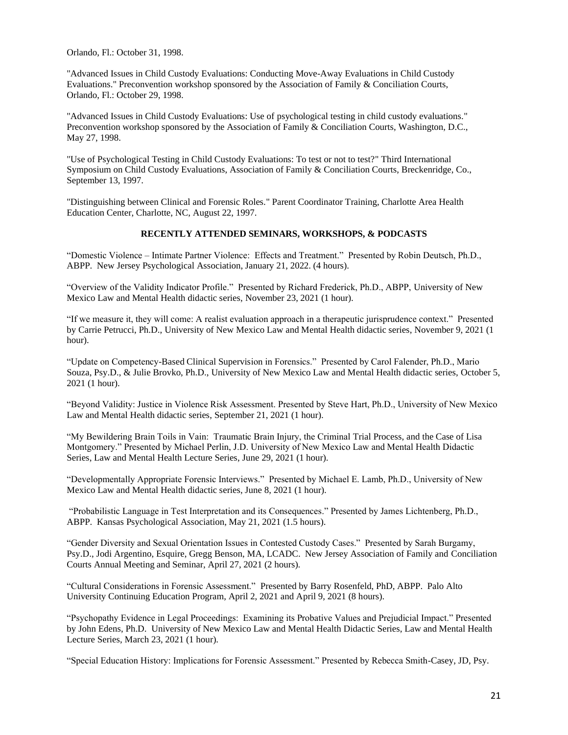Orlando, Fl.: October 31, 1998.

"Advanced Issues in Child Custody Evaluations: Conducting Move-Away Evaluations in Child Custody Evaluations." Preconvention workshop sponsored by the Association of Family & Conciliation Courts, Orlando, Fl.: October 29, 1998.

"Advanced Issues in Child Custody Evaluations: Use of psychological testing in child custody evaluations." Preconvention workshop sponsored by the Association of Family & Conciliation Courts, Washington, D.C., May 27, 1998.

"Use of Psychological Testing in Child Custody Evaluations: To test or not to test?" Third International Symposium on Child Custody Evaluations, Association of Family & Conciliation Courts, Breckenridge, Co., September 13, 1997.

"Distinguishing between Clinical and Forensic Roles." Parent Coordinator Training, Charlotte Area Health Education Center, Charlotte, NC, August 22, 1997.

## RECENTLY ATTENDED SEMINARS, WORKSHOPS, & PODCASTS

“Domestic Violence – Intimate Partner Violence: Effects and Treatment.” Presented by Robin Deutsch, Ph.D., ABPP. New Jersey Psychological Association, January 21, 2022. (4 hours).

“Overview of the Validity Indicator Profile.” Presented by Richard Frederick, Ph.D., ABPP, University of New Mexico Law and Mental Health didactic series, November 23, 2021 (1 hour).

“If we measure it, they will come: A realist evaluation approach in a therapeutic jurisprudence context.” Presented by Carrie Petrucci, Ph.D., University of New Mexico Law and Mental Health didactic series, November 9, 2021 (1 hour).

“Update on Competency-Based Clinical Supervision in Forensics.” Presented by Carol Falender, Ph.D., Mario Souza, Psy.D., & Julie Brovko, Ph.D., University of New Mexico Law and Mental Health didactic series, October 5, 2021 (1 hour).

“Beyond Validity: Justice in Violence Risk Assessment. Presented by Steve Hart, Ph.D., University of New Mexico Law and Mental Health didactic series, September 21, 2021 (1 hour).

“My Bewildering Brain Toils in Vain: Traumatic Brain Injury, the Criminal Trial Process, and the Case of Lisa Montgomery.” Presented by Michael Perlin, J.D. University of New Mexico Law and Mental Health Didactic Series, Law and Mental Health Lecture Series, June 29, 2021 (1 hour).

“Developmentally Appropriate Forensic Interviews.” Presented by Michael E. Lamb, Ph.D., University of New Mexico Law and Mental Health didactic series, June 8, 2021 (1 hour).

“Probabilistic Language in Test Interpretation and its Consequences.” Presented by James Lichtenberg, Ph.D., ABPP. Kansas Psychological Association, May 21, 2021 (1.5 hours).

“Gender Diversity and Sexual Orientation Issues in Contested Custody Cases.” Presented by Sarah Burgamy, Psy.D., Jodi Argentino, Esquire, Gregg Benson, MA, LCADC. New Jersey Association of Family and Conciliation Courts Annual Meeting and Seminar, April 27, 2021 (2 hours).

“Cultural Considerations in Forensic Assessment.” Presented by Barry Rosenfeld, PhD, ABPP. Palo Alto University Continuing Education Program, April 2, 2021 and April 9, 2021 (8 hours).

“Psychopathy Evidence in Legal Proceedings: Examining its Probative Values and Prejudicial Impact.” Presented by John Edens, Ph.D. University of New Mexico Law and Mental Health Didactic Series, Law and Mental Health Lecture Series, March 23, 2021 (1 hour).

“Special Education History: Implications for Forensic Assessment.” Presented by Rebecca Smith-Casey, JD, Psy.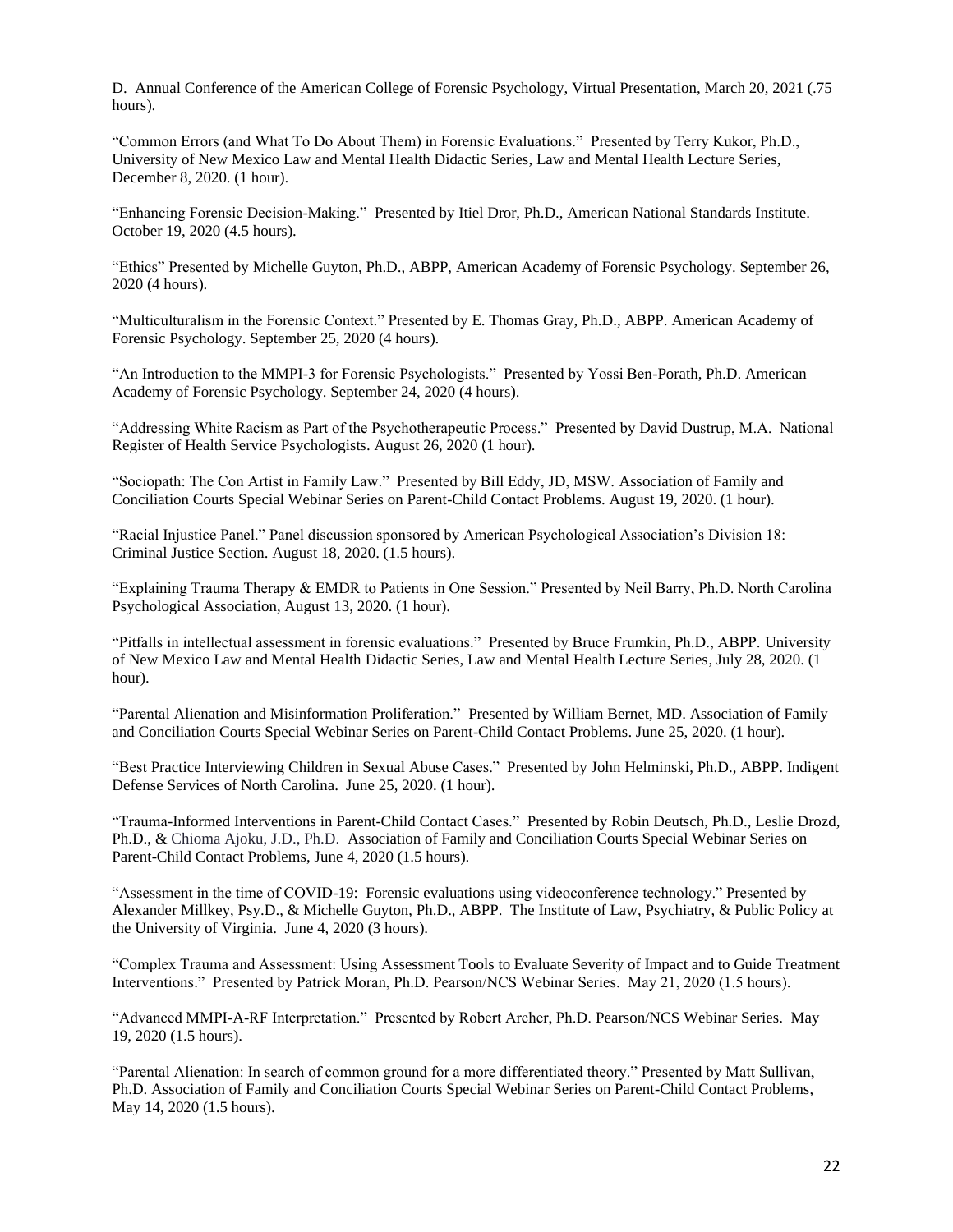D. Annual Conference of the American College of Forensic Psychology, Virtual Presentation, March 20, 2021 (.75 hours).

"Common Errors (and What To Do About Them) in Forensic Evaluations." Presented by Terry Kukor, Ph.D., University of New Mexico Law and Mental Health Didactic Series, Law and Mental Health Lecture Series, December 8, 2020. (1 hour).

"Enhancing Forensic Decision-Making." Presented by Itiel Dror, Ph.D., American National Standards Institute. October 19, 2020 (4.5 hours).

"Ethics" Presented by Michelle Guyton, Ph.D., ABPP, American Academy of Forensic Psychology. September 26, 2020 (4 hours).

"Multiculturalism in the Forensic Context." Presented by E. Thomas Gray, Ph.D., ABPP. American Academy of Forensic Psychology. September 25, 2020 (4 hours).

"An Introduction to the MMPI-3 for Forensic Psychologists." Presented by Yossi Ben-Porath, Ph.D. American Academy of Forensic Psychology. September 24, 2020 (4 hours).

"Addressing White Racism as Part of the Psychotherapeutic Process." Presented by David Dustrup, M.A. National Register of Health Service Psychologists. August 26, 2020 (1 hour).

"Sociopath: The Con Artist in Family Law." Presented by Bill Eddy, JD, MSW. Association of Family and Conciliation Courts Special Webinar Series on Parent-Child Contact Problems. August 19, 2020. (1 hour).

"Racial Injustice Panel." Panel discussion sponsored by American Psychological Association's Division 18: Criminal Justice Section. August 18, 2020. (1.5 hours).

"Explaining Trauma Therapy & EMDR to Patients in One Session." Presented by Neil Barry, Ph.D. North Carolina Psychological Association, August 13, 2020. (1 hour).

"Pitfalls in intellectual assessment in forensic evaluations." Presented by Bruce Frumkin, Ph.D., ABPP. University of New Mexico Law and Mental Health Didactic Series, Law and Mental Health Lecture Series, July 28, 2020. (1 hour).

"Parental Alienation and Misinformation Proliferation." Presented by William Bernet, MD. Association of Family and Conciliation Courts Special Webinar Series on Parent-Child Contact Problems. June 25, 2020. (1 hour).

"Best Practice Interviewing Children in Sexual Abuse Cases." Presented by John Helminski, Ph.D., ABPP. Indigent Defense Services of North Carolina. June 25, 2020. (1 hour).

"Trauma-Informed Interventions in Parent-Child Contact Cases." Presented by Robin Deutsch, Ph.D., Leslie Drozd, Ph.D., & Chioma Ajoku, J.D., Ph.D. Association of Family and Conciliation Courts Special Webinar Series on Parent-Child Contact Problems, June 4, 2020 (1.5 hours).

"Assessment in the time of COVID-19: Forensic evaluations using videoconference technology." Presented by Alexander Millkey, Psy.D., & Michelle Guyton, Ph.D., ABPP. The Institute of Law, Psychiatry, & Public Policy at the University of Virginia. June 4, 2020 (3 hours).

"Complex Trauma and Assessment: Using Assessment Tools to Evaluate Severity of Impact and to Guide Treatment Interventions." Presented by Patrick Moran, Ph.D. Pearson/NCS Webinar Series. May 21, 2020 (1.5 hours).

"Advanced MMPI-A-RF Interpretation." Presented by Robert Archer, Ph.D. Pearson/NCS Webinar Series. May 19, 2020 (1.5 hours).

"Parental Alienation: In search of common ground for a more differentiated theory." Presented by Matt Sullivan, Ph.D. Association of Family and Conciliation Courts Special Webinar Series on Parent-Child Contact Problems, May 14, 2020 (1.5 hours).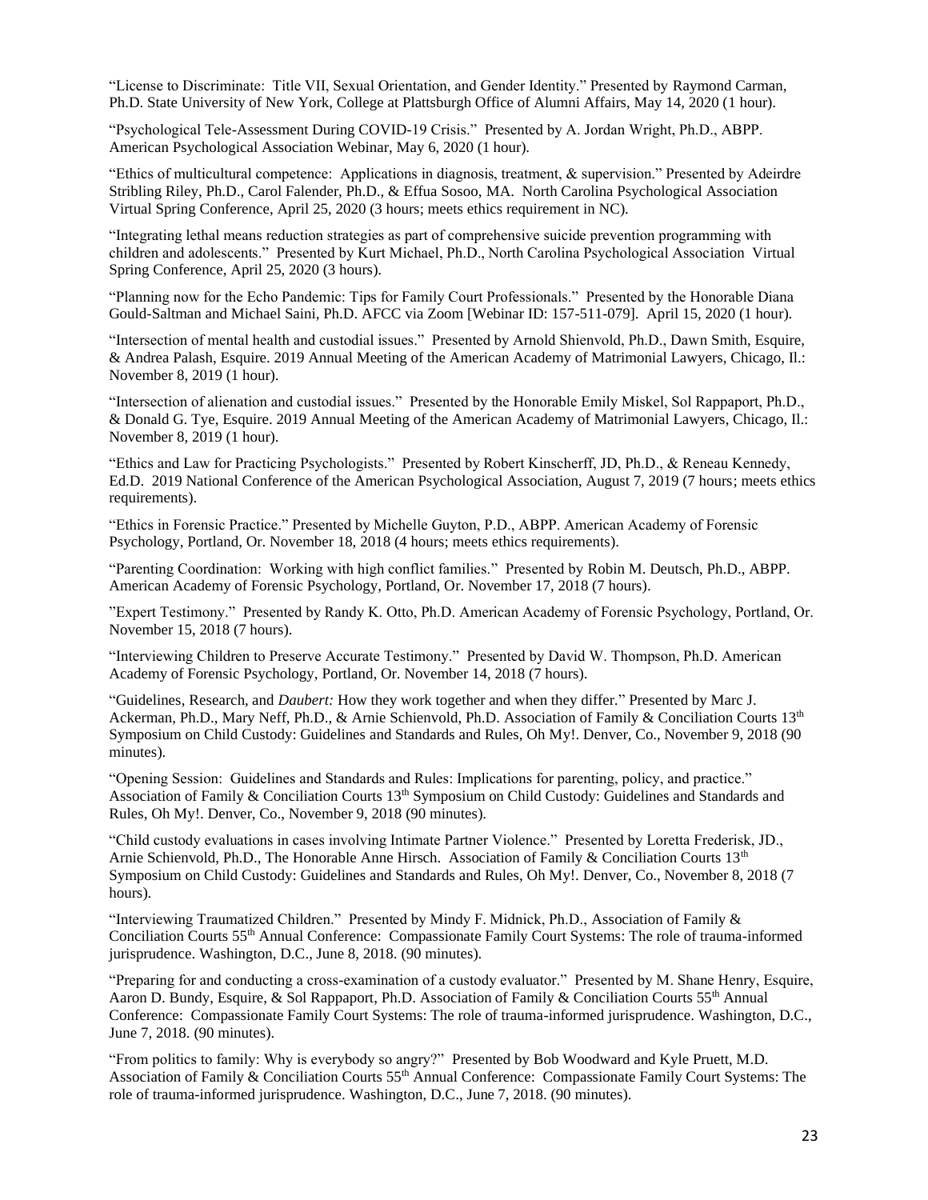"License to Discriminate: Title VII, Sexual Orientation, and Gender Identity." Presented by Raymond Carman, Ph.D. State University of New York, College at Plattsburgh Office of Alumni Affairs, May 14, 2020 (1 hour).

"Psychological Tele-Assessment During COVID-19 Crisis." Presented by A. Jordan Wright, Ph.D., ABPP. American Psychological Association Webinar, May 6, 2020 (1 hour).

"Ethics of multicultural competence: Applications in diagnosis, treatment, & supervision." Presented by Adeirdre Stribling Riley, Ph.D., Carol Falender, Ph.D., & Effua Sosoo, MA. North Carolina Psychological Association Virtual Spring Conference, April 25, 2020 (3 hours; meets ethics requirement in NC).

"Integrating lethal means reduction strategies as part of comprehensive suicide prevention programming with children and adolescents." Presented by Kurt Michael, Ph.D., North Carolina Psychological Association Virtual Spring Conference, April 25, 2020 (3 hours).

"Planning now for the Echo Pandemic: Tips for Family Court Professionals." Presented by the Honorable Diana Gould-Saltman and Michael Saini, Ph.D. AFCC via Zoom [Webinar ID: 157-511-079]. April 15, 2020 (1 hour).

"Intersection of mental health and custodial issues." Presented by Arnold Shienvold, Ph.D., Dawn Smith, Esquire, & Andrea Palash, Esquire. 2019 Annual Meeting of the American Academy of Matrimonial Lawyers, Chicago, Il.: November 8, 2019 (1 hour).

"Intersection of alienation and custodial issues." Presented by the Honorable Emily Miskel, Sol Rappaport, Ph.D., & Donald G. Tye, Esquire. 2019 Annual Meeting of the American Academy of Matrimonial Lawyers, Chicago, Il.: November 8, 2019 (1 hour).

"Ethics and Law for Practicing Psychologists." Presented by Robert Kinscherff, JD, Ph.D., & Reneau Kennedy, Ed.D. 2019 National Conference of the American Psychological Association, August 7, 2019 (7 hours; meets ethics requirements).

"Ethics in Forensic Practice." Presented by Michelle Guyton, P.D., ABPP. American Academy of Forensic Psychology, Portland, Or. November 18, 2018 (4 hours; meets ethics requirements).

"Parenting Coordination: Working with high conflict families." Presented by Robin M. Deutsch, Ph.D., ABPP. American Academy of Forensic Psychology, Portland, Or. November 17, 2018 (7 hours).

"Expert Testimony." Presented by Randy K. Otto, Ph.D. American Academy of Forensic Psychology, Portland, Or. November 15, 2018 (7 hours).

"Interviewing Children to Preserve Accurate Testimony." Presented by David W. Thompson, Ph.D. American Academy of Forensic Psychology, Portland, Or. November 14, 2018 (7 hours).

"Guidelines, Research, and *Daubert:* How they work together and when they differ." Presented by Marc J. Ackerman, Ph.D., Mary Neff, Ph.D., & Arnie Schienvold, Ph.D. Association of Family & Conciliation Courts 13th Symposium on Child Custody: Guidelines and Standards and Rules, Oh My!. Denver, Co., November 9, 2018 (90 minutes).

"Opening Session: Guidelines and Standards and Rules: Implications for parenting, policy, and practice." Association of Family & Conciliation Courts 13th Symposium on Child Custody: Guidelines and Standards and Rules, Oh My!. Denver, Co., November 9, 2018 (90 minutes).

"Child custody evaluations in cases involving Intimate Partner Violence." Presented by Loretta Frederisk, JD., Arnie Schienvold, Ph.D., The Honorable Anne Hirsch. Association of Family & Conciliation Courts 13th Symposium on Child Custody: Guidelines and Standards and Rules, Oh My!. Denver, Co., November 8, 2018 (7 hours).

"Interviewing Traumatized Children." Presented by Mindy F. Midnick, Ph.D., Association of Family & Conciliation Courts 55th Annual Conference: Compassionate Family Court Systems: The role of trauma-informed jurisprudence. Washington, D.C., June 8, 2018. (90 minutes).

"Preparing for and conducting a cross-examination of a custody evaluator." Presented by M. Shane Henry, Esquire, Aaron D. Bundy, Esquire, & Sol Rappaport, Ph.D. Association of Family & Conciliation Courts 55th Annual Conference: Compassionate Family Court Systems: The role of trauma-informed jurisprudence. Washington, D.C., June 7, 2018. (90 minutes).

"From politics to family: Why is everybody so angry?" Presented by Bob Woodward and Kyle Pruett, M.D. Association of Family & Conciliation Courts 55th Annual Conference: Compassionate Family Court Systems: The role of trauma-informed jurisprudence. Washington, D.C., June 7, 2018. (90 minutes).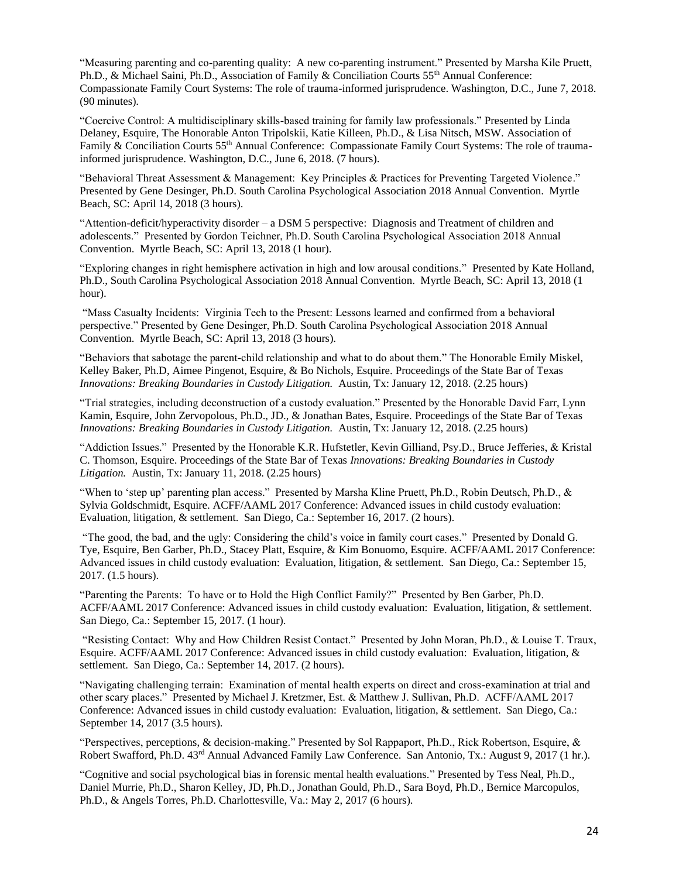"Measuring parenting and co-parenting quality: A new co-parenting instrument." Presented by Marsha Kile Pruett, Ph.D., & Michael Saini, Ph.D., Association of Family & Conciliation Courts 55th Annual Conference: Compassionate Family Court Systems: The role of trauma-informed jurisprudence. Washington, D.C., June 7, 2018. (90 minutes).

"Coercive Control: A multidisciplinary skills-based training for family law professionals." Presented by Linda Delaney, Esquire, The Honorable Anton Tripolskii, Katie Killeen, Ph.D., & Lisa Nitsch, MSW. Association of Family & Conciliation Courts 55th Annual Conference: Compassionate Family Court Systems: The role of trauma-informed jurisprudence. Washington, D.C., June 6, 2018. (7 hours).

"Behavioral Threat Assessment & Management: Key Principles & Practices for Preventing Targeted Violence." Presented by Gene Desinger, Ph.D. South Carolina Psychological Association 2018 Annual Convention. Myrtle Beach, SC: April 14, 2018 (3 hours).

"Attention-deficit/hyperactivity disorder – a DSM 5 perspective: Diagnosis and Treatment of children and adolescents." Presented by Gordon Teichner, Ph.D. South Carolina Psychological Association 2018 Annual Convention. Myrtle Beach, SC: April 13, 2018 (1 hour).

"Exploring changes in right hemisphere activation in high and low arousal conditions." Presented by Kate Holland, Ph.D., South Carolina Psychological Association 2018 Annual Convention. Myrtle Beach, SC: April 13, 2018 (1 hour).

"Mass Casualty Incidents: Virginia Tech to the Present: Lessons learned and confirmed from a behavioral perspective." Presented by Gene Desinger, Ph.D. South Carolina Psychological Association 2018 Annual Convention. Myrtle Beach, SC: April 13, 2018 (3 hours).

"Behaviors that sabotage the parent-child relationship and what to do about them." The Honorable Emily Miskel, Kelley Baker, Ph.D, Aimee Pingenot, Esquire, & Bo Nichols, Esquire. Proceedings of the State Bar of Texas *Innovations: Breaking Boundaries in Custody Litigation.* Austin, Tx: January 12, 2018. (2.25 hours)

"Trial strategies, including deconstruction of a custody evaluation." Presented by the Honorable David Farr, Lynn Kamin, Esquire, John Zervopolous, Ph.D., JD., & Jonathan Bates, Esquire. Proceedings of the State Bar of Texas *Innovations: Breaking Boundaries in Custody Litigation.* Austin, Tx: January 12, 2018. (2.25 hours)

"Addiction Issues." Presented by the Honorable K.R. Hufstetler, Kevin Gilliand, Psy.D., Bruce Jefferies, & Kristal C. Thomson, Esquire. Proceedings of the State Bar of Texas *Innovations: Breaking Boundaries in Custody Litigation.* Austin, Tx: January 11, 2018. (2.25 hours)

"When to 'step up' parenting plan access." Presented by Marsha Kline Pruett, Ph.D., Robin Deutsch, Ph.D., & Sylvia Goldschmidt, Esquire. ACFF/AAML 2017 Conference: Advanced issues in child custody evaluation: Evaluation, litigation, & settlement. San Diego, Ca.: September 16, 2017. (2 hours).

"The good, the bad, and the ugly: Considering the child's voice in family court cases." Presented by Donald G. Tye, Esquire, Ben Garber, Ph.D., Stacey Platt, Esquire, & Kim Bonuomo, Esquire. ACFF/AAML 2017 Conference: Advanced issues in child custody evaluation: Evaluation, litigation, & settlement. San Diego, Ca.: September 15, 2017. (1.5 hours).

"Parenting the Parents: To have or to Hold the High Conflict Family?" Presented by Ben Garber, Ph.D. ACFF/AAML 2017 Conference: Advanced issues in child custody evaluation: Evaluation, litigation, & settlement. San Diego, Ca.: September 15, 2017. (1 hour).

"Resisting Contact: Why and How Children Resist Contact." Presented by John Moran, Ph.D., & Louise T. Traux, Esquire. ACFF/AAML 2017 Conference: Advanced issues in child custody evaluation: Evaluation, litigation, & settlement. San Diego, Ca.: September 14, 2017. (2 hours).

"Navigating challenging terrain: Examination of mental health experts on direct and cross-examination at trial and other scary places." Presented by Michael J. Kretzmer, Est. & Matthew J. Sullivan, Ph.D. ACFF/AAML 2017 Conference: Advanced issues in child custody evaluation: Evaluation, litigation, & settlement. San Diego, Ca.: September 14, 2017 (3.5 hours).

"Perspectives, perceptions, & decision-making." Presented by Sol Rappaport, Ph.D., Rick Robertson, Esquire, & Robert Swafford, Ph.D. 43rd Annual Advanced Family Law Conference. San Antonio, Tx.: August 9, 2017 (1 hr.).

"Cognitive and social psychological bias in forensic mental health evaluations." Presented by Tess Neal, Ph.D., Daniel Murrie, Ph.D., Sharon Kelley, JD, Ph.D., Jonathan Gould, Ph.D., Sara Boyd, Ph.D., Bernice Marcopulos, Ph.D., & Angels Torres, Ph.D. Charlottesville, Va.: May 2, 2017 (6 hours).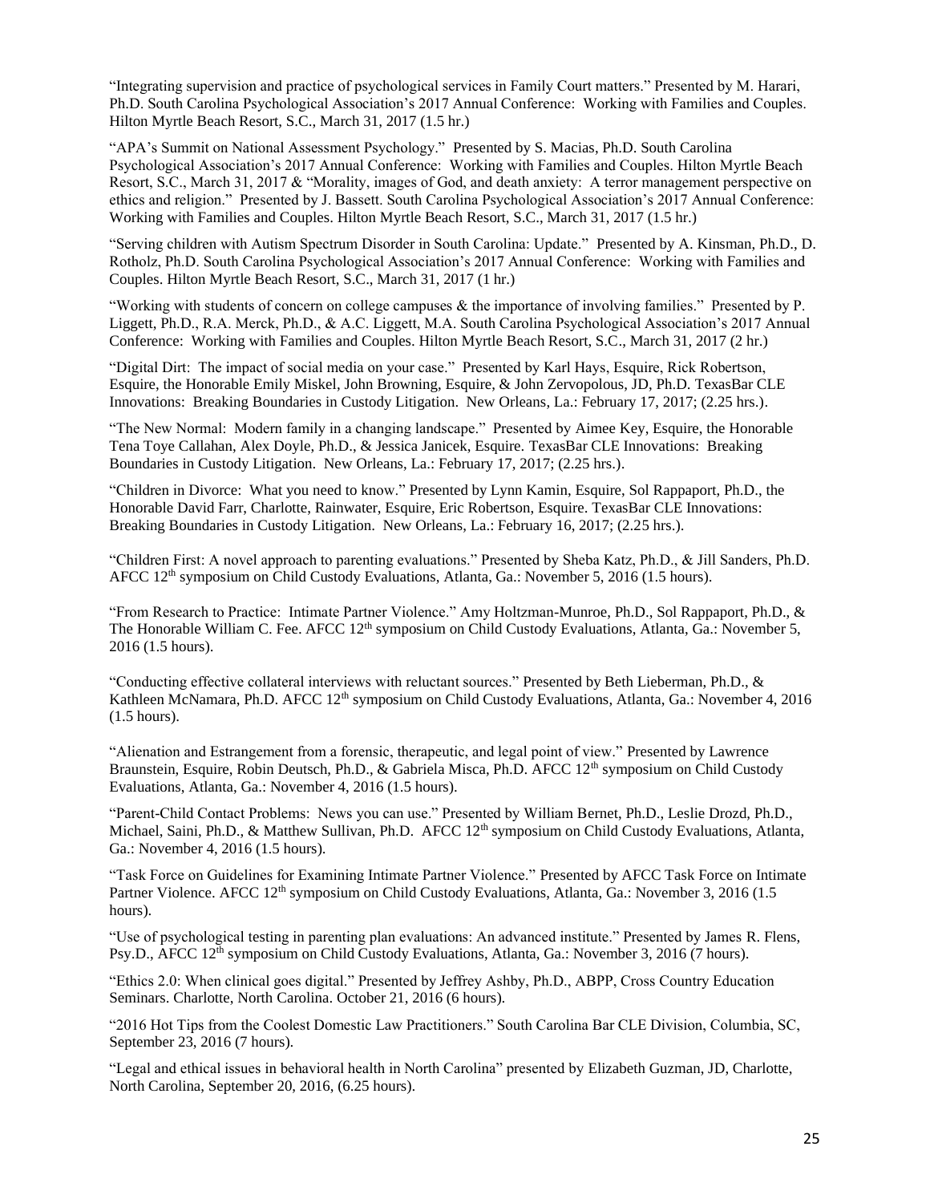"Integrating supervision and practice of psychological services in Family Court matters." Presented by M. Harari, Ph.D. South Carolina Psychological Association's 2017 Annual Conference: Working with Families and Couples. Hilton Myrtle Beach Resort, S.C., March 31, 2017 (1.5 hr.)

"APA's Summit on National Assessment Psychology." Presented by S. Macias, Ph.D. South Carolina Psychological Association's 2017 Annual Conference: Working with Families and Couples. Hilton Myrtle Beach Resort, S.C., March 31, 2017 & "Morality, images of God, and death anxiety: A terror management perspective on ethics and religion." Presented by J. Bassett. South Carolina Psychological Association's 2017 Annual Conference: Working with Families and Couples. Hilton Myrtle Beach Resort, S.C., March 31, 2017 (1.5 hr.)

"Serving children with Autism Spectrum Disorder in South Carolina: Update." Presented by A. Kinsman, Ph.D., D. Rotholz, Ph.D. South Carolina Psychological Association's 2017 Annual Conference: Working with Families and Couples. Hilton Myrtle Beach Resort, S.C., March 31, 2017 (1 hr.)

"Working with students of concern on college campuses & the importance of involving families." Presented by P. Liggett, Ph.D., R.A. Merck, Ph.D., & A.C. Liggett, M.A. South Carolina Psychological Association's 2017 Annual Conference: Working with Families and Couples. Hilton Myrtle Beach Resort, S.C., March 31, 2017 (2 hr.)

"Digital Dirt: The impact of social media on your case." Presented by Karl Hays, Esquire, Rick Robertson, Esquire, the Honorable Emily Miskel, John Browning, Esquire, & John Zervopolous, JD, Ph.D. TexasBar CLE Innovations: Breaking Boundaries in Custody Litigation. New Orleans, La.: February 17, 2017; (2.25 hrs.).

"The New Normal: Modern family in a changing landscape." Presented by Aimee Key, Esquire, the Honorable Tena Toye Callahan, Alex Doyle, Ph.D., & Jessica Janicek, Esquire. TexasBar CLE Innovations: Breaking Boundaries in Custody Litigation. New Orleans, La.: February 17, 2017; (2.25 hrs.).

"Children in Divorce: What you need to know." Presented by Lynn Kamin, Esquire, Sol Rappaport, Ph.D., the Honorable David Farr, Charlotte, Rainwater, Esquire, Eric Robertson, Esquire. TexasBar CLE Innovations: Breaking Boundaries in Custody Litigation. New Orleans, La.: February 16, 2017; (2.25 hrs.).

"Children First: A novel approach to parenting evaluations." Presented by Sheba Katz, Ph.D., & Jill Sanders, Ph.D. AFCC 12th symposium on Child Custody Evaluations, Atlanta, Ga.: November 5, 2016 (1.5 hours).

"From Research to Practice: Intimate Partner Violence." Amy Holtzman-Munroe, Ph.D., Sol Rappaport, Ph.D., & The Honorable William C. Fee. AFCC 12th symposium on Child Custody Evaluations, Atlanta, Ga.: November 5, 2016 (1.5 hours).

"Conducting effective collateral interviews with reluctant sources." Presented by Beth Lieberman, Ph.D., & Kathleen McNamara, Ph.D. AFCC 12th symposium on Child Custody Evaluations, Atlanta, Ga.: November 4, 2016 (1.5 hours).

"Alienation and Estrangement from a forensic, therapeutic, and legal point of view." Presented by Lawrence Braunstein, Esquire, Robin Deutsch, Ph.D., & Gabriela Misca, Ph.D. AFCC 12th symposium on Child Custody Evaluations, Atlanta, Ga.: November 4, 2016 (1.5 hours).

"Parent-Child Contact Problems: News you can use." Presented by William Bernet, Ph.D., Leslie Drozd, Ph.D., Michael, Saini, Ph.D., & Matthew Sullivan, Ph.D. AFCC 12th symposium on Child Custody Evaluations, Atlanta, Ga.: November 4, 2016 (1.5 hours).

"Task Force on Guidelines for Examining Intimate Partner Violence." Presented by AFCC Task Force on Intimate Partner Violence. AFCC 12th symposium on Child Custody Evaluations, Atlanta, Ga.: November 3, 2016 (1.5 hours).

"Use of psychological testing in parenting plan evaluations: An advanced institute." Presented by James R. Flens, Psy.D., AFCC 12th symposium on Child Custody Evaluations, Atlanta, Ga.: November 3, 2016 (7 hours).

"Ethics 2.0: When clinical goes digital." Presented by Jeffrey Ashby, Ph.D., ABPP, Cross Country Education Seminars. Charlotte, North Carolina. October 21, 2016 (6 hours).

"2016 Hot Tips from the Coolest Domestic Law Practitioners." South Carolina Bar CLE Division, Columbia, SC, September 23, 2016 (7 hours).

"Legal and ethical issues in behavioral health in North Carolina" presented by Elizabeth Guzman, JD, Charlotte, North Carolina, September 20, 2016, (6.25 hours).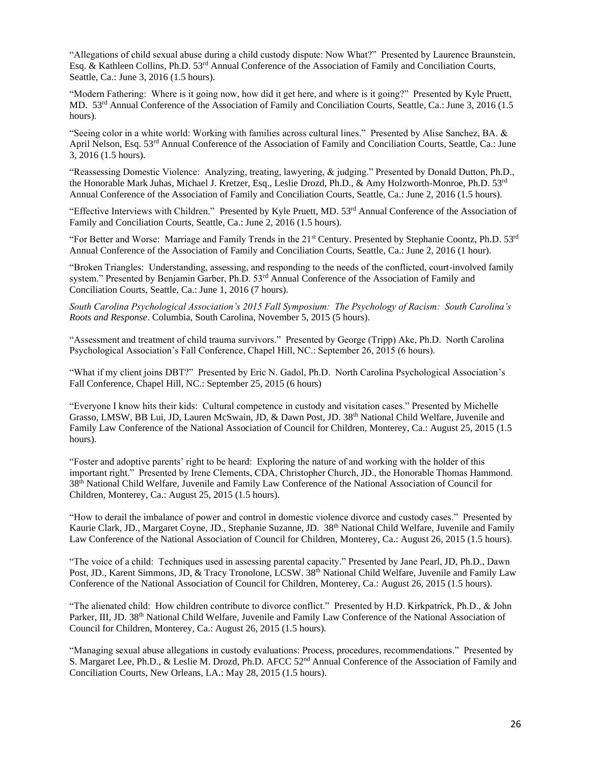"Allegations of child sexual abuse during a child custody dispute: Now What?" Presented by Laurence Braunstein, Esq. & Kathleen Collins, Ph.D. 53rd Annual Conference of the Association of Family and Conciliation Courts, Seattle, Ca.: June 3, 2016 (1.5 hours).

"Modern Fathering: Where is it going now, how did it get here, and where is it going?" Presented by Kyle Pruett, MD. 53rd Annual Conference of the Association of Family and Conciliation Courts, Seattle, Ca.: June 3, 2016 (1.5 hours).

"Seeing color in a white world: Working with families across cultural lines." Presented by Alise Sanchez, BA. & April Nelson, Esq. 53rd Annual Conference of the Association of Family and Conciliation Courts, Seattle, Ca.: June 3, 2016 (1.5 hours).

"Reassessing Domestic Violence: Analyzing, treating, lawyering, & judging." Presented by Donald Dutton, Ph.D., the Honorable Mark Juhas, Michael J. Kretzer, Esq., Leslie Drozd, Ph.D., & Amy Holzworth-Monroe, Ph.D. 53rd Annual Conference of the Association of Family and Conciliation Courts, Seattle, Ca.: June 2, 2016 (1.5 hours).

"Effective Interviews with Children." Presented by Kyle Pruett, MD. 53rd Annual Conference of the Association of Family and Conciliation Courts, Seattle, Ca.: June 2, 2016 (1.5 hours).

"For Better and Worse: Marriage and Family Trends in the 21st Century. Presented by Stephanie Coontz, Ph.D. 53rd Annual Conference of the Association of Family and Conciliation Courts, Seattle, Ca.: June 2, 2016 (1 hour).

"Broken Triangles: Understanding, assessing, and responding to the needs of the conflicted, court-involved family system." Presented by Benjamin Garber, Ph.D. 53rd Annual Conference of the Association of Family and Conciliation Courts, Seattle, Ca.: June 1, 2016 (7 hours).

*South Carolina Psychological Association's 2015 Fall Symposium: The Psychology of Racism: South Carolina's Roots and Response*. Columbia, South Carolina, November 5, 2015 (5 hours).

"Assessment and treatment of child trauma survivors." Presented by George (Tripp) Ake, Ph.D. North Carolina Psychological Association's Fall Conference, Chapel Hill, NC.: September 26, 2015 (6 hours).

"What if my client joins DBT?" Presented by Eric N. Gadol, Ph.D. North Carolina Psychological Association's Fall Conference, Chapel Hill, NC.: September 25, 2015 (6 hours)

"Everyone I know hits their kids: Cultural competence in custody and visitation cases." Presented by Michelle Grasso, LMSW, BB Lui, JD, Lauren McSwain, JD, & Dawn Post, JD. 38th National Child Welfare, Juvenile and Family Law Conference of the National Association of Council for Children, Monterey, Ca.: August 25, 2015 (1.5 hours).

"Foster and adoptive parents' right to be heard: Exploring the nature of and working with the holder of this important right." Presented by Irene Clements, CDA, Christopher Church, JD., the Honorable Thomas Hammond. 38th National Child Welfare, Juvenile and Family Law Conference of the National Association of Council for Children, Monterey, Ca.: August 25, 2015 (1.5 hours).

"How to derail the imbalance of power and control in domestic violence divorce and custody cases." Presented by Kaurie Clark, JD., Margaret Coyne, JD., Stephanie Suzanne, JD. 38th National Child Welfare, Juvenile and Family Law Conference of the National Association of Council for Children, Monterey, Ca.: August 26, 2015 (1.5 hours).

"The voice of a child: Techniques used in assessing parental capacity." Presented by Jane Pearl, JD, Ph.D., Dawn Post, JD., Karent Simmons, JD, & Tracy Tronolone, LCSW. 38th National Child Welfare, Juvenile and Family Law Conference of the National Association of Council for Children, Monterey, Ca.: August 26, 2015 (1.5 hours).

"The alienated child: How children contribute to divorce conflict." Presented by H.D. Kirkpatrick, Ph.D., & John Parker, III, JD. 38th National Child Welfare, Juvenile and Family Law Conference of the National Association of Council for Children, Monterey, Ca.: August 26, 2015 (1.5 hours).

"Managing sexual abuse allegations in custody evaluations: Process, procedures, recommendations." Presented by S. Margaret Lee, Ph.D., & Leslie M. Drozd, Ph.D. AFCC 52nd Annual Conference of the Association of Family and Conciliation Courts, New Orleans, LA.: May 28, 2015 (1.5 hours).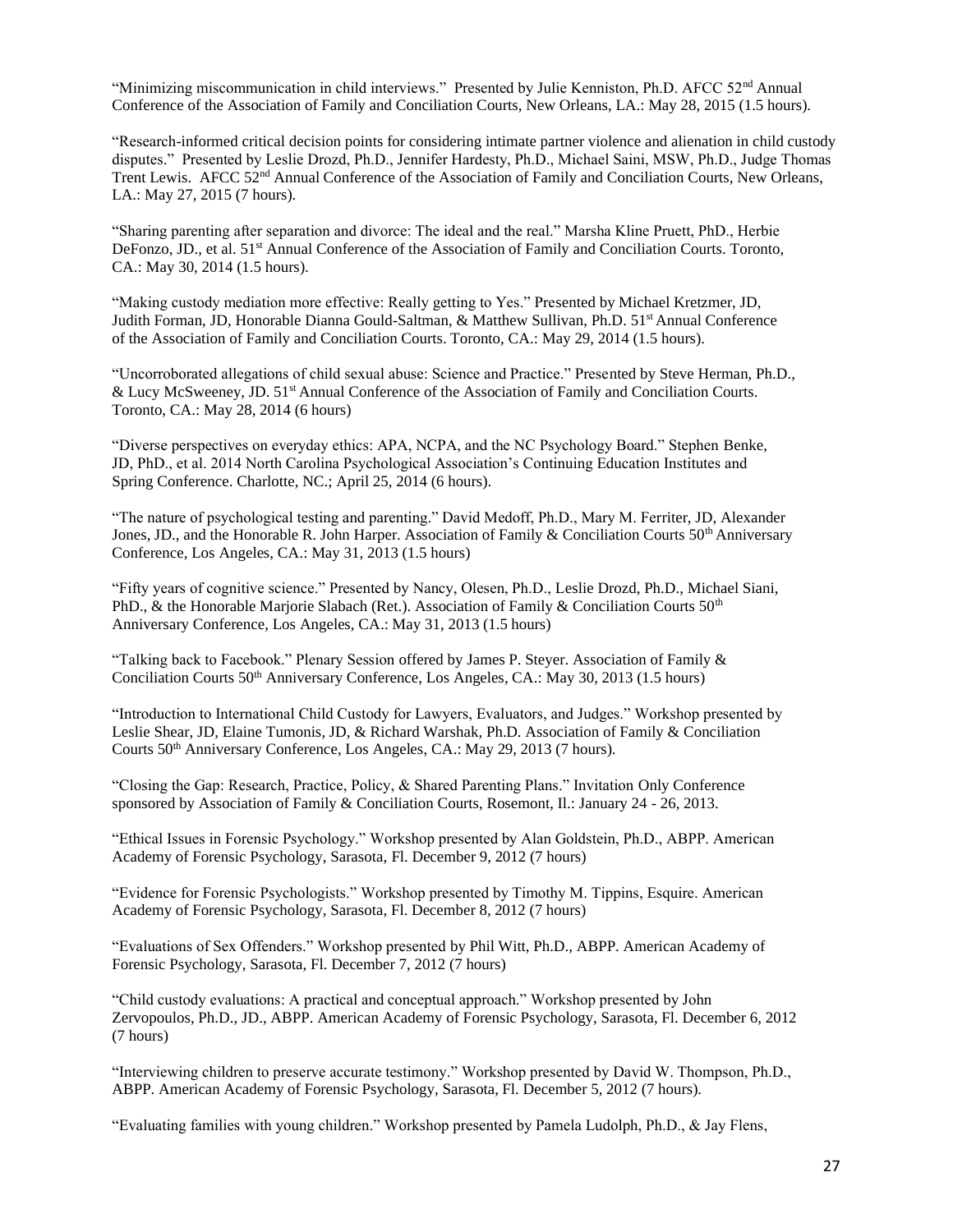"Minimizing miscommunication in child interviews." Presented by Julie Kenniston, Ph.D. AFCC 52nd Annual Conference of the Association of Family and Conciliation Courts, New Orleans, LA.: May 28, 2015 (1.5 hours).

"Research-informed critical decision points for considering intimate partner violence and alienation in child custody disputes." Presented by Leslie Drozd, Ph.D., Jennifer Hardesty, Ph.D., Michael Saini, MSW, Ph.D., Judge Thomas Trent Lewis. AFCC 52nd Annual Conference of the Association of Family and Conciliation Courts, New Orleans, LA.: May 27, 2015 (7 hours).

"Sharing parenting after separation and divorce: The ideal and the real." Marsha Kline Pruett, PhD., Herbie DeFonzo, JD., et al. 51st Annual Conference of the Association of Family and Conciliation Courts. Toronto, CA.: May 30, 2014 (1.5 hours).

"Making custody mediation more effective: Really getting to Yes." Presented by Michael Kretzmer, JD, Judith Forman, JD, Honorable Dianna Gould-Saltman, & Matthew Sullivan, Ph.D. 51st Annual Conference of the Association of Family and Conciliation Courts. Toronto, CA.: May 29, 2014 (1.5 hours).

"Uncorroborated allegations of child sexual abuse: Science and Practice." Presented by Steve Herman, Ph.D., & Lucy McSweeney, JD. 51st Annual Conference of the Association of Family and Conciliation Courts. Toronto, CA.: May 28, 2014 (6 hours)

"Diverse perspectives on everyday ethics: APA, NCPA, and the NC Psychology Board." Stephen Benke, JD, PhD., et al. 2014 North Carolina Psychological Association's Continuing Education Institutes and Spring Conference. Charlotte, NC.; April 25, 2014 (6 hours).

"The nature of psychological testing and parenting." David Medoff, Ph.D., Mary M. Ferriter, JD, Alexander Jones, JD., and the Honorable R. John Harper. Association of Family & Conciliation Courts 50th Anniversary Conference, Los Angeles, CA.: May 31, 2013 (1.5 hours)

"Fifty years of cognitive science." Presented by Nancy, Olesen, Ph.D., Leslie Drozd, Ph.D., Michael Siani, PhD., & the Honorable Marjorie Slabach (Ret.). Association of Family & Conciliation Courts 50th Anniversary Conference, Los Angeles, CA.: May 31, 2013 (1.5 hours)

"Talking back to Facebook." Plenary Session offered by James P. Steyer. Association of Family & Conciliation Courts 50th Anniversary Conference, Los Angeles, CA.: May 30, 2013 (1.5 hours)

"Introduction to International Child Custody for Lawyers, Evaluators, and Judges." Workshop presented by Leslie Shear, JD, Elaine Tumonis, JD, & Richard Warshak, Ph.D. Association of Family & Conciliation Courts 50th Anniversary Conference, Los Angeles, CA.: May 29, 2013 (7 hours).

"Closing the Gap: Research, Practice, Policy, & Shared Parenting Plans." Invitation Only Conference sponsored by Association of Family & Conciliation Courts, Rosemont, Il.: January 24 - 26, 2013.

"Ethical Issues in Forensic Psychology." Workshop presented by Alan Goldstein, Ph.D., ABPP. American Academy of Forensic Psychology, Sarasota, Fl. December 9, 2012 (7 hours)

"Evidence for Forensic Psychologists." Workshop presented by Timothy M. Tippins, Esquire. American Academy of Forensic Psychology, Sarasota, Fl. December 8, 2012 (7 hours)

"Evaluations of Sex Offenders." Workshop presented by Phil Witt, Ph.D., ABPP. American Academy of Forensic Psychology, Sarasota, Fl. December 7, 2012 (7 hours)

"Child custody evaluations: A practical and conceptual approach." Workshop presented by John Zervopoulos, Ph.D., JD., ABPP. American Academy of Forensic Psychology, Sarasota, Fl. December 6, 2012 (7 hours)

"Interviewing children to preserve accurate testimony." Workshop presented by David W. Thompson, Ph.D., ABPP. American Academy of Forensic Psychology, Sarasota, Fl. December 5, 2012 (7 hours).

"Evaluating families with young children." Workshop presented by Pamela Ludolph, Ph.D., & Jay Flens,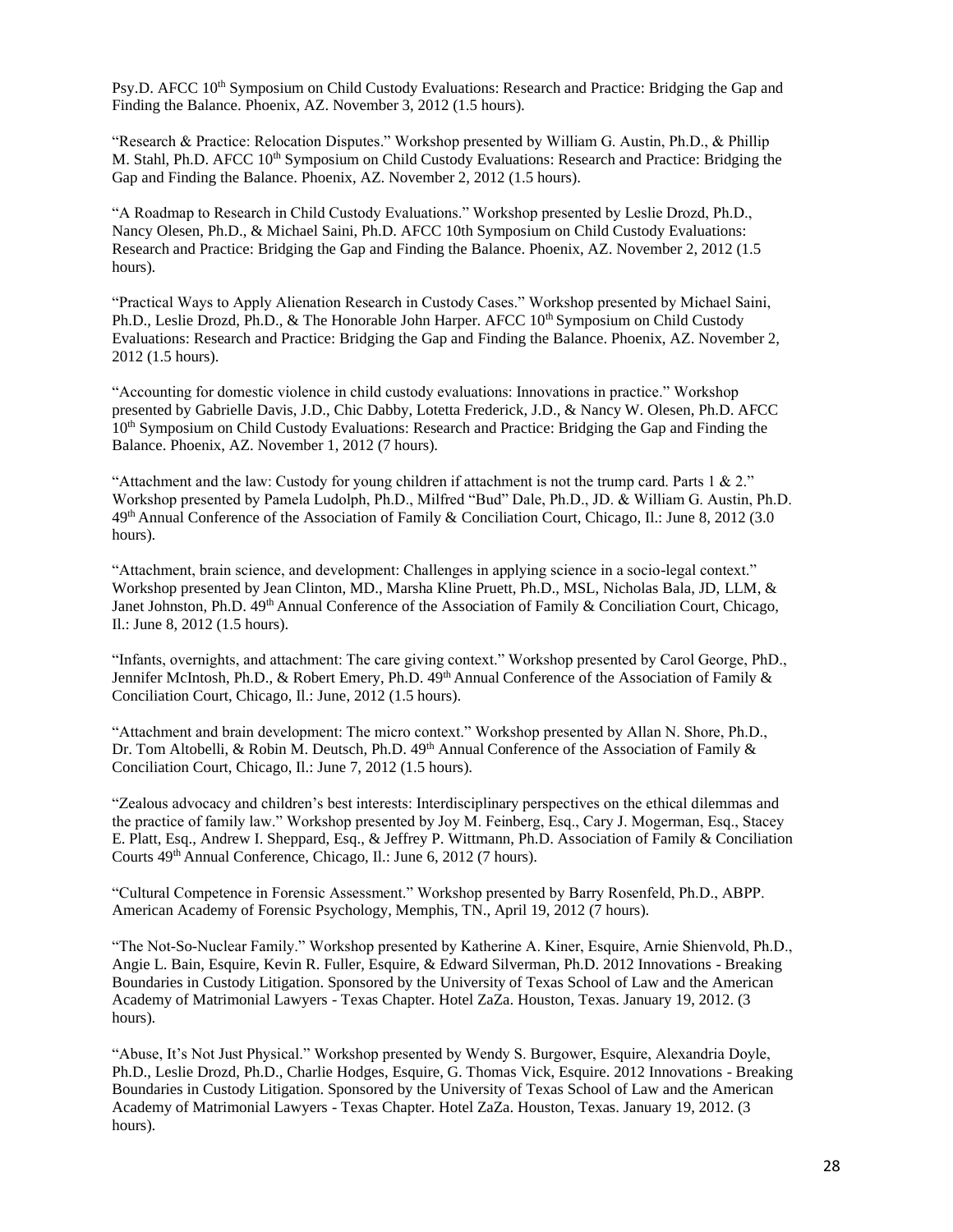Psy.D. AFCC 10th Symposium on Child Custody Evaluations: Research and Practice: Bridging the Gap and Finding the Balance. Phoenix, AZ. November 3, 2012 (1.5 hours).

"Research & Practice: Relocation Disputes." Workshop presented by William G. Austin, Ph.D., & Phillip M. Stahl, Ph.D. AFCC 10th Symposium on Child Custody Evaluations: Research and Practice: Bridging the Gap and Finding the Balance. Phoenix, AZ. November 2, 2012 (1.5 hours).

"A Roadmap to Research in Child Custody Evaluations." Workshop presented by Leslie Drozd, Ph.D., Nancy Olesen, Ph.D., & Michael Saini, Ph.D. AFCC 10th Symposium on Child Custody Evaluations: Research and Practice: Bridging the Gap and Finding the Balance. Phoenix, AZ. November 2, 2012 (1.5 hours).

"Practical Ways to Apply Alienation Research in Custody Cases." Workshop presented by Michael Saini, Ph.D., Leslie Drozd, Ph.D., & The Honorable John Harper. AFCC 10th Symposium on Child Custody Evaluations: Research and Practice: Bridging the Gap and Finding the Balance. Phoenix, AZ. November 2, 2012 (1.5 hours).

"Accounting for domestic violence in child custody evaluations: Innovations in practice." Workshop presented by Gabrielle Davis, J.D., Chic Dabby, Lotetta Frederick, J.D., & Nancy W. Olesen, Ph.D. AFCC 10th Symposium on Child Custody Evaluations: Research and Practice: Bridging the Gap and Finding the Balance. Phoenix, AZ. November 1, 2012 (7 hours).

"Attachment and the law: Custody for young children if attachment is not the trump card. Parts 1 & 2." Workshop presented by Pamela Ludolph, Ph.D., Milfred "Bud" Dale, Ph.D., JD. & William G. Austin, Ph.D. 49th Annual Conference of the Association of Family & Conciliation Court, Chicago, Il.: June 8, 2012 (3.0 hours).

"Attachment, brain science, and development: Challenges in applying science in a socio-legal context." Workshop presented by Jean Clinton, MD., Marsha Kline Pruett, Ph.D., MSL, Nicholas Bala, JD, LLM, & Janet Johnston, Ph.D. 49th Annual Conference of the Association of Family & Conciliation Court, Chicago, Il.: June 8, 2012 (1.5 hours).

"Infants, overnights, and attachment: The care giving context." Workshop presented by Carol George, PhD., Jennifer McIntosh, Ph.D., & Robert Emery, Ph.D. 49th Annual Conference of the Association of Family & Conciliation Court, Chicago, Il.: June, 2012 (1.5 hours).

"Attachment and brain development: The micro context." Workshop presented by Allan N. Shore, Ph.D., Dr. Tom Altobelli, & Robin M. Deutsch, Ph.D. 49th Annual Conference of the Association of Family & Conciliation Court, Chicago, Il.: June 7, 2012 (1.5 hours).

"Zealous advocacy and children's best interests: Interdisciplinary perspectives on the ethical dilemmas and the practice of family law." Workshop presented by Joy M. Feinberg, Esq., Cary J. Mogerman, Esq., Stacey E. Platt, Esq., Andrew I. Sheppard, Esq., & Jeffrey P. Wittmann, Ph.D. Association of Family & Conciliation Courts 49th Annual Conference, Chicago, Il.: June 6, 2012 (7 hours).

"Cultural Competence in Forensic Assessment." Workshop presented by Barry Rosenfeld, Ph.D., ABPP. American Academy of Forensic Psychology, Memphis, TN., April 19, 2012 (7 hours).

"The Not-So-Nuclear Family." Workshop presented by Katherine A. Kiner, Esquire, Arnie Shienvold, Ph.D., Angie L. Bain, Esquire, Kevin R. Fuller, Esquire, & Edward Silverman, Ph.D. 2012 Innovations - Breaking Boundaries in Custody Litigation. Sponsored by the University of Texas School of Law and the American Academy of Matrimonial Lawyers - Texas Chapter. Hotel ZaZa. Houston, Texas. January 19, 2012. (3 hours).

"Abuse, It's Not Just Physical." Workshop presented by Wendy S. Burgower, Esquire, Alexandria Doyle, Ph.D., Leslie Drozd, Ph.D., Charlie Hodges, Esquire, G. Thomas Vick, Esquire. 2012 Innovations - Breaking Boundaries in Custody Litigation. Sponsored by the University of Texas School of Law and the American Academy of Matrimonial Lawyers - Texas Chapter. Hotel ZaZa. Houston, Texas. January 19, 2012. (3 hours).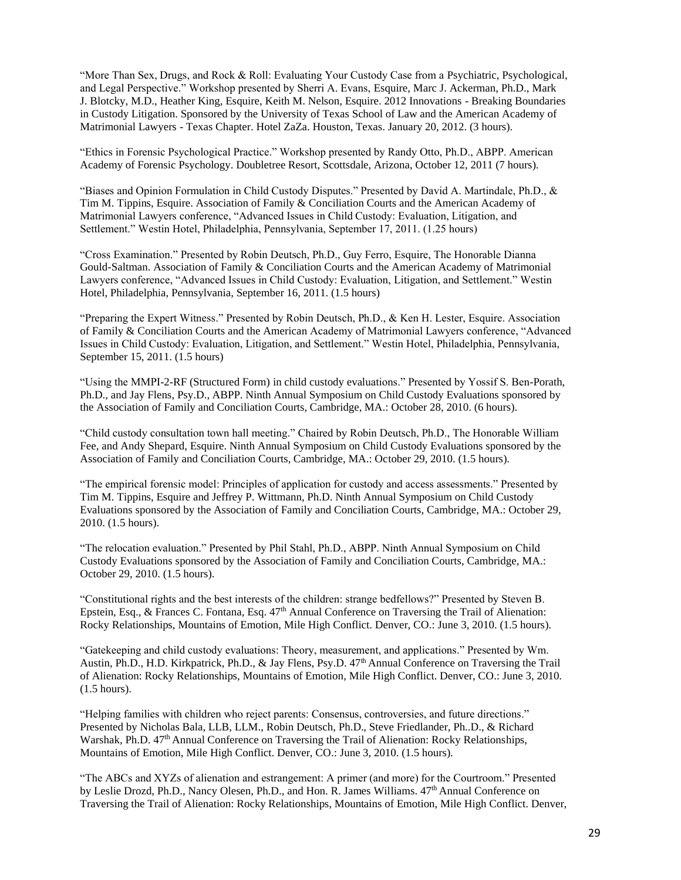"More Than Sex, Drugs, and Rock & Roll: Evaluating Your Custody Case from a Psychiatric, Psychological, and Legal Perspective." Workshop presented by Sherri A. Evans, Esquire, Marc J. Ackerman, Ph.D., Mark J. Blotcky, M.D., Heather King, Esquire, Keith M. Nelson, Esquire. 2012 Innovations - Breaking Boundaries in Custody Litigation. Sponsored by the University of Texas School of Law and the American Academy of Matrimonial Lawyers - Texas Chapter. Hotel ZaZa. Houston, Texas. January 20, 2012. (3 hours).

"Ethics in Forensic Psychological Practice." Workshop presented by Randy Otto, Ph.D., ABPP. American Academy of Forensic Psychology. Doubletree Resort, Scottsdale, Arizona, October 12, 2011 (7 hours).

"Biases and Opinion Formulation in Child Custody Disputes." Presented by David A. Martindale, Ph.D., & Tim M. Tippins, Esquire. Association of Family & Conciliation Courts and the American Academy of Matrimonial Lawyers conference, "Advanced Issues in Child Custody: Evaluation, Litigation, and Settlement." Westin Hotel, Philadelphia, Pennsylvania, September 17, 2011. (1.25 hours)

"Cross Examination." Presented by Robin Deutsch, Ph.D., Guy Ferro, Esquire, The Honorable Dianna Gould-Saltman. Association of Family & Conciliation Courts and the American Academy of Matrimonial Lawyers conference, "Advanced Issues in Child Custody: Evaluation, Litigation, and Settlement." Westin Hotel, Philadelphia, Pennsylvania, September 16, 2011. (1.5 hours)

"Preparing the Expert Witness." Presented by Robin Deutsch, Ph.D., & Ken H. Lester, Esquire. Association of Family & Conciliation Courts and the American Academy of Matrimonial Lawyers conference, "Advanced Issues in Child Custody: Evaluation, Litigation, and Settlement." Westin Hotel, Philadelphia, Pennsylvania, September 15, 2011. (1.5 hours)

"Using the MMPI-2-RF (Structured Form) in child custody evaluations." Presented by Yossif S. Ben-Porath, Ph.D., and Jay Flens, Psy.D., ABPP. Ninth Annual Symposium on Child Custody Evaluations sponsored by the Association of Family and Conciliation Courts, Cambridge, MA.: October 28, 2010. (6 hours).

"Child custody consultation town hall meeting." Chaired by Robin Deutsch, Ph.D., The Honorable William Fee, and Andy Shepard, Esquire. Ninth Annual Symposium on Child Custody Evaluations sponsored by the Association of Family and Conciliation Courts, Cambridge, MA.: October 29, 2010. (1.5 hours).

"The empirical forensic model: Principles of application for custody and access assessments." Presented by Tim M. Tippins, Esquire and Jeffrey P. Wittmann, Ph.D. Ninth Annual Symposium on Child Custody Evaluations sponsored by the Association of Family and Conciliation Courts, Cambridge, MA.: October 29, 2010. (1.5 hours).

"The relocation evaluation." Presented by Phil Stahl, Ph.D., ABPP. Ninth Annual Symposium on Child Custody Evaluations sponsored by the Association of Family and Conciliation Courts, Cambridge, MA.: October 29, 2010. (1.5 hours).

"Constitutional rights and the best interests of the children: strange bedfellows?" Presented by Steven B. Epstein, Esq., & Frances C. Fontana, Esq. 47th Annual Conference on Traversing the Trail of Alienation: Rocky Relationships, Mountains of Emotion, Mile High Conflict. Denver, CO.: June 3, 2010. (1.5 hours).

"Gatekeeping and child custody evaluations: Theory, measurement, and applications." Presented by Wm. Austin, Ph.D., H.D. Kirkpatrick, Ph.D., & Jay Flens, Psy.D. 47th Annual Conference on Traversing the Trail of Alienation: Rocky Relationships, Mountains of Emotion, Mile High Conflict. Denver, CO.: June 3, 2010. (1.5 hours).

"Helping families with children who reject parents: Consensus, controversies, and future directions." Presented by Nicholas Bala, LLB, LLM., Robin Deutsch, Ph.D., Steve Friedlander, Ph..D., & Richard Warshak, Ph.D. 47th Annual Conference on Traversing the Trail of Alienation: Rocky Relationships, Mountains of Emotion, Mile High Conflict. Denver, CO.: June 3, 2010. (1.5 hours).

"The ABCs and XYZs of alienation and estrangement: A primer (and more) for the Courtroom." Presented by Leslie Drozd, Ph.D., Nancy Olesen, Ph.D., and Hon. R. James Williams. 47th Annual Conference on Traversing the Trail of Alienation: Rocky Relationships, Mountains of Emotion, Mile High Conflict. Denver,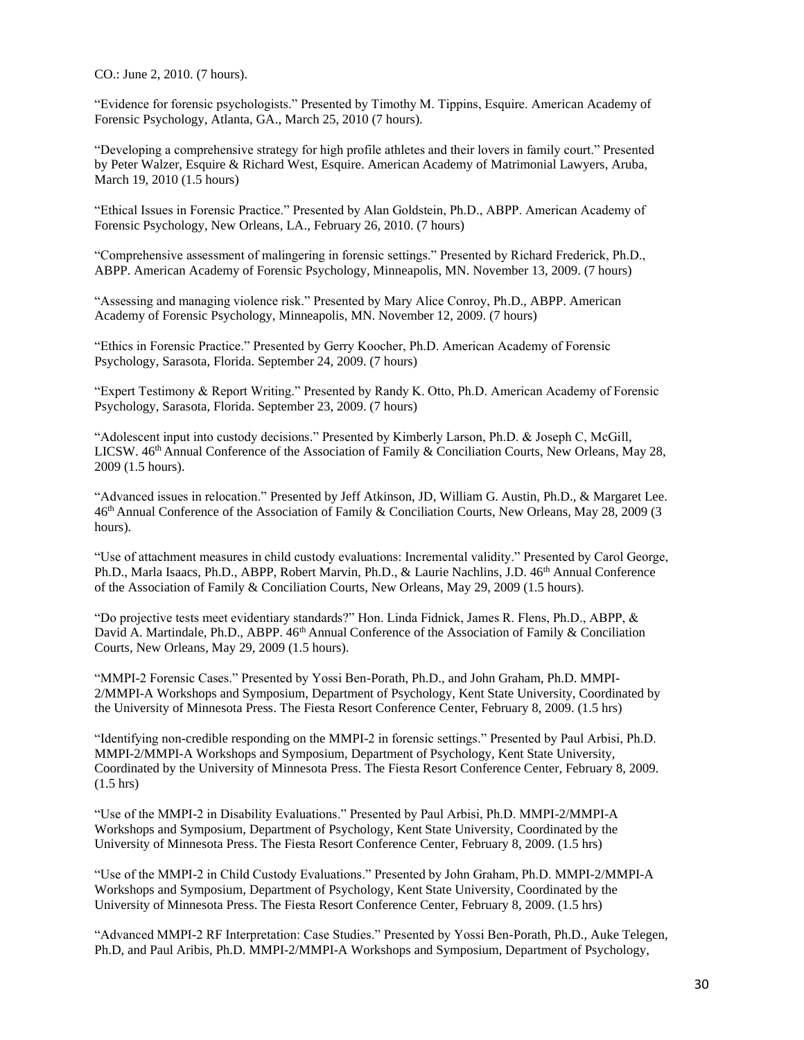CO.: June 2, 2010. (7 hours).

"Evidence for forensic psychologists." Presented by Timothy M. Tippins, Esquire. American Academy of Forensic Psychology, Atlanta, GA., March 25, 2010 (7 hours).

"Developing a comprehensive strategy for high profile athletes and their lovers in family court." Presented by Peter Walzer, Esquire & Richard West, Esquire. American Academy of Matrimonial Lawyers, Aruba, March 19, 2010 (1.5 hours)

"Ethical Issues in Forensic Practice." Presented by Alan Goldstein, Ph.D., ABPP. American Academy of Forensic Psychology, New Orleans, LA., February 26, 2010. (7 hours)

"Comprehensive assessment of malingering in forensic settings." Presented by Richard Frederick, Ph.D., ABPP. American Academy of Forensic Psychology, Minneapolis, MN. November 13, 2009. (7 hours)

"Assessing and managing violence risk." Presented by Mary Alice Conroy, Ph.D., ABPP. American Academy of Forensic Psychology, Minneapolis, MN. November 12, 2009. (7 hours)

"Ethics in Forensic Practice." Presented by Gerry Koocher, Ph.D. American Academy of Forensic Psychology, Sarasota, Florida. September 24, 2009. (7 hours)

"Expert Testimony & Report Writing." Presented by Randy K. Otto, Ph.D. American Academy of Forensic Psychology, Sarasota, Florida. September 23, 2009. (7 hours)

"Adolescent input into custody decisions." Presented by Kimberly Larson, Ph.D. & Joseph C, McGill, LICSW. 46th Annual Conference of the Association of Family & Conciliation Courts, New Orleans, May 28, 2009 (1.5 hours).

"Advanced issues in relocation." Presented by Jeff Atkinson, JD, William G. Austin, Ph.D., & Margaret Lee. 46th Annual Conference of the Association of Family & Conciliation Courts, New Orleans, May 28, 2009 (3 hours).

"Use of attachment measures in child custody evaluations: Incremental validity." Presented by Carol George, Ph.D., Marla Isaacs, Ph.D., ABPP, Robert Marvin, Ph.D., & Laurie Nachlins, J.D. 46th Annual Conference of the Association of Family & Conciliation Courts, New Orleans, May 29, 2009 (1.5 hours).

"Do projective tests meet evidentiary standards?" Hon. Linda Fidnick, James R. Flens, Ph.D., ABPP, & David A. Martindale, Ph.D., ABPP. 46th Annual Conference of the Association of Family & Conciliation Courts, New Orleans, May 29, 2009 (1.5 hours).

"MMPI-2 Forensic Cases." Presented by Yossi Ben-Porath, Ph.D., and John Graham, Ph.D. MMPI-2/MMPI-A Workshops and Symposium, Department of Psychology, Kent State University, Coordinated by the University of Minnesota Press. The Fiesta Resort Conference Center, February 8, 2009. (1.5 hrs)

"Identifying non-credible responding on the MMPI-2 in forensic settings." Presented by Paul Arbisi, Ph.D. MMPI-2/MMPI-A Workshops and Symposium, Department of Psychology, Kent State University, Coordinated by the University of Minnesota Press. The Fiesta Resort Conference Center, February 8, 2009. (1.5 hrs)

"Use of the MMPI-2 in Disability Evaluations." Presented by Paul Arbisi, Ph.D. MMPI-2/MMPI-A Workshops and Symposium, Department of Psychology, Kent State University, Coordinated by the University of Minnesota Press. The Fiesta Resort Conference Center, February 8, 2009. (1.5 hrs)

"Use of the MMPI-2 in Child Custody Evaluations." Presented by John Graham, Ph.D. MMPI-2/MMPI-A Workshops and Symposium, Department of Psychology, Kent State University, Coordinated by the University of Minnesota Press. The Fiesta Resort Conference Center, February 8, 2009. (1.5 hrs)

"Advanced MMPI-2 RF Interpretation: Case Studies." Presented by Yossi Ben-Porath, Ph.D., Auke Telegen, Ph.D, and Paul Aribis, Ph.D. MMPI-2/MMPI-A Workshops and Symposium, Department of Psychology,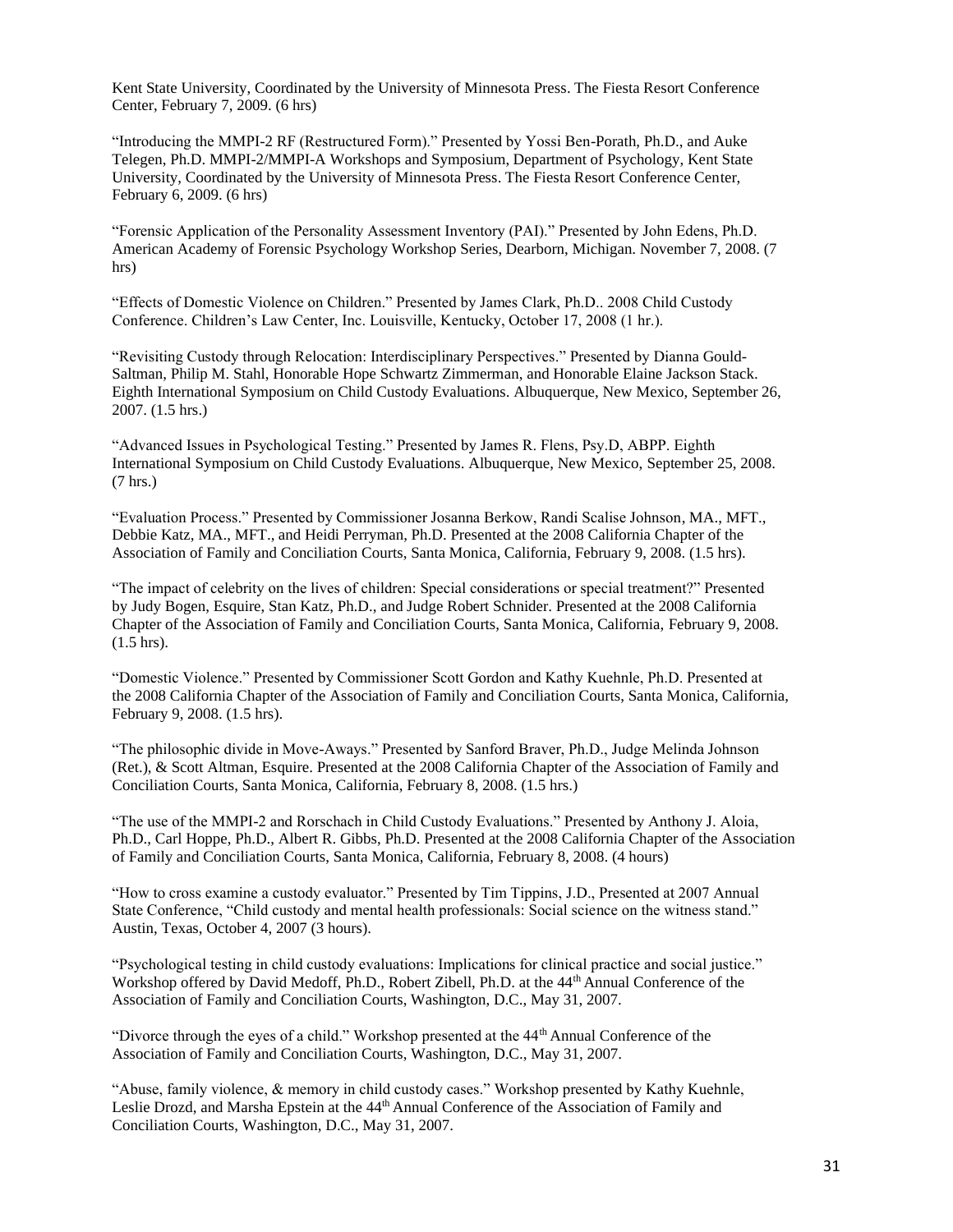Kent State University, Coordinated by the University of Minnesota Press. The Fiesta Resort Conference Center, February 7, 2009. (6 hrs)

"Introducing the MMPI-2 RF (Restructured Form)." Presented by Yossi Ben-Porath, Ph.D., and Auke Telegen, Ph.D. MMPI-2/MMPI-A Workshops and Symposium, Department of Psychology, Kent State University, Coordinated by the University of Minnesota Press. The Fiesta Resort Conference Center, February 6, 2009. (6 hrs)

"Forensic Application of the Personality Assessment Inventory (PAI)." Presented by John Edens, Ph.D. American Academy of Forensic Psychology Workshop Series, Dearborn, Michigan. November 7, 2008. (7 hrs)

"Effects of Domestic Violence on Children." Presented by James Clark, Ph.D.. 2008 Child Custody Conference. Children's Law Center, Inc. Louisville, Kentucky, October 17, 2008 (1 hr.).

"Revisiting Custody through Relocation: Interdisciplinary Perspectives." Presented by Dianna Gould-Saltman, Philip M. Stahl, Honorable Hope Schwartz Zimmerman, and Honorable Elaine Jackson Stack. Eighth International Symposium on Child Custody Evaluations. Albuquerque, New Mexico, September 26, 2007. (1.5 hrs.)

"Advanced Issues in Psychological Testing." Presented by James R. Flens, Psy.D, ABPP. Eighth International Symposium on Child Custody Evaluations. Albuquerque, New Mexico, September 25, 2008. (7 hrs.)

"Evaluation Process." Presented by Commissioner Josanna Berkow, Randi Scalise Johnson, MA., MFT., Debbie Katz, MA., MFT., and Heidi Perryman, Ph.D. Presented at the 2008 California Chapter of the Association of Family and Conciliation Courts, Santa Monica, California, February 9, 2008. (1.5 hrs).

"The impact of celebrity on the lives of children: Special considerations or special treatment?" Presented by Judy Bogen, Esquire, Stan Katz, Ph.D., and Judge Robert Schnider. Presented at the 2008 California Chapter of the Association of Family and Conciliation Courts, Santa Monica, California, February 9, 2008. (1.5 hrs).

"Domestic Violence." Presented by Commissioner Scott Gordon and Kathy Kuehnle, Ph.D. Presented at the 2008 California Chapter of the Association of Family and Conciliation Courts, Santa Monica, California, February 9, 2008. (1.5 hrs).

"The philosophic divide in Move-Aways." Presented by Sanford Braver, Ph.D., Judge Melinda Johnson (Ret.), & Scott Altman, Esquire. Presented at the 2008 California Chapter of the Association of Family and Conciliation Courts, Santa Monica, California, February 8, 2008. (1.5 hrs.)

"The use of the MMPI-2 and Rorschach in Child Custody Evaluations." Presented by Anthony J. Aloia, Ph.D., Carl Hoppe, Ph.D., Albert R. Gibbs, Ph.D. Presented at the 2008 California Chapter of the Association of Family and Conciliation Courts, Santa Monica, California, February 8, 2008. (4 hours)

"How to cross examine a custody evaluator." Presented by Tim Tippins, J.D., Presented at 2007 Annual State Conference, "Child custody and mental health professionals: Social science on the witness stand." Austin, Texas, October 4, 2007 (3 hours).

"Psychological testing in child custody evaluations: Implications for clinical practice and social justice." Workshop offered by David Medoff, Ph.D., Robert Zibell, Ph.D. at the 44th Annual Conference of the Association of Family and Conciliation Courts, Washington, D.C., May 31, 2007.

"Divorce through the eyes of a child." Workshop presented at the 44th Annual Conference of the Association of Family and Conciliation Courts, Washington, D.C., May 31, 2007.

"Abuse, family violence, & memory in child custody cases." Workshop presented by Kathy Kuehnle, Leslie Drozd, and Marsha Epstein at the 44th Annual Conference of the Association of Family and Conciliation Courts, Washington, D.C., May 31, 2007.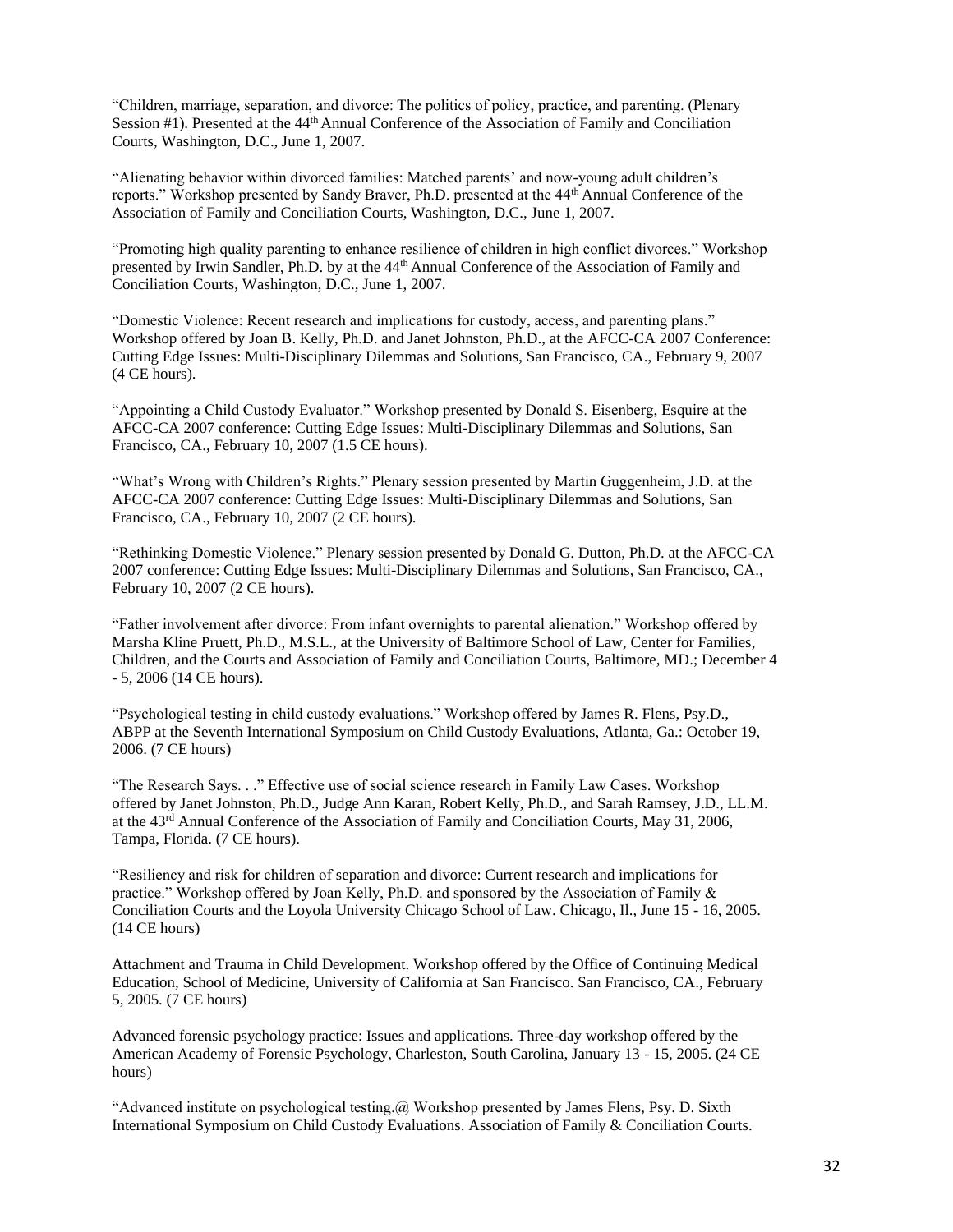"Children, marriage, separation, and divorce: The politics of policy, practice, and parenting. (Plenary Session #1). Presented at the 44th Annual Conference of the Association of Family and Conciliation Courts, Washington, D.C., June 1, 2007.

"Alienating behavior within divorced families: Matched parents' and now-young adult children's reports." Workshop presented by Sandy Braver, Ph.D. presented at the 44th Annual Conference of the Association of Family and Conciliation Courts, Washington, D.C., June 1, 2007.

"Promoting high quality parenting to enhance resilience of children in high conflict divorces." Workshop presented by Irwin Sandler, Ph.D. by at the 44th Annual Conference of the Association of Family and Conciliation Courts, Washington, D.C., June 1, 2007.

"Domestic Violence: Recent research and implications for custody, access, and parenting plans." Workshop offered by Joan B. Kelly, Ph.D. and Janet Johnston, Ph.D., at the AFCC-CA 2007 Conference: Cutting Edge Issues: Multi-Disciplinary Dilemmas and Solutions, San Francisco, CA., February 9, 2007 (4 CE hours).

"Appointing a Child Custody Evaluator." Workshop presented by Donald S. Eisenberg, Esquire at the AFCC-CA 2007 conference: Cutting Edge Issues: Multi-Disciplinary Dilemmas and Solutions, San Francisco, CA., February 10, 2007 (1.5 CE hours).

"What's Wrong with Children's Rights." Plenary session presented by Martin Guggenheim, J.D. at the AFCC-CA 2007 conference: Cutting Edge Issues: Multi-Disciplinary Dilemmas and Solutions, San Francisco, CA., February 10, 2007 (2 CE hours).

"Rethinking Domestic Violence." Plenary session presented by Donald G. Dutton, Ph.D. at the AFCC-CA 2007 conference: Cutting Edge Issues: Multi-Disciplinary Dilemmas and Solutions, San Francisco, CA., February 10, 2007 (2 CE hours).

"Father involvement after divorce: From infant overnights to parental alienation." Workshop offered by Marsha Kline Pruett, Ph.D., M.S.L., at the University of Baltimore School of Law, Center for Families, Children, and the Courts and Association of Family and Conciliation Courts, Baltimore, MD.; December 4 - 5, 2006 (14 CE hours).

"Psychological testing in child custody evaluations." Workshop offered by James R. Flens, Psy.D., ABPP at the Seventh International Symposium on Child Custody Evaluations, Atlanta, Ga.: October 19, 2006. (7 CE hours)

"The Research Says. . ." Effective use of social science research in Family Law Cases. Workshop offered by Janet Johnston, Ph.D., Judge Ann Karan, Robert Kelly, Ph.D., and Sarah Ramsey, J.D., LL.M. at the 43rd Annual Conference of the Association of Family and Conciliation Courts, May 31, 2006, Tampa, Florida. (7 CE hours).

"Resiliency and risk for children of separation and divorce: Current research and implications for practice." Workshop offered by Joan Kelly, Ph.D. and sponsored by the Association of Family & Conciliation Courts and the Loyola University Chicago School of Law. Chicago, Il., June 15 - 16, 2005. (14 CE hours)

Attachment and Trauma in Child Development. Workshop offered by the Office of Continuing Medical Education, School of Medicine, University of California at San Francisco. San Francisco, CA., February 5, 2005. (7 CE hours)

Advanced forensic psychology practice: Issues and applications. Three-day workshop offered by the American Academy of Forensic Psychology, Charleston, South Carolina, January 13 - 15, 2005. (24 CE hours)

"Advanced institute on psychological testing.@ Workshop presented by James Flens, Psy. D. Sixth International Symposium on Child Custody Evaluations. Association of Family & Conciliation Courts.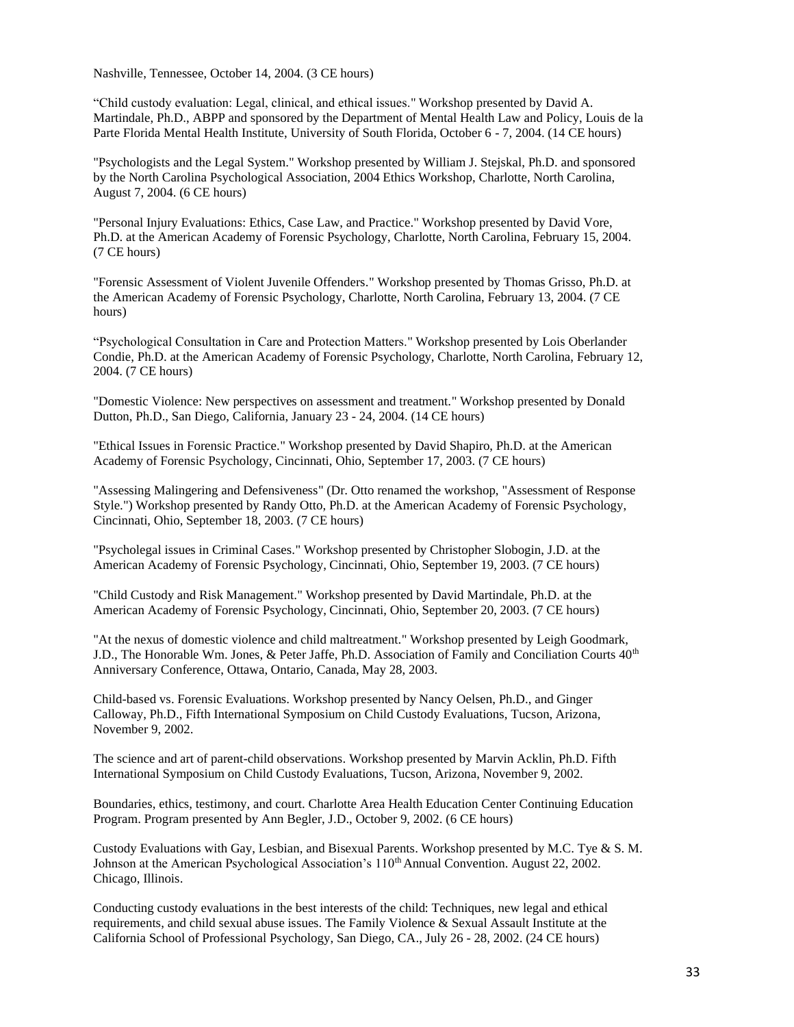Nashville, Tennessee, October 14, 2004. (3 CE hours)

“Child custody evaluation: Legal, clinical, and ethical issues." Workshop presented by David A. Martindale, Ph.D., ABPP and sponsored by the Department of Mental Health Law and Policy, Louis de la Parte Florida Mental Health Institute, University of South Florida, October 6 - 7, 2004. (14 CE hours)

"Psychologists and the Legal System." Workshop presented by William J. Stejskal, Ph.D. and sponsored by the North Carolina Psychological Association, 2004 Ethics Workshop, Charlotte, North Carolina, August 7, 2004. (6 CE hours)

"Personal Injury Evaluations: Ethics, Case Law, and Practice." Workshop presented by David Vore, Ph.D. at the American Academy of Forensic Psychology, Charlotte, North Carolina, February 15, 2004. (7 CE hours)

"Forensic Assessment of Violent Juvenile Offenders." Workshop presented by Thomas Grisso, Ph.D. at the American Academy of Forensic Psychology, Charlotte, North Carolina, February 13, 2004. (7 CE hours)

“Psychological Consultation in Care and Protection Matters." Workshop presented by Lois Oberlander Condie, Ph.D. at the American Academy of Forensic Psychology, Charlotte, North Carolina, February 12, 2004. (7 CE hours)

"Domestic Violence: New perspectives on assessment and treatment." Workshop presented by Donald Dutton, Ph.D., San Diego, California, January 23 - 24, 2004. (14 CE hours)

"Ethical Issues in Forensic Practice." Workshop presented by David Shapiro, Ph.D. at the American Academy of Forensic Psychology, Cincinnati, Ohio, September 17, 2003. (7 CE hours)

"Assessing Malingering and Defensiveness" (Dr. Otto renamed the workshop, "Assessment of Response Style.") Workshop presented by Randy Otto, Ph.D. at the American Academy of Forensic Psychology, Cincinnati, Ohio, September 18, 2003. (7 CE hours)

"Psycholegal issues in Criminal Cases." Workshop presented by Christopher Slobogin, J.D. at the American Academy of Forensic Psychology, Cincinnati, Ohio, September 19, 2003. (7 CE hours)

"Child Custody and Risk Management." Workshop presented by David Martindale, Ph.D. at the American Academy of Forensic Psychology, Cincinnati, Ohio, September 20, 2003. (7 CE hours)

"At the nexus of domestic violence and child maltreatment." Workshop presented by Leigh Goodmark, J.D., The Honorable Wm. Jones, & Peter Jaffe, Ph.D. Association of Family and Conciliation Courts 40th Anniversary Conference, Ottawa, Ontario, Canada, May 28, 2003.

Child-based vs. Forensic Evaluations. Workshop presented by Nancy Oelsen, Ph.D., and Ginger Calloway, Ph.D., Fifth International Symposium on Child Custody Evaluations, Tucson, Arizona, November 9, 2002.

The science and art of parent-child observations. Workshop presented by Marvin Acklin, Ph.D. Fifth International Symposium on Child Custody Evaluations, Tucson, Arizona, November 9, 2002.

Boundaries, ethics, testimony, and court. Charlotte Area Health Education Center Continuing Education Program. Program presented by Ann Begler, J.D., October 9, 2002. (6 CE hours)

Custody Evaluations with Gay, Lesbian, and Bisexual Parents. Workshop presented by M.C. Tye & S. M. Johnson at the American Psychological Association's 110th Annual Convention. August 22, 2002. Chicago, Illinois.

Conducting custody evaluations in the best interests of the child: Techniques, new legal and ethical requirements, and child sexual abuse issues. The Family Violence & Sexual Assault Institute at the California School of Professional Psychology, San Diego, CA., July 26 - 28, 2002. (24 CE hours)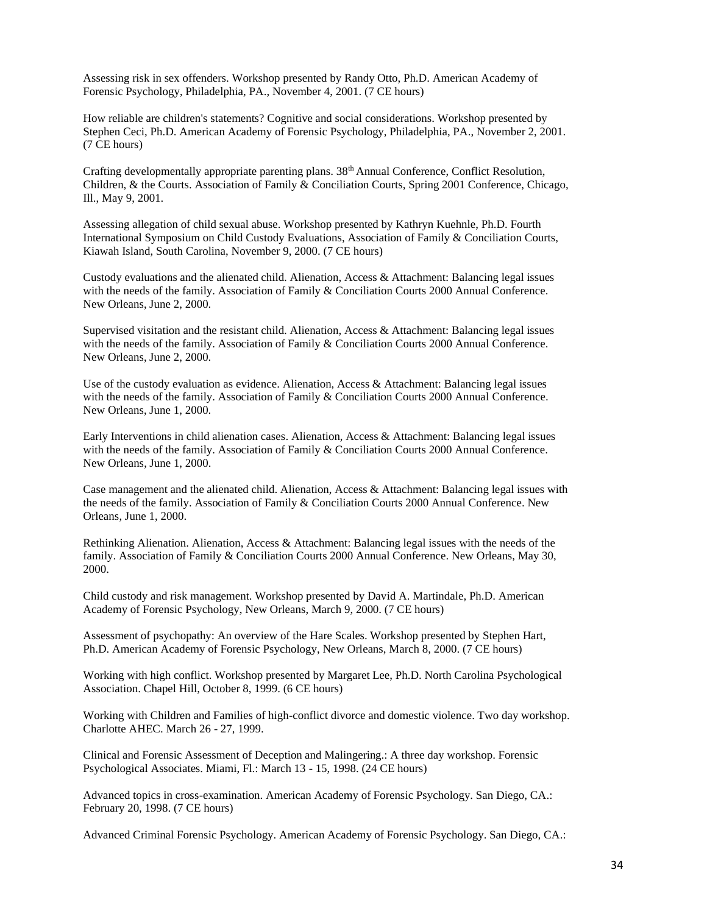Assessing risk in sex offenders. Workshop presented by Randy Otto, Ph.D. American Academy of Forensic Psychology, Philadelphia, PA., November 4, 2001. (7 CE hours)

How reliable are children's statements? Cognitive and social considerations. Workshop presented by Stephen Ceci, Ph.D. American Academy of Forensic Psychology, Philadelphia, PA., November 2, 2001. (7 CE hours)

Crafting developmentally appropriate parenting plans. 38th Annual Conference, Conflict Resolution, Children, & the Courts. Association of Family & Conciliation Courts, Spring 2001 Conference, Chicago, Ill., May 9, 2001.

Assessing allegation of child sexual abuse. Workshop presented by Kathryn Kuehnle, Ph.D. Fourth International Symposium on Child Custody Evaluations, Association of Family & Conciliation Courts, Kiawah Island, South Carolina, November 9, 2000. (7 CE hours)

Custody evaluations and the alienated child. Alienation, Access & Attachment: Balancing legal issues with the needs of the family. Association of Family & Conciliation Courts 2000 Annual Conference. New Orleans, June 2, 2000.

Supervised visitation and the resistant child. Alienation, Access & Attachment: Balancing legal issues with the needs of the family. Association of Family & Conciliation Courts 2000 Annual Conference. New Orleans, June 2, 2000.

Use of the custody evaluation as evidence. Alienation, Access & Attachment: Balancing legal issues with the needs of the family. Association of Family & Conciliation Courts 2000 Annual Conference. New Orleans, June 1, 2000.

Early Interventions in child alienation cases. Alienation, Access & Attachment: Balancing legal issues with the needs of the family. Association of Family & Conciliation Courts 2000 Annual Conference. New Orleans, June 1, 2000.

Case management and the alienated child. Alienation, Access & Attachment: Balancing legal issues with the needs of the family. Association of Family & Conciliation Courts 2000 Annual Conference. New Orleans, June 1, 2000.

Rethinking Alienation. Alienation, Access & Attachment: Balancing legal issues with the needs of the family. Association of Family & Conciliation Courts 2000 Annual Conference. New Orleans, May 30, 2000.

Child custody and risk management. Workshop presented by David A. Martindale, Ph.D. American Academy of Forensic Psychology, New Orleans, March 9, 2000. (7 CE hours)

Assessment of psychopathy: An overview of the Hare Scales. Workshop presented by Stephen Hart, Ph.D. American Academy of Forensic Psychology, New Orleans, March 8, 2000. (7 CE hours)

Working with high conflict. Workshop presented by Margaret Lee, Ph.D. North Carolina Psychological Association. Chapel Hill, October 8, 1999. (6 CE hours)

Working with Children and Families of high-conflict divorce and domestic violence. Two day workshop. Charlotte AHEC. March 26 - 27, 1999.

Clinical and Forensic Assessment of Deception and Malingering.: A three day workshop. Forensic Psychological Associates. Miami, Fl.: March 13 - 15, 1998. (24 CE hours)

Advanced topics in cross-examination. American Academy of Forensic Psychology. San Diego, CA.: February 20, 1998. (7 CE hours)

Advanced Criminal Forensic Psychology. American Academy of Forensic Psychology. San Diego, CA.: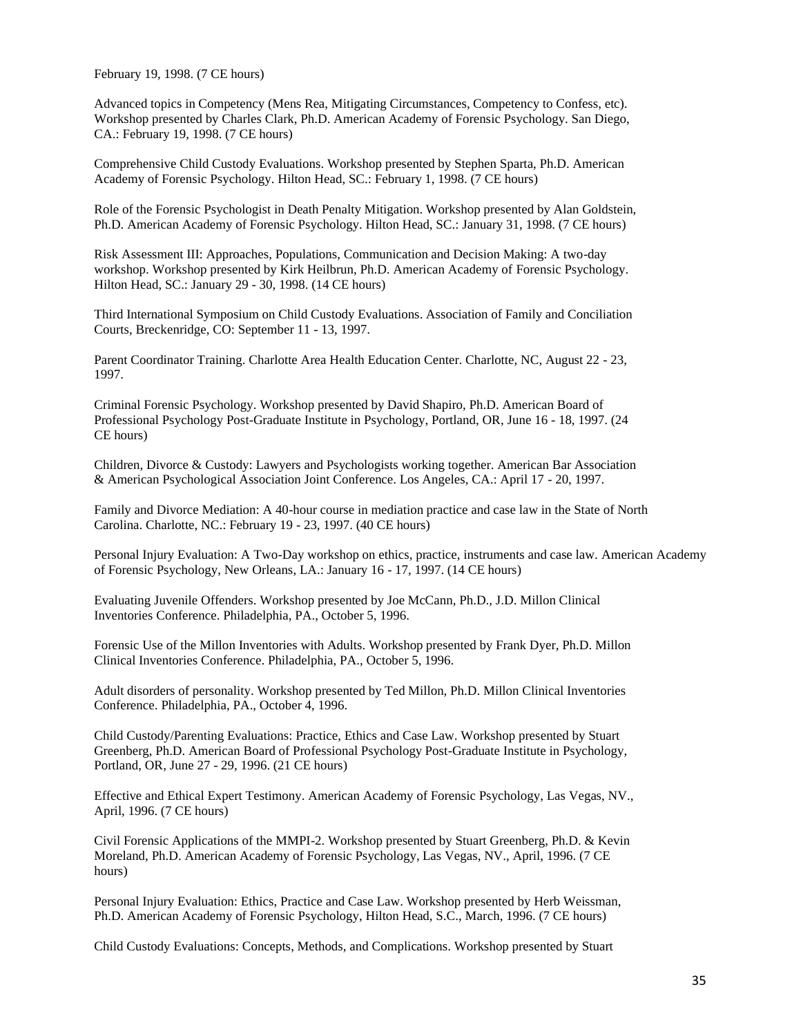February 19, 1998. (7 CE hours)

Advanced topics in Competency (Mens Rea, Mitigating Circumstances, Competency to Confess, etc). Workshop presented by Charles Clark, Ph.D. American Academy of Forensic Psychology. San Diego, CA.: February 19, 1998. (7 CE hours)

Comprehensive Child Custody Evaluations. Workshop presented by Stephen Sparta, Ph.D. American Academy of Forensic Psychology. Hilton Head, SC.: February 1, 1998. (7 CE hours)

Role of the Forensic Psychologist in Death Penalty Mitigation. Workshop presented by Alan Goldstein, Ph.D. American Academy of Forensic Psychology. Hilton Head, SC.: January 31, 1998. (7 CE hours)

Risk Assessment III: Approaches, Populations, Communication and Decision Making: A two-day workshop. Workshop presented by Kirk Heilbrun, Ph.D. American Academy of Forensic Psychology. Hilton Head, SC.: January 29 - 30, 1998. (14 CE hours)

Third International Symposium on Child Custody Evaluations. Association of Family and Conciliation Courts, Breckenridge, CO: September 11 - 13, 1997.

Parent Coordinator Training. Charlotte Area Health Education Center. Charlotte, NC, August 22 - 23, 1997.

Criminal Forensic Psychology. Workshop presented by David Shapiro, Ph.D. American Board of Professional Psychology Post-Graduate Institute in Psychology, Portland, OR, June 16 - 18, 1997. (24 CE hours)

Children, Divorce & Custody: Lawyers and Psychologists working together. American Bar Association & American Psychological Association Joint Conference. Los Angeles, CA.: April 17 - 20, 1997.

Family and Divorce Mediation: A 40-hour course in mediation practice and case law in the State of North Carolina. Charlotte, NC.: February 19 - 23, 1997. (40 CE hours)

Personal Injury Evaluation: A Two-Day workshop on ethics, practice, instruments and case law. American Academy of Forensic Psychology, New Orleans, LA.: January 16 - 17, 1997. (14 CE hours)

Evaluating Juvenile Offenders. Workshop presented by Joe McCann, Ph.D., J.D. Millon Clinical Inventories Conference. Philadelphia, PA., October 5, 1996.

Forensic Use of the Millon Inventories with Adults. Workshop presented by Frank Dyer, Ph.D. Millon Clinical Inventories Conference. Philadelphia, PA., October 5, 1996.

Adult disorders of personality. Workshop presented by Ted Millon, Ph.D. Millon Clinical Inventories Conference. Philadelphia, PA., October 4, 1996.

Child Custody/Parenting Evaluations: Practice, Ethics and Case Law. Workshop presented by Stuart Greenberg, Ph.D. American Board of Professional Psychology Post-Graduate Institute in Psychology, Portland, OR, June 27 - 29, 1996. (21 CE hours)

Effective and Ethical Expert Testimony. American Academy of Forensic Psychology, Las Vegas, NV., April, 1996. (7 CE hours)

Civil Forensic Applications of the MMPI-2. Workshop presented by Stuart Greenberg, Ph.D. & Kevin Moreland, Ph.D. American Academy of Forensic Psychology, Las Vegas, NV., April, 1996. (7 CE hours)

Personal Injury Evaluation: Ethics, Practice and Case Law. Workshop presented by Herb Weissman, Ph.D. American Academy of Forensic Psychology, Hilton Head, S.C., March, 1996. (7 CE hours)

Child Custody Evaluations: Concepts, Methods, and Complications. Workshop presented by Stuart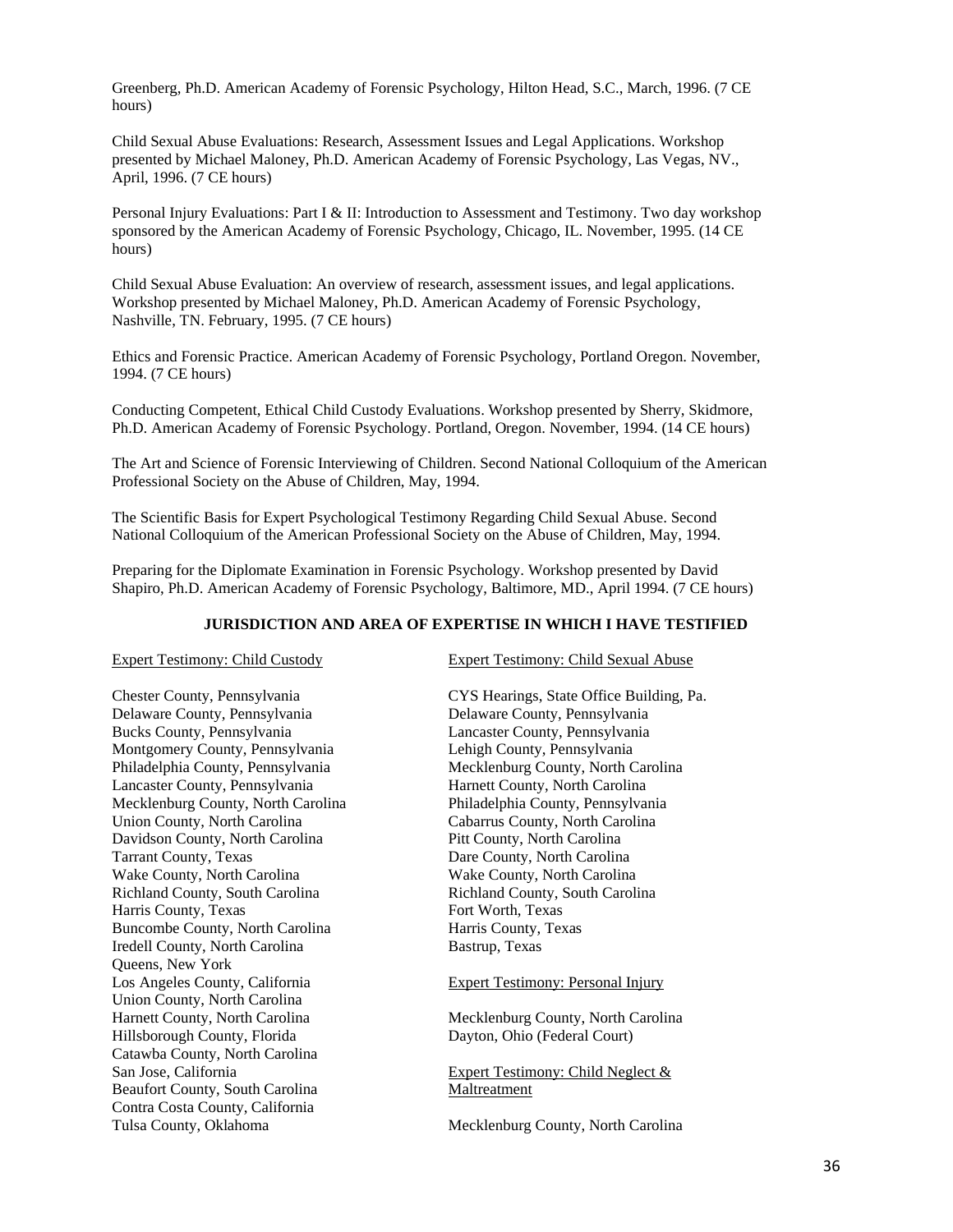Greenberg, Ph.D. American Academy of Forensic Psychology, Hilton Head, S.C., March, 1996. (7 CE hours)

Child Sexual Abuse Evaluations: Research, Assessment Issues and Legal Applications. Workshop presented by Michael Maloney, Ph.D. American Academy of Forensic Psychology, Las Vegas, NV., April, 1996. (7 CE hours)

Personal Injury Evaluations: Part I & II: Introduction to Assessment and Testimony. Two day workshop sponsored by the American Academy of Forensic Psychology, Chicago, IL. November, 1995. (14 CE hours)

Child Sexual Abuse Evaluation: An overview of research, assessment issues, and legal applications. Workshop presented by Michael Maloney, Ph.D. American Academy of Forensic Psychology, Nashville, TN. February, 1995. (7 CE hours)

Ethics and Forensic Practice. American Academy of Forensic Psychology, Portland Oregon. November, 1994. (7 CE hours)

Conducting Competent, Ethical Child Custody Evaluations. Workshop presented by Sherry, Skidmore, Ph.D. American Academy of Forensic Psychology. Portland, Oregon. November, 1994. (14 CE hours)

The Art and Science of Forensic Interviewing of Children. Second National Colloquium of the American Professional Society on the Abuse of Children, May, 1994.

The Scientific Basis for Expert Psychological Testimony Regarding Child Sexual Abuse. Second National Colloquium of the American Professional Society on the Abuse of Children, May, 1994.

Preparing for the Diplomate Examination in Forensic Psychology. Workshop presented by David Shapiro, Ph.D. American Academy of Forensic Psychology, Baltimore, MD., April 1994. (7 CE hours)

## JURISDICTION AND AREA OF EXPERTISE IN WHICH I HAVE TESTIFIED

Expert Testimony: Child Custody

Chester County, Pennsylvania
Delaware County, Pennsylvania
Bucks County, Pennsylvania
Montgomery County, Pennsylvania
Philadelphia County, Pennsylvania
Lancaster County, Pennsylvania
Mecklenburg County, North Carolina
Union County, North Carolina
Davidson County, North Carolina
Tarrant County, Texas
Wake County, North Carolina
Richland County, South Carolina
Harris County, Texas
Buncombe County, North Carolina
Iredell County, North Carolina
Queens, New York
Los Angeles County, California
Union County, North Carolina
Harnett County, North Carolina
Hillsborough County, Florida
Catawba County, North Carolina
San Jose, California
Beaufort County, South Carolina
Contra Costa County, California
Tulsa County, Oklahoma

Expert Testimony: Child Sexual Abuse

CYS Hearings, State Office Building, Pa.
Delaware County, Pennsylvania
Lancaster County, Pennsylvania
Lehigh County, Pennsylvania
Mecklenburg County, North Carolina
Harnett County, North Carolina
Philadelphia County, Pennsylvania
Cabarrus County, North Carolina
Pitt County, North Carolina
Dare County, North Carolina
Wake County, North Carolina
Richland County, South Carolina
Fort Worth, Texas
Harris County, Texas
Bastrup, Texas

Expert Testimony: Personal Injury

Mecklenburg County, North Carolina
Dayton, Ohio (Federal Court)

Expert Testimony: Child Neglect & Maltreatment

Mecklenburg County, North Carolina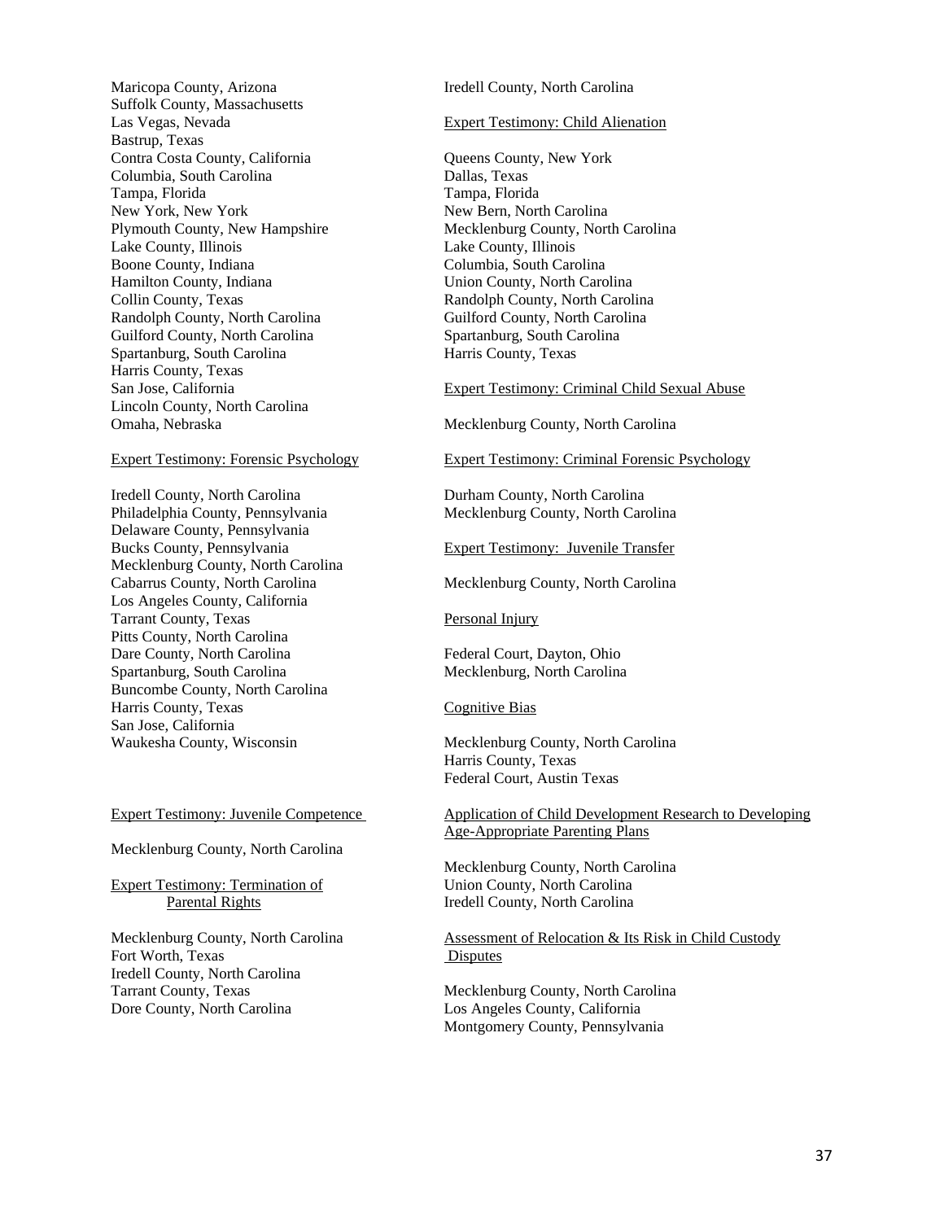Maricopa County, Arizona
Suffolk County, Massachusetts
Las Vegas, Nevada
Bastrup, Texas
Contra Costa County, California
Columbia, South Carolina
Tampa, Florida
New York, New York
Plymouth County, New Hampshire
Lake County, Illinois
Boone County, Indiana
Hamilton County, Indiana
Collin County, Texas
Randolph County, North Carolina
Guilford County, North Carolina
Spartanburg, South Carolina
Harris County, Texas
San Jose, California
Lincoln County, North Carolina
Omaha, Nebraska

<u>Expert Testimony: Forensic Psychology</u>

Iredell County, North Carolina
Philadelphia County, Pennsylvania
Delaware County, Pennsylvania
Bucks County, Pennsylvania
Mecklenburg County, North Carolina
Cabarrus County, North Carolina
Los Angeles County, California
Tarrant County, Texas
Pitts County, North Carolina
Dare County, North Carolina
Spartanburg, South Carolina
Buncombe County, North Carolina
Harris County, Texas
San Jose, California
Waukesha County, Wisconsin

<u>Expert Testimony: Juvenile Competence</u>

Mecklenburg County, North Carolina

<u>Expert Testimony: Termination of Parental Rights</u>

Mecklenburg County, North Carolina
Fort Worth, Texas
Iredell County, North Carolina
Tarrant County, Texas
Dore County, North Carolina

Iredell County, North Carolina

<u>Expert Testimony: Child Alienation</u>

Queens County, New York
Dallas, Texas
Tampa, Florida
New Bern, North Carolina
Mecklenburg County, North Carolina
Lake County, Illinois
Columbia, South Carolina
Union County, North Carolina
Randolph County, North Carolina
Guilford County, North Carolina
Spartanburg, South Carolina
Harris County, Texas

<u>Expert Testimony: Criminal Child Sexual Abuse</u>

Mecklenburg County, North Carolina

<u>Expert Testimony: Criminal Forensic Psychology</u>

Durham County, North Carolina
Mecklenburg County, North Carolina

<u>Expert Testimony: Juvenile Transfer</u>

Mecklenburg County, North Carolina

<u>Personal Injury</u>

Federal Court, Dayton, Ohio
Mecklenburg, North Carolina

<u>Cognitive Bias</u>

Mecklenburg County, North Carolina
Harris County, Texas
Federal Court, Austin Texas

<u>Application of Child Development Research to Developing Age-Appropriate Parenting Plans</u>

Mecklenburg County, North Carolina
Union County, North Carolina
Iredell County, North Carolina

<u>Assessment of Relocation & Its Risk in Child Custody Disputes</u>

Mecklenburg County, North Carolina
Los Angeles County, California
Montgomery County, Pennsylvania